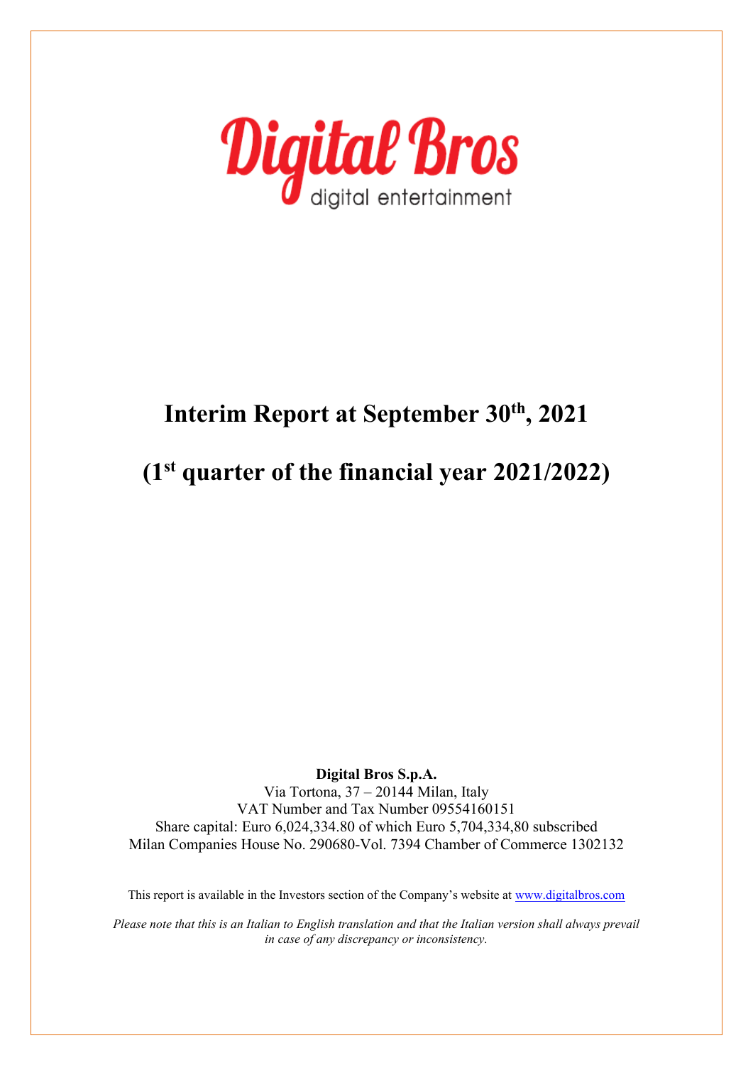Digital Bros

digital entertainment

# Interim Report at September 30th, 2021

# (1st quarter of the financial year 2021/2022)

**Digital Bros S.p.A.**

Via Tortona, 37 – 20144 Milan, Italy

VAT Number and Tax Number 09554160151

Share capital: Euro 6,024,334.80 of which Euro 5,704,334,80 subscribed

Milan Companies House No. 290680-Vol. 7394 Chamber of Commerce 1302132

This report is available in the Investors section of the Company's website at www.digitalbros.com

*Please note that this is an Italian to English translation and that the Italian version shall always prevail in case of any discrepancy or inconsistency.*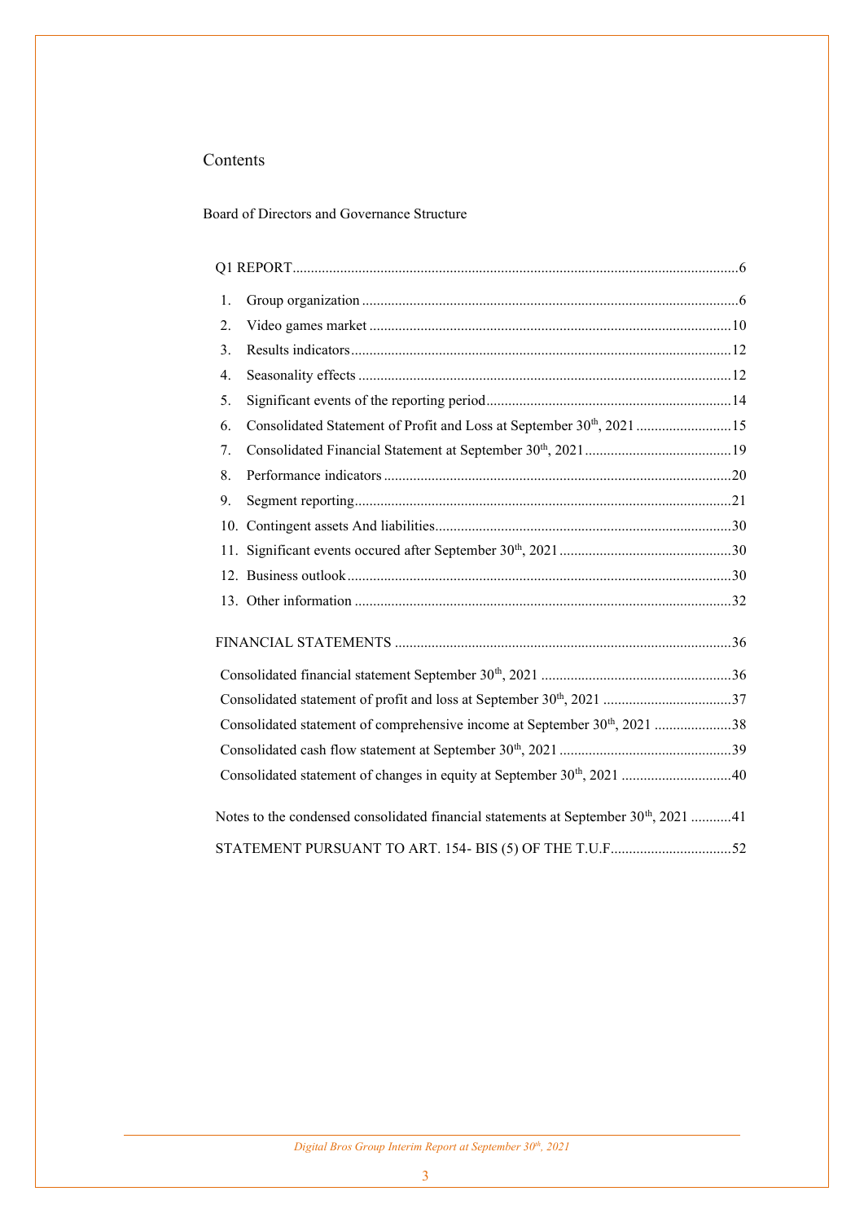# Contents

Board of Directors and Governance Structure

Q1 REPORT ........................................................................................................................6

1. Group organization ......................................................................................................6
2. Video games market ..................................................................................................10
3. Results indicators ......................................................................................................12
4. Seasonality effects .....................................................................................................12
5. Significant events of the reporting period ..................................................................14
6. Consolidated Statement of Profit and Loss at September 30th, 2021 ..........................15
7. Consolidated Financial Statement at September 30th, 2021 ........................................19
8. Performance indicators ..............................................................................................20
9. Segment reporting ......................................................................................................21
10. Contingent assets And liabilities ................................................................................30
11. Significant events occured after September 30th, 2021 ..............................................30
12. Business outlook ........................................................................................................30
13. Other information ......................................................................................................32

FINANCIAL STATEMENTS ...........................................................................................36

Consolidated financial statement September 30th, 2021 ....................................................36

Consolidated statement of profit and loss at September 30th, 2021 ...................................37

Consolidated statement of comprehensive income at September 30th, 2021 .....................38

Consolidated cash flow statement at September 30th, 2021 ...............................................39

Consolidated statement of changes in equity at September 30th, 2021 ..............................40

Notes to the condensed consolidated financial statements at September 30th, 2021 ...........41

STATEMENT PURSUANT TO ART. 154- BIS (5) OF THE T.U.F.................................52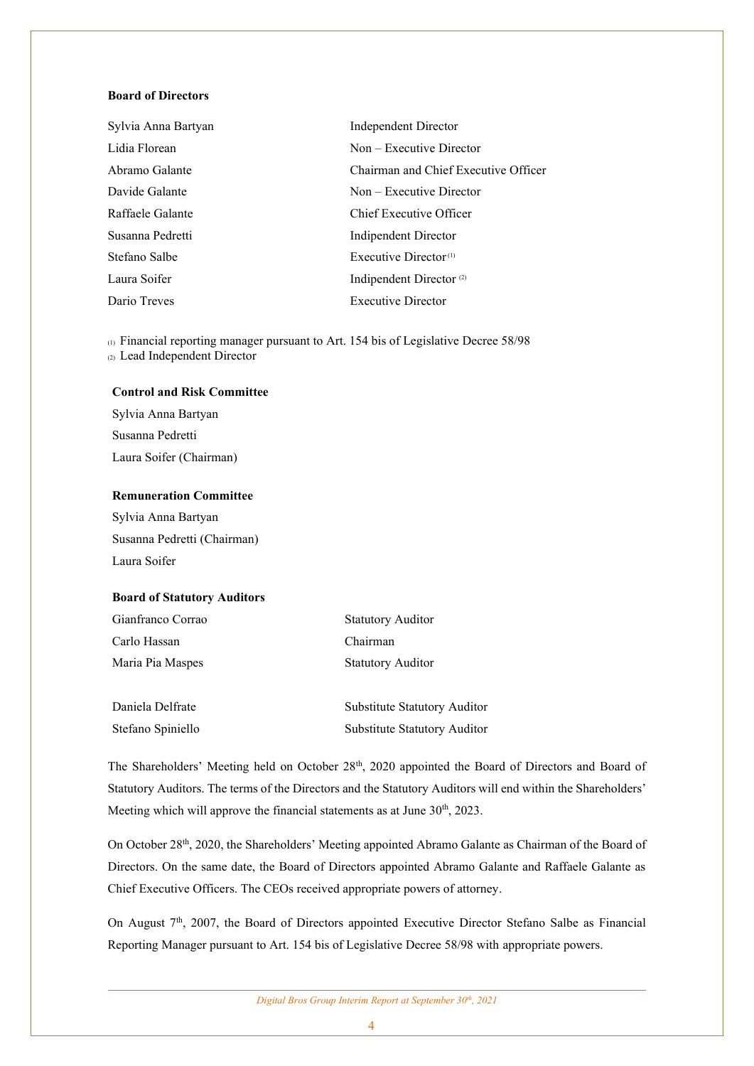**Board of Directors**

| | |
|---|---|
| Sylvia Anna Bartyan | Independent Director |
| Lidia Florean | Non – Executive Director |
| Abramo Galante | Chairman and Chief Executive Officer |
| Davide Galante | Non – Executive Director |
| Raffaele Galante | Chief Executive Officer |
| Susanna Pedretti | Indipendent Director |
| Stefano Salbe | Executive Director (1) |
| Laura Soifer | Indipendent Director (2) |
| Dario Treves | Executive Director |

(1) Financial reporting manager pursuant to Art. 154 bis of Legislative Decree 58/98
(2) Lead Independent Director

**Control and Risk Committee**

Sylvia Anna Bartyan
Susanna Pedretti
Laura Soifer (Chairman)

**Remuneration Committee**

Sylvia Anna Bartyan
Susanna Pedretti (Chairman)
Laura Soifer

**Board of Statutory Auditors**

| | |
|---|---|
| Gianfranco Corrao | Statutory Auditor |
| Carlo Hassan | Chairman |
| Maria Pia Maspes | Statutory Auditor |
| | |
| Daniela Delfrate | Substitute Statutory Auditor |
| Stefano Spiniello | Substitute Statutory Auditor |

The Shareholders' Meeting held on October 28th, 2020 appointed the Board of Directors and Board of Statutory Auditors. The terms of the Directors and the Statutory Auditors will end within the Shareholders' Meeting which will approve the financial statements as at June 30th, 2023.

On October 28th, 2020, the Shareholders' Meeting appointed Abramo Galante as Chairman of the Board of Directors. On the same date, the Board of Directors appointed Abramo Galante and Raffaele Galante as Chief Executive Officers. The CEOs received appropriate powers of attorney.

On August 7th, 2007, the Board of Directors appointed Executive Director Stefano Salbe as Financial Reporting Manager pursuant to Art. 154 bis of Legislative Decree 58/98 with appropriate powers.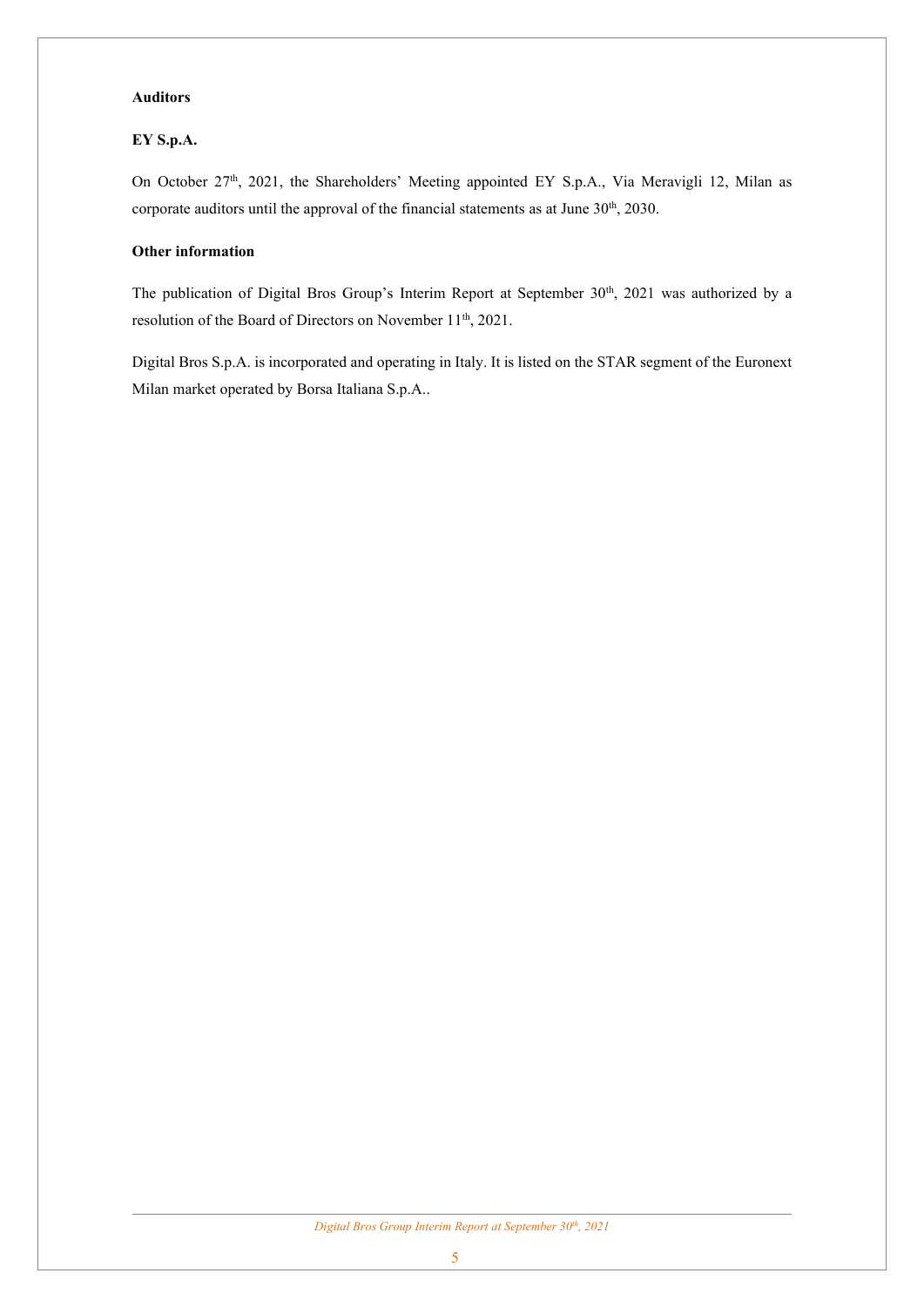**Auditors**

**EY S.p.A.**

On October 27th, 2021, the Shareholders' Meeting appointed EY S.p.A., Via Meravigli 12, Milan as corporate auditors until the approval of the financial statements as at June 30th, 2030.

**Other information**

The publication of Digital Bros Group's Interim Report at September 30th, 2021 was authorized by a resolution of the Board of Directors on November 11th, 2021.

Digital Bros S.p.A. is incorporated and operating in Italy. It is listed on the STAR segment of the Euronext Milan market operated by Borsa Italiana S.p.A..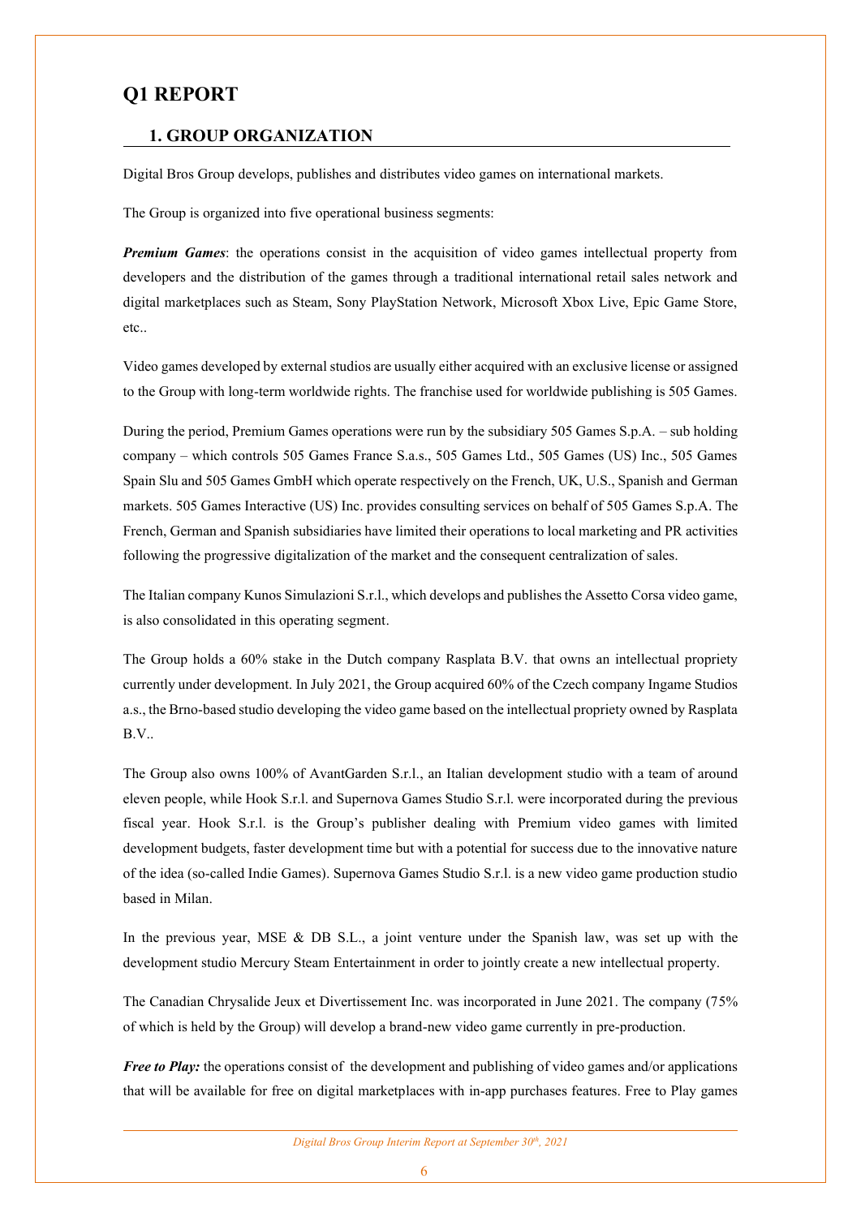# Q1 REPORT

## 1. GROUP ORGANIZATION

Digital Bros Group develops, publishes and distributes video games on international markets.

The Group is organized into five operational business segments:

***Premium Games***: the operations consist in the acquisition of video games intellectual property from developers and the distribution of the games through a traditional international retail sales network and digital marketplaces such as Steam, Sony PlayStation Network, Microsoft Xbox Live, Epic Game Store, etc..

Video games developed by external studios are usually either acquired with an exclusive license or assigned to the Group with long-term worldwide rights. The franchise used for worldwide publishing is 505 Games.

During the period, Premium Games operations were run by the subsidiary 505 Games S.p.A. – sub holding company – which controls 505 Games France S.a.s., 505 Games Ltd., 505 Games (US) Inc., 505 Games Spain Slu and 505 Games GmbH which operate respectively on the French, UK, U.S., Spanish and German markets. 505 Games Interactive (US) Inc. provides consulting services on behalf of 505 Games S.p.A. The French, German and Spanish subsidiaries have limited their operations to local marketing and PR activities following the progressive digitalization of the market and the consequent centralization of sales.

The Italian company Kunos Simulazioni S.r.l., which develops and publishes the Assetto Corsa video game, is also consolidated in this operating segment.

The Group holds a 60% stake in the Dutch company Rasplata B.V. that owns an intellectual propriety currently under development. In July 2021, the Group acquired 60% of the Czech company Ingame Studios a.s., the Brno-based studio developing the video game based on the intellectual propriety owned by Rasplata B.V..

The Group also owns 100% of AvantGarden S.r.l., an Italian development studio with a team of around eleven people, while Hook S.r.l. and Supernova Games Studio S.r.l. were incorporated during the previous fiscal year. Hook S.r.l. is the Group's publisher dealing with Premium video games with limited development budgets, faster development time but with a potential for success due to the innovative nature of the idea (so-called Indie Games). Supernova Games Studio S.r.l. is a new video game production studio based in Milan.

In the previous year, MSE & DB S.L., a joint venture under the Spanish law, was set up with the development studio Mercury Steam Entertainment in order to jointly create a new intellectual property.

The Canadian Chrysalide Jeux et Divertissement Inc. was incorporated in June 2021. The company (75% of which is held by the Group) will develop a brand-new video game currently in pre-production.

***Free to Play:*** the operations consist of the development and publishing of video games and/or applications that will be available for free on digital marketplaces with in-app purchases features. Free to Play games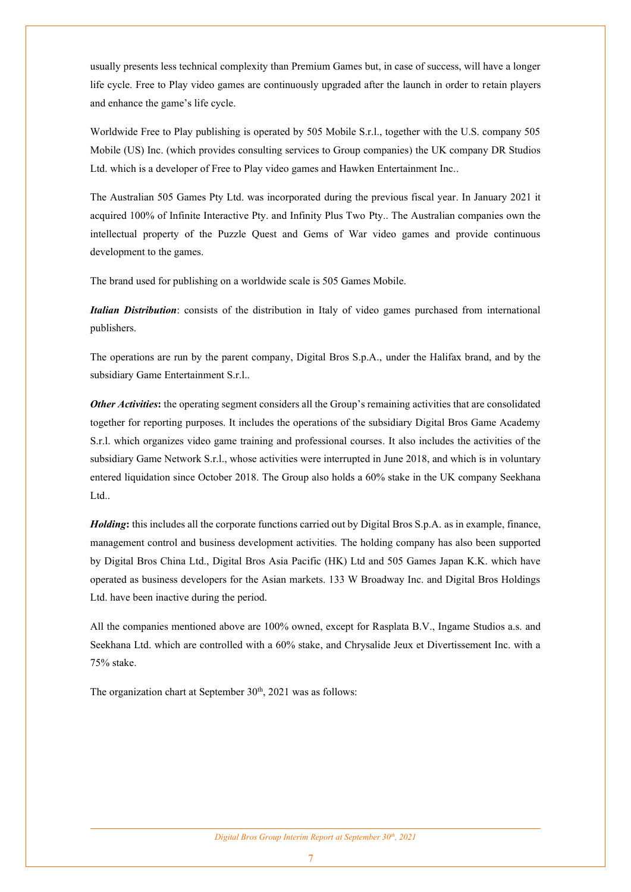usually presents less technical complexity than Premium Games but, in case of success, will have a longer life cycle. Free to Play video games are continuously upgraded after the launch in order to retain players and enhance the game's life cycle.

Worldwide Free to Play publishing is operated by 505 Mobile S.r.l., together with the U.S. company 505 Mobile (US) Inc. (which provides consulting services to Group companies) the UK company DR Studios Ltd. which is a developer of Free to Play video games and Hawken Entertainment Inc..

The Australian 505 Games Pty Ltd. was incorporated during the previous fiscal year. In January 2021 it acquired 100% of Infinite Interactive Pty. and Infinity Plus Two Pty.. The Australian companies own the intellectual property of the Puzzle Quest and Gems of War video games and provide continuous development to the games.

The brand used for publishing on a worldwide scale is 505 Games Mobile.

***Italian Distribution***: consists of the distribution in Italy of video games purchased from international publishers.

The operations are run by the parent company, Digital Bros S.p.A., under the Halifax brand, and by the subsidiary Game Entertainment S.r.l..

***Other Activities*****:** the operating segment considers all the Group's remaining activities that are consolidated together for reporting purposes. It includes the operations of the subsidiary Digital Bros Game Academy S.r.l. which organizes video game training and professional courses. It also includes the activities of the subsidiary Game Network S.r.l., whose activities were interrupted in June 2018, and which is in voluntary entered liquidation since October 2018. The Group also holds a 60% stake in the UK company Seekhana Ltd..

***Holding*****:** this includes all the corporate functions carried out by Digital Bros S.p.A. as in example, finance, management control and business development activities. The holding company has also been supported by Digital Bros China Ltd., Digital Bros Asia Pacific (HK) Ltd and 505 Games Japan K.K. which have operated as business developers for the Asian markets. 133 W Broadway Inc. and Digital Bros Holdings Ltd. have been inactive during the period.

All the companies mentioned above are 100% owned, except for Rasplata B.V., Ingame Studios a.s. and Seekhana Ltd. which are controlled with a 60% stake, and Chrysalide Jeux et Divertissement Inc. with a 75% stake.

The organization chart at September 30th, 2021 was as follows: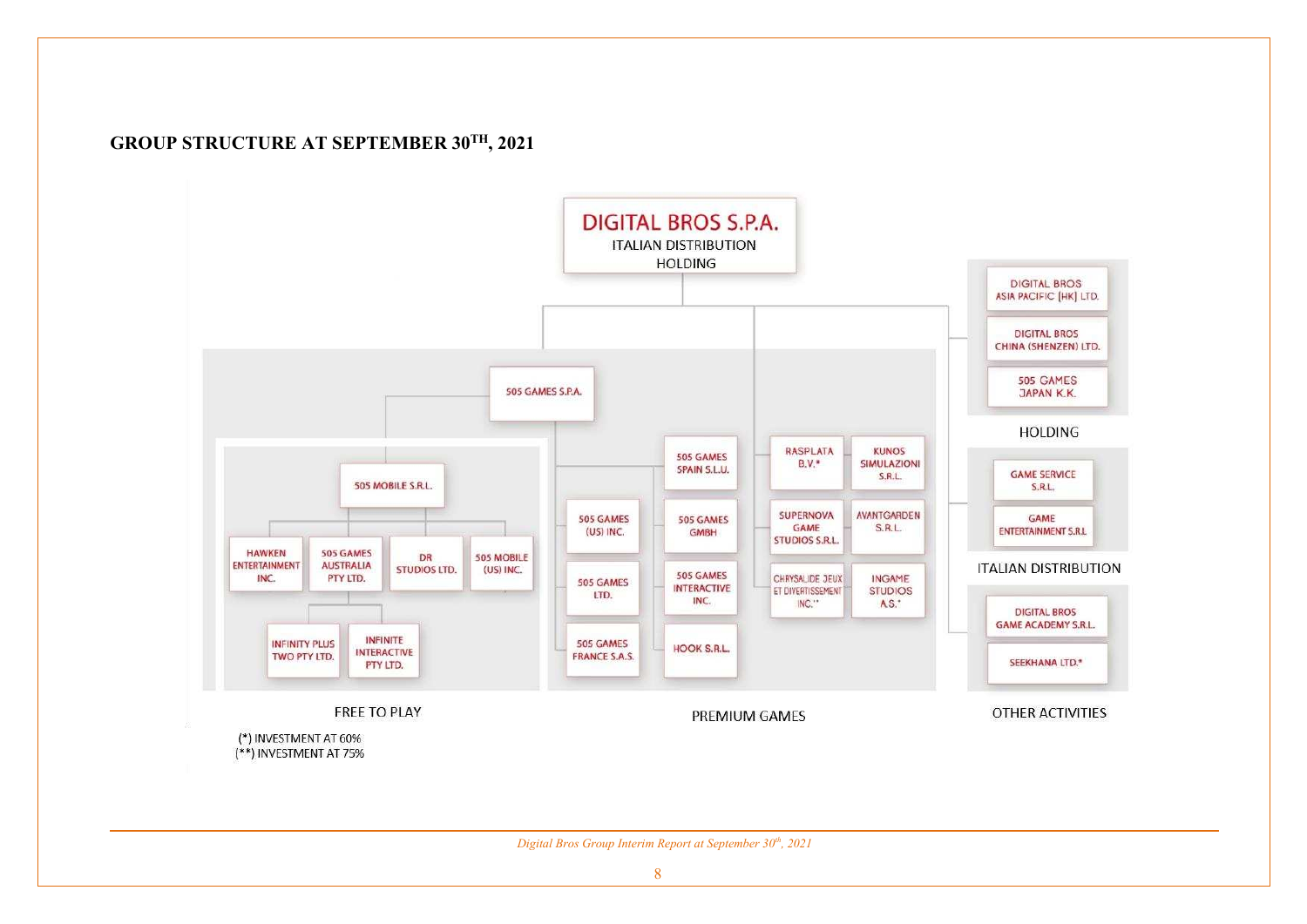## GROUP STRUCTURE AT SEPTEMBER 30TH, 2021

**DIGITAL BROS S.P.A.**
ITALIAN DISTRIBUTION
HOLDING

**FREE TO PLAY**

- 505 MOBILE S.R.L.
  - HAWKEN ENTERTAINMENT INC.
  - 505 GAMES AUSTRALIA PTY LTD.
    - INFINITY PLUS TWO PTY LTD.
    - INFINITE INTERACTIVE PTY LTD.
  - DR STUDIOS LTD.
  - 505 MOBILE (US) INC.

**PREMIUM GAMES**

- 505 GAMES S.P.A.
  - 505 GAMES (US) INC.
  - 505 GAMES LTD.
  - 505 GAMES FRANCE S.A.S.
  - 505 GAMES SPAIN S.L.U.
  - 505 GAMES GMBH
  - 505 GAMES INTERACTIVE INC.
  - HOOK S.R.L.
- RASPLATA B.V.*
- KUNOS SIMULAZIONI S.R.L.
- SUPERNOVA GAME STUDIOS S.R.L.
- AVANTGARDEN S.R.L.
- CHRYSALIDE JEUX ET DIVERTISSEMENT INC.**
- INGAME STUDIOS A.S.*

**HOLDING**

- DIGITAL BROS ASIA PACIFIC (HK) LTD.
- DIGITAL BROS CHINA (SHENZEN) LTD.
- 505 GAMES JAPAN K.K.

**ITALIAN DISTRIBUTION**

- GAME SERVICE S.R.L.
- GAME ENTERTAINMENT S.R.L

**OTHER ACTIVITIES**

- DIGITAL BROS GAME ACADEMY S.R.L.
- SEEKHANA LTD.*

(*) INVESTMENT AT 60%
(**) INVESTMENT AT 75%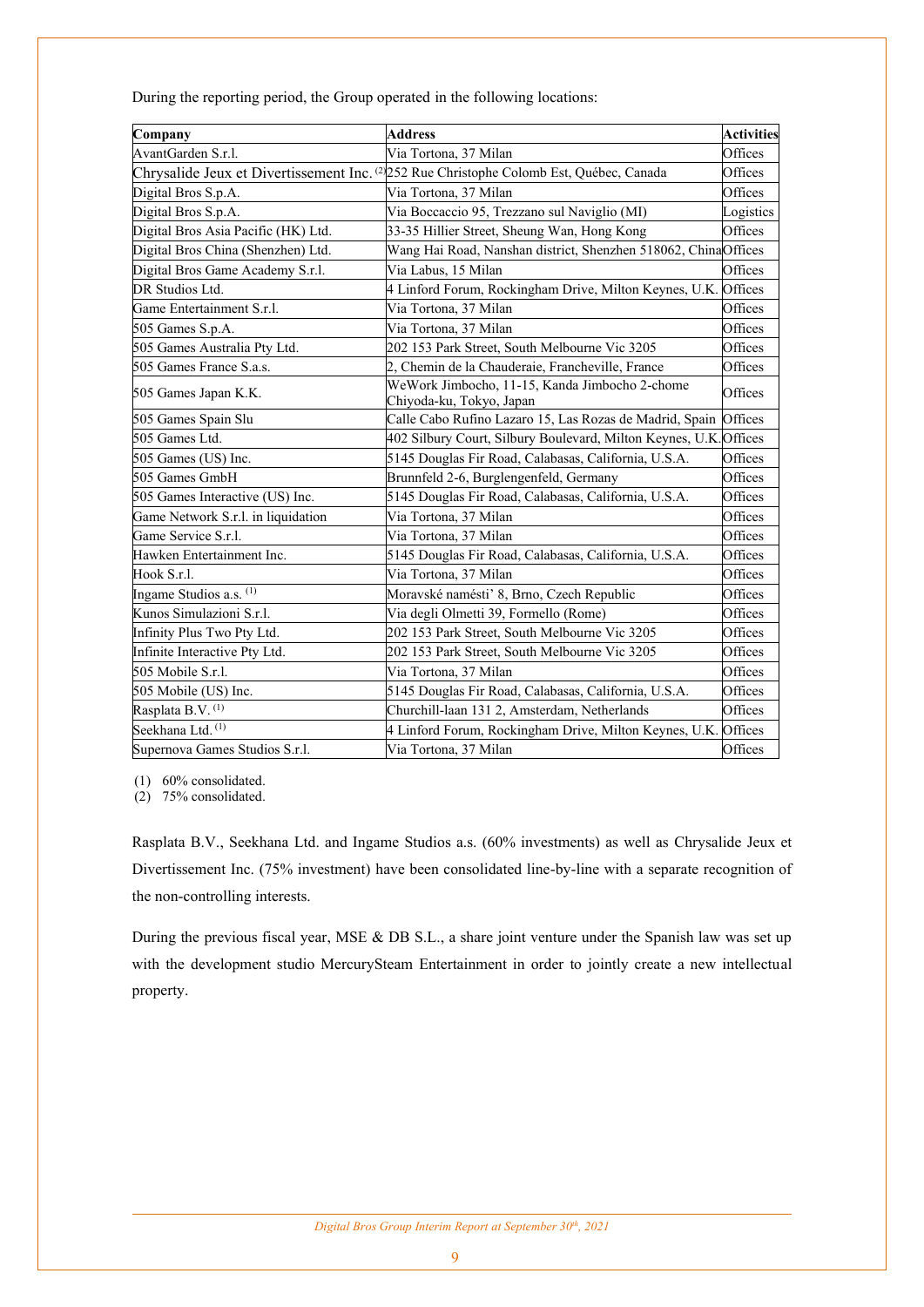During the reporting period, the Group operated in the following locations:

| Company | Address | Activities |
| --- | --- | --- |
| AvantGarden S.r.l. | Via Tortona, 37 Milan | Offices |
| Chrysalide Jeux et Divertissement Inc. (2) | 252 Rue Christophe Colomb Est, Québec, Canada | Offices |
| Digital Bros S.p.A. | Via Tortona, 37 Milan | Offices |
| Digital Bros S.p.A. | Via Boccaccio 95, Trezzano sul Naviglio (MI) | Logistics |
| Digital Bros Asia Pacific (HK) Ltd. | 33-35 Hillier Street, Sheung Wan, Hong Kong | Offices |
| Digital Bros China (Shenzhen) Ltd. | Wang Hai Road, Nanshan district, Shenzhen 518062, China | Offices |
| Digital Bros Game Academy S.r.l. | Via Labus, 15 Milan | Offices |
| DR Studios Ltd. | 4 Linford Forum, Rockingham Drive, Milton Keynes, U.K. | Offices |
| Game Entertainment S.r.l. | Via Tortona, 37 Milan | Offices |
| 505 Games S.p.A. | Via Tortona, 37 Milan | Offices |
| 505 Games Australia Pty Ltd. | 202 153 Park Street, South Melbourne Vic 3205 | Offices |
| 505 Games France S.a.s. | 2, Chemin de la Chauderaie, Francheville, France | Offices |
| 505 Games Japan K.K. | WeWork Jimbocho, 11-15, Kanda Jimbocho 2-chome Chiyoda-ku, Tokyo, Japan | Offices |
| 505 Games Spain Slu | Calle Cabo Rufino Lazaro 15, Las Rozas de Madrid, Spain | Offices |
| 505 Games Ltd. | 402 Silbury Court, Silbury Boulevard, Milton Keynes, U.K. | Offices |
| 505 Games (US) Inc. | 5145 Douglas Fir Road, Calabasas, California, U.S.A. | Offices |
| 505 Games GmbH | Brunnfeld 2-6, Burglengenfeld, Germany | Offices |
| 505 Games Interactive (US) Inc. | 5145 Douglas Fir Road, Calabasas, California, U.S.A. | Offices |
| Game Network S.r.l. in liquidation | Via Tortona, 37 Milan | Offices |
| Game Service S.r.l. | Via Tortona, 37 Milan | Offices |
| Hawken Entertainment Inc. | 5145 Douglas Fir Road, Calabasas, California, U.S.A. | Offices |
| Hook S.r.l. | Via Tortona, 37 Milan | Offices |
| Ingame Studios a.s. (1) | Moravské namésti' 8, Brno, Czech Republic | Offices |
| Kunos Simulazioni S.r.l. | Via degli Olmetti 39, Formello (Rome) | Offices |
| Infinity Plus Two Pty Ltd. | 202 153 Park Street, South Melbourne Vic 3205 | Offices |
| Infinite Interactive Pty Ltd. | 202 153 Park Street, South Melbourne Vic 3205 | Offices |
| 505 Mobile S.r.l. | Via Tortona, 37 Milan | Offices |
| 505 Mobile (US) Inc. | 5145 Douglas Fir Road, Calabasas, California, U.S.A. | Offices |
| Rasplata B.V. (1) | Churchill-laan 131 2, Amsterdam, Netherlands | Offices |
| Seekhana Ltd. (1) | 4 Linford Forum, Rockingham Drive, Milton Keynes, U.K. | Offices |
| Supernova Games Studios S.r.l. | Via Tortona, 37 Milan | Offices |

(1) 60% consolidated.
(2) 75% consolidated.

Rasplata B.V., Seekhana Ltd. and Ingame Studios a.s. (60% investments) as well as Chrysalide Jeux et Divertissement Inc. (75% investment) have been consolidated line-by-line with a separate recognition of the non-controlling interests.

During the previous fiscal year, MSE & DB S.L., a share joint venture under the Spanish law was set up with the development studio MercurySteam Entertainment in order to jointly create a new intellectual property.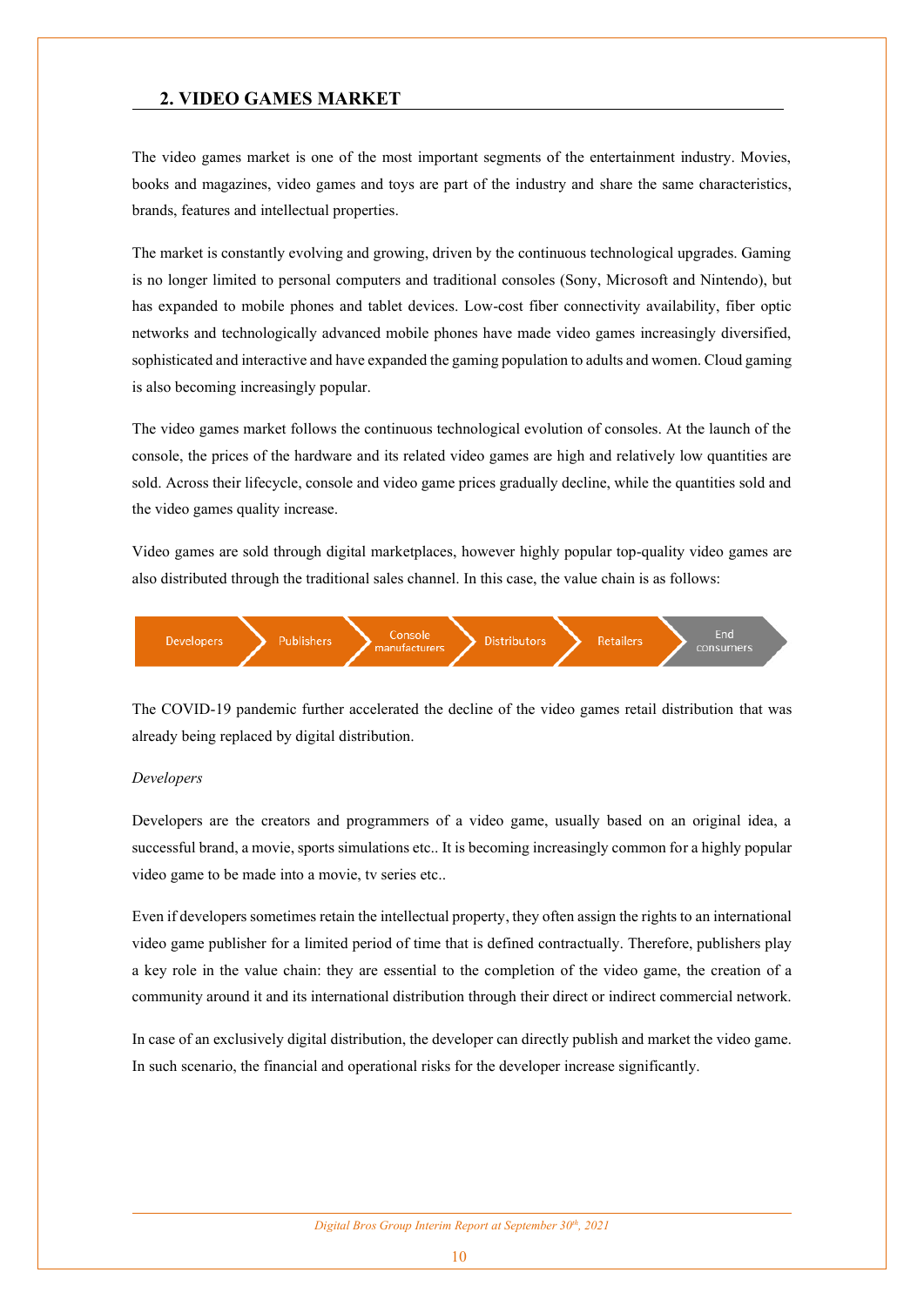## 2. VIDEO GAMES MARKET

The video games market is one of the most important segments of the entertainment industry. Movies, books and magazines, video games and toys are part of the industry and share the same characteristics, brands, features and intellectual properties.

The market is constantly evolving and growing, driven by the continuous technological upgrades. Gaming is no longer limited to personal computers and traditional consoles (Sony, Microsoft and Nintendo), but has expanded to mobile phones and tablet devices. Low-cost fiber connectivity availability, fiber optic networks and technologically advanced mobile phones have made video games increasingly diversified, sophisticated and interactive and have expanded the gaming population to adults and women. Cloud gaming is also becoming increasingly popular.

The video games market follows the continuous technological evolution of consoles. At the launch of the console, the prices of the hardware and its related video games are high and relatively low quantities are sold. Across their lifecycle, console and video game prices gradually decline, while the quantities sold and the video games quality increase.

Video games are sold through digital marketplaces, however highly popular top-quality video games are also distributed through the traditional sales channel. In this case, the value chain is as follows:

Developers → Publishers → Console manufacturers → Distributors → Retailers → End consumers

The COVID-19 pandemic further accelerated the decline of the video games retail distribution that was already being replaced by digital distribution.

*Developers*

Developers are the creators and programmers of a video game, usually based on an original idea, a successful brand, a movie, sports simulations etc.. It is becoming increasingly common for a highly popular video game to be made into a movie, tv series etc..

Even if developers sometimes retain the intellectual property, they often assign the rights to an international video game publisher for a limited period of time that is defined contractually. Therefore, publishers play a key role in the value chain: they are essential to the completion of the video game, the creation of a community around it and its international distribution through their direct or indirect commercial network.

In case of an exclusively digital distribution, the developer can directly publish and market the video game. In such scenario, the financial and operational risks for the developer increase significantly.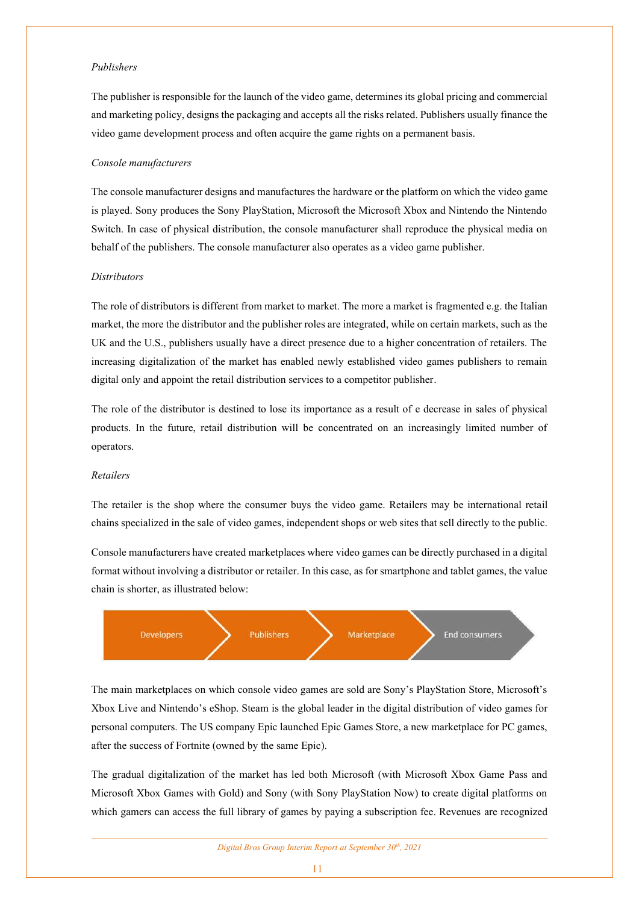*Publishers*

The publisher is responsible for the launch of the video game, determines its global pricing and commercial and marketing policy, designs the packaging and accepts all the risks related. Publishers usually finance the video game development process and often acquire the game rights on a permanent basis.

*Console manufacturers*

The console manufacturer designs and manufactures the hardware or the platform on which the video game is played. Sony produces the Sony PlayStation, Microsoft the Microsoft Xbox and Nintendo the Nintendo Switch. In case of physical distribution, the console manufacturer shall reproduce the physical media on behalf of the publishers. The console manufacturer also operates as a video game publisher.

*Distributors*

The role of distributors is different from market to market. The more a market is fragmented e.g. the Italian market, the more the distributor and the publisher roles are integrated, while on certain markets, such as the UK and the U.S., publishers usually have a direct presence due to a higher concentration of retailers. The increasing digitalization of the market has enabled newly established video games publishers to remain digital only and appoint the retail distribution services to a competitor publisher.

The role of the distributor is destined to lose its importance as a result of e decrease in sales of physical products. In the future, retail distribution will be concentrated on an increasingly limited number of operators.

*Retailers*

The retailer is the shop where the consumer buys the video game. Retailers may be international retail chains specialized in the sale of video games, independent shops or web sites that sell directly to the public.

Console manufacturers have created marketplaces where video games can be directly purchased in a digital format without involving a distributor or retailer. In this case, as for smartphone and tablet games, the value chain is shorter, as illustrated below:

Developers → Publishers → Marketplace → End consumers

The main marketplaces on which console video games are sold are Sony's PlayStation Store, Microsoft's Xbox Live and Nintendo's eShop. Steam is the global leader in the digital distribution of video games for personal computers. The US company Epic launched Epic Games Store, a new marketplace for PC games, after the success of Fortnite (owned by the same Epic).

The gradual digitalization of the market has led both Microsoft (with Microsoft Xbox Game Pass and Microsoft Xbox Games with Gold) and Sony (with Sony PlayStation Now) to create digital platforms on which gamers can access the full library of games by paying a subscription fee. Revenues are recognized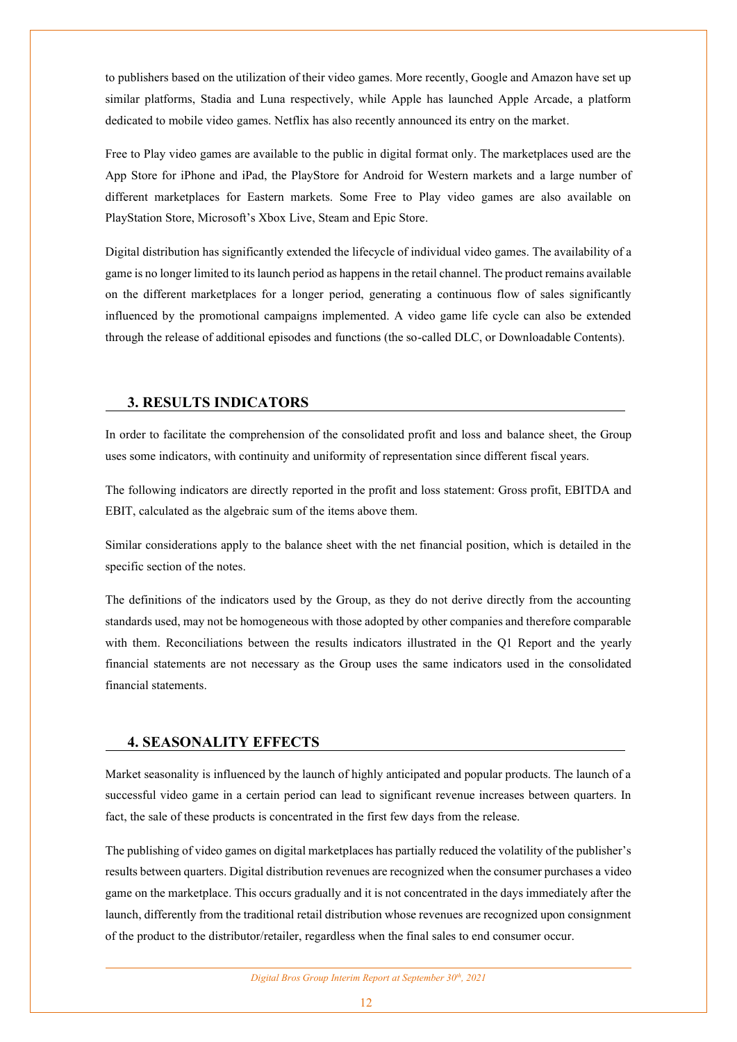to publishers based on the utilization of their video games. More recently, Google and Amazon have set up similar platforms, Stadia and Luna respectively, while Apple has launched Apple Arcade, a platform dedicated to mobile video games. Netflix has also recently announced its entry on the market.

Free to Play video games are available to the public in digital format only. The marketplaces used are the App Store for iPhone and iPad, the PlayStore for Android for Western markets and a large number of different marketplaces for Eastern markets. Some Free to Play video games are also available on PlayStation Store, Microsoft's Xbox Live, Steam and Epic Store.

Digital distribution has significantly extended the lifecycle of individual video games. The availability of a game is no longer limited to its launch period as happens in the retail channel. The product remains available on the different marketplaces for a longer period, generating a continuous flow of sales significantly influenced by the promotional campaigns implemented. A video game life cycle can also be extended through the release of additional episodes and functions (the so-called DLC, or Downloadable Contents).

## 3. RESULTS INDICATORS

In order to facilitate the comprehension of the consolidated profit and loss and balance sheet, the Group uses some indicators, with continuity and uniformity of representation since different fiscal years.

The following indicators are directly reported in the profit and loss statement: Gross profit, EBITDA and EBIT, calculated as the algebraic sum of the items above them.

Similar considerations apply to the balance sheet with the net financial position, which is detailed in the specific section of the notes.

The definitions of the indicators used by the Group, as they do not derive directly from the accounting standards used, may not be homogeneous with those adopted by other companies and therefore comparable with them. Reconciliations between the results indicators illustrated in the Q1 Report and the yearly financial statements are not necessary as the Group uses the same indicators used in the consolidated financial statements.

## 4. SEASONALITY EFFECTS

Market seasonality is influenced by the launch of highly anticipated and popular products. The launch of a successful video game in a certain period can lead to significant revenue increases between quarters. In fact, the sale of these products is concentrated in the first few days from the release.

The publishing of video games on digital marketplaces has partially reduced the volatility of the publisher's results between quarters. Digital distribution revenues are recognized when the consumer purchases a video game on the marketplace. This occurs gradually and it is not concentrated in the days immediately after the launch, differently from the traditional retail distribution whose revenues are recognized upon consignment of the product to the distributor/retailer, regardless when the final sales to end consumer occur.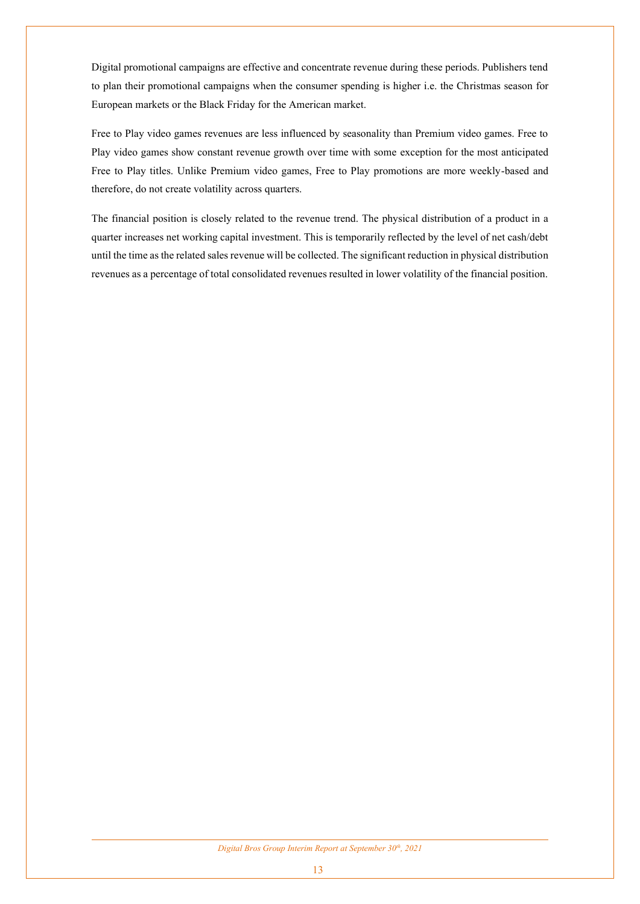Digital promotional campaigns are effective and concentrate revenue during these periods. Publishers tend to plan their promotional campaigns when the consumer spending is higher i.e. the Christmas season for European markets or the Black Friday for the American market.

Free to Play video games revenues are less influenced by seasonality than Premium video games. Free to Play video games show constant revenue growth over time with some exception for the most anticipated Free to Play titles. Unlike Premium video games, Free to Play promotions are more weekly-based and therefore, do not create volatility across quarters.

The financial position is closely related to the revenue trend. The physical distribution of a product in a quarter increases net working capital investment. This is temporarily reflected by the level of net cash/debt until the time as the related sales revenue will be collected. The significant reduction in physical distribution revenues as a percentage of total consolidated revenues resulted in lower volatility of the financial position.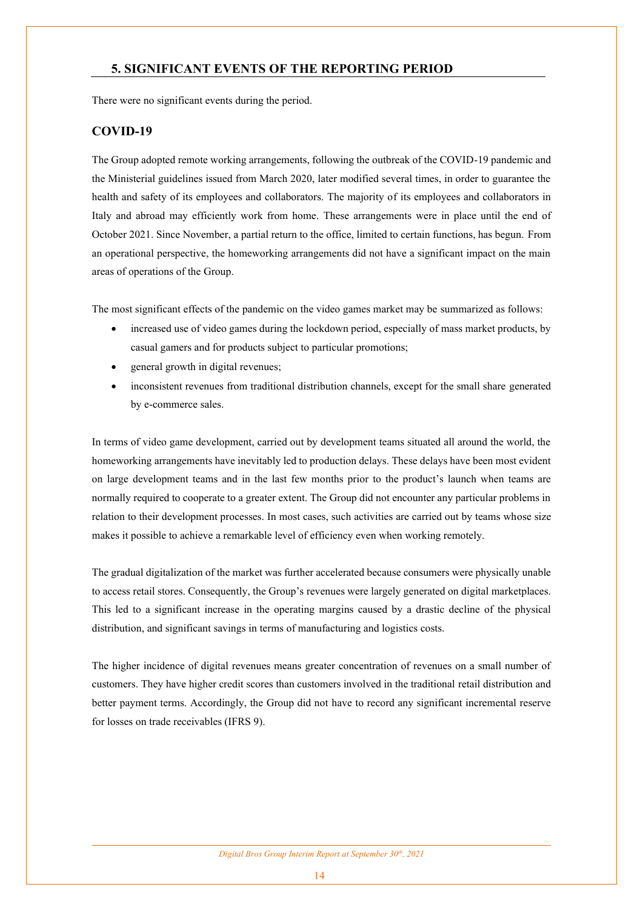## 5. SIGNIFICANT EVENTS OF THE REPORTING PERIOD

There were no significant events during the period.

### COVID-19

The Group adopted remote working arrangements, following the outbreak of the COVID-19 pandemic and the Ministerial guidelines issued from March 2020, later modified several times, in order to guarantee the health and safety of its employees and collaborators. The majority of its employees and collaborators in Italy and abroad may efficiently work from home. These arrangements were in place until the end of October 2021. Since November, a partial return to the office, limited to certain functions, has begun. From an operational perspective, the homeworking arrangements did not have a significant impact on the main areas of operations of the Group.

The most significant effects of the pandemic on the video games market may be summarized as follows:

- increased use of video games during the lockdown period, especially of mass market products, by casual gamers and for products subject to particular promotions;
- general growth in digital revenues;
- inconsistent revenues from traditional distribution channels, except for the small share generated by e-commerce sales.

In terms of video game development, carried out by development teams situated all around the world, the homeworking arrangements have inevitably led to production delays. These delays have been most evident on large development teams and in the last few months prior to the product's launch when teams are normally required to cooperate to a greater extent. The Group did not encounter any particular problems in relation to their development processes. In most cases, such activities are carried out by teams whose size makes it possible to achieve a remarkable level of efficiency even when working remotely.

The gradual digitalization of the market was further accelerated because consumers were physically unable to access retail stores. Consequently, the Group's revenues were largely generated on digital marketplaces. This led to a significant increase in the operating margins caused by a drastic decline of the physical distribution, and significant savings in terms of manufacturing and logistics costs.

The higher incidence of digital revenues means greater concentration of revenues on a small number of customers. They have higher credit scores than customers involved in the traditional retail distribution and better payment terms. Accordingly, the Group did not have to record any significant incremental reserve for losses on trade receivables (IFRS 9).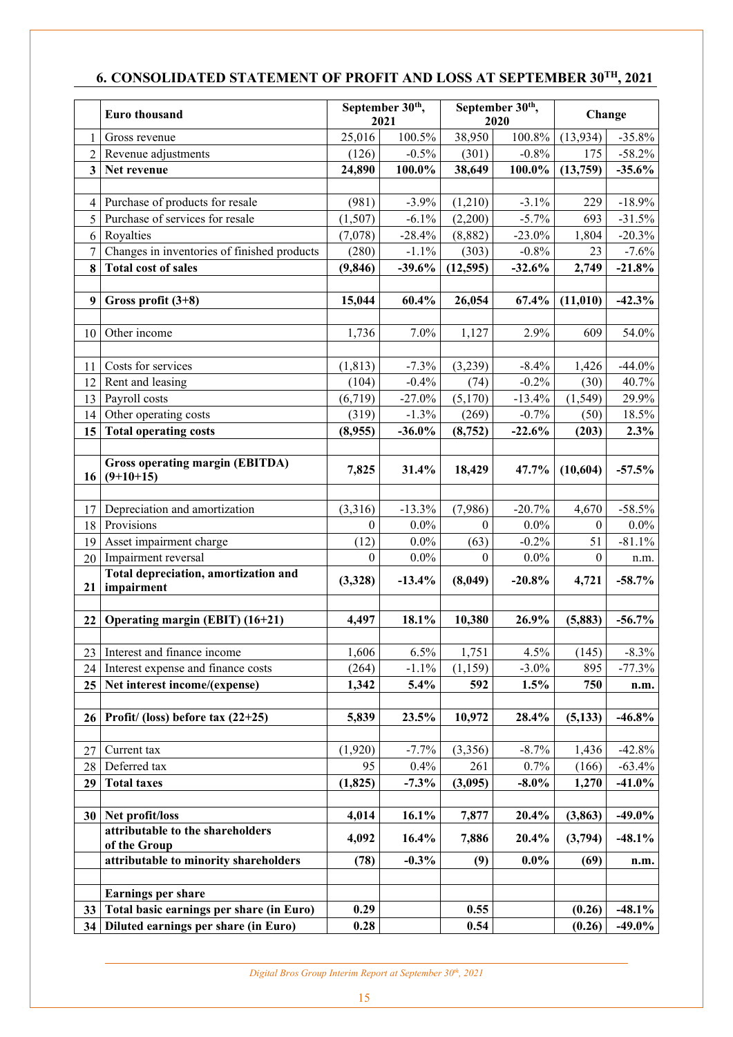## 6. CONSOLIDATED STATEMENT OF PROFIT AND LOSS AT SEPTEMBER 30TH, 2021

| | Euro thousand | September 30th, 2021 | | September 30th, 2020 | | Change | |
|---|---|---|---|---|---|---|---|
| 1 | Gross revenue | 25,016 | 100.5% | 38,950 | 100.8% | (13,934) | -35.8% |
| 2 | Revenue adjustments | (126) | -0.5% | (301) | -0.8% | 175 | -58.2% |
| **3** | **Net revenue** | **24,890** | **100.0%** | **38,649** | **100.0%** | **(13,759)** | **-35.6%** |
| | | | | | | | |
| 4 | Purchase of products for resale | (981) | -3.9% | (1,210) | -3.1% | 229 | -18.9% |
| 5 | Purchase of services for resale | (1,507) | -6.1% | (2,200) | -5.7% | 693 | -31.5% |
| 6 | Royalties | (7,078) | -28.4% | (8,882) | -23.0% | 1,804 | -20.3% |
| 7 | Changes in inventories of finished products | (280) | -1.1% | (303) | -0.8% | 23 | -7.6% |
| **8** | **Total cost of sales** | **(9,846)** | **-39.6%** | **(12,595)** | **-32.6%** | **2,749** | **-21.8%** |
| | | | | | | | |
| **9** | **Gross profit (3+8)** | **15,044** | **60.4%** | **26,054** | **67.4%** | **(11,010)** | **-42.3%** |
| | | | | | | | |
| 10 | Other income | 1,736 | 7.0% | 1,127 | 2.9% | 609 | 54.0% |
| | | | | | | | |
| 11 | Costs for services | (1,813) | -7.3% | (3,239) | -8.4% | 1,426 | -44.0% |
| 12 | Rent and leasing | (104) | -0.4% | (74) | -0.2% | (30) | 40.7% |
| 13 | Payroll costs | (6,719) | -27.0% | (5,170) | -13.4% | (1,549) | 29.9% |
| 14 | Other operating costs | (319) | -1.3% | (269) | -0.7% | (50) | 18.5% |
| **15** | **Total operating costs** | **(8,955)** | **-36.0%** | **(8,752)** | **-22.6%** | **(203)** | **2.3%** |
| | | | | | | | |
| **16** | **Gross operating margin (EBITDA) (9+10+15)** | **7,825** | **31.4%** | **18,429** | **47.7%** | **(10,604)** | **-57.5%** |
| | | | | | | | |
| 17 | Depreciation and amortization | (3,316) | -13.3% | (7,986) | -20.7% | 4,670 | -58.5% |
| 18 | Provisions | 0 | 0.0% | 0 | 0.0% | 0 | 0.0% |
| 19 | Asset impairment charge | (12) | 0.0% | (63) | -0.2% | 51 | -81.1% |
| 20 | Impairment reversal | 0 | 0.0% | 0 | 0.0% | 0 | n.m. |
| **21** | **Total depreciation, amortization and impairment** | **(3,328)** | **-13.4%** | **(8,049)** | **-20.8%** | **4,721** | **-58.7%** |
| | | | | | | | |
| **22** | **Operating margin (EBIT) (16+21)** | **4,497** | **18.1%** | **10,380** | **26.9%** | **(5,883)** | **-56.7%** |
| | | | | | | | |
| 23 | Interest and finance income | 1,606 | 6.5% | 1,751 | 4.5% | (145) | -8.3% |
| 24 | Interest expense and finance costs | (264) | -1.1% | (1,159) | -3.0% | 895 | -77.3% |
| **25** | **Net interest income/(expense)** | **1,342** | **5.4%** | **592** | **1.5%** | **750** | **n.m.** |
| | | | | | | | |
| **26** | **Profit/ (loss) before tax (22+25)** | **5,839** | **23.5%** | **10,972** | **28.4%** | **(5,133)** | **-46.8%** |
| | | | | | | | |
| 27 | Current tax | (1,920) | -7.7% | (3,356) | -8.7% | 1,436 | -42.8% |
| 28 | Deferred tax | 95 | 0.4% | 261 | 0.7% | (166) | -63.4% |
| **29** | **Total taxes** | **(1,825)** | **-7.3%** | **(3,095)** | **-8.0%** | **1,270** | **-41.0%** |
| | | | | | | | |
| **30** | **Net profit/loss** | **4,014** | **16.1%** | **7,877** | **20.4%** | **(3,863)** | **-49.0%** |
| | **attributable to the shareholders of the Group** | **4,092** | **16.4%** | **7,886** | **20.4%** | **(3,794)** | **-48.1%** |
| | **attributable to minority shareholders** | **(78)** | **-0.3%** | **(9)** | **0.0%** | **(69)** | **n.m.** |
| | | | | | | | |
| | **Earnings per share** | | | | | | |
| **33** | **Total basic earnings per share (in Euro)** | **0.29** | | **0.55** | | **(0.26)** | **-48.1%** |
| **34** | **Diluted earnings per share (in Euro)** | **0.28** | | **0.54** | | **(0.26)** | **-49.0%** |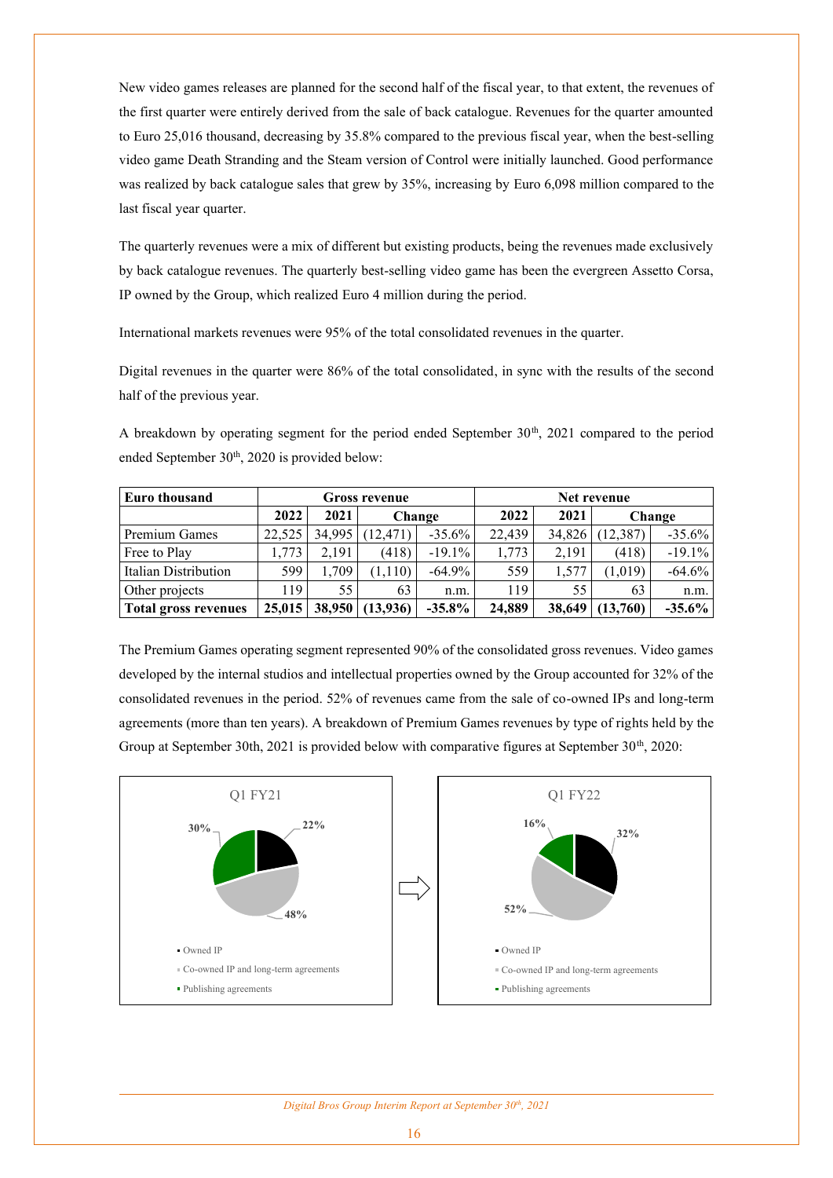New video games releases are planned for the second half of the fiscal year, to that extent, the revenues of the first quarter were entirely derived from the sale of back catalogue. Revenues for the quarter amounted to Euro 25,016 thousand, decreasing by 35.8% compared to the previous fiscal year, when the best-selling video game Death Stranding and the Steam version of Control were initially launched. Good performance was realized by back catalogue sales that grew by 35%, increasing by Euro 6,098 million compared to the last fiscal year quarter.

The quarterly revenues were a mix of different but existing products, being the revenues made exclusively by back catalogue revenues. The quarterly best-selling video game has been the evergreen Assetto Corsa, IP owned by the Group, which realized Euro 4 million during the period.

International markets revenues were 95% of the total consolidated revenues in the quarter.

Digital revenues in the quarter were 86% of the total consolidated, in sync with the results of the second half of the previous year.

A breakdown by operating segment for the period ended September 30th, 2021 compared to the period ended September 30th, 2020 is provided below:

| **Euro thousand** | **Gross revenue** | | | | **Net revenue** | | | |
|---|---|---|---|---|---|---|---|---|
| | **2022** | **2021** | **Change** | | **2022** | **2021** | **Change** | |
| Premium Games | 22,525 | 34,995 | (12,471) | -35.6% | 22,439 | 34,826 | (12,387) | -35.6% |
| Free to Play | 1,773 | 2,191 | (418) | -19.1% | 1,773 | 2,191 | (418) | -19.1% |
| Italian Distribution | 599 | 1,709 | (1,110) | -64.9% | 559 | 1,577 | (1,019) | -64.6% |
| Other projects | 119 | 55 | 63 | n.m. | 119 | 55 | 63 | n.m. |
| **Total gross revenues** | **25,015** | **38,950** | **(13,936)** | **-35.8%** | **24,889** | **38,649** | **(13,760)** | **-35.6%** |

The Premium Games operating segment represented 90% of the consolidated gross revenues. Video games developed by the internal studios and intellectual properties owned by the Group accounted for 32% of the consolidated revenues in the period. 52% of revenues came from the sale of co-owned IPs and long-term agreements (more than ten years). A breakdown of Premium Games revenues by type of rights held by the Group at September 30th, 2021 is provided below with comparative figures at September 30th, 2020:

**Q1 FY21**

- Owned IP: 22%
- Co-owned IP and long-term agreements: 48%
- Publishing agreements: 30%

**Q1 FY22**

- Owned IP: 32%
- Co-owned IP and long-term agreements: 52%
- Publishing agreements: 16%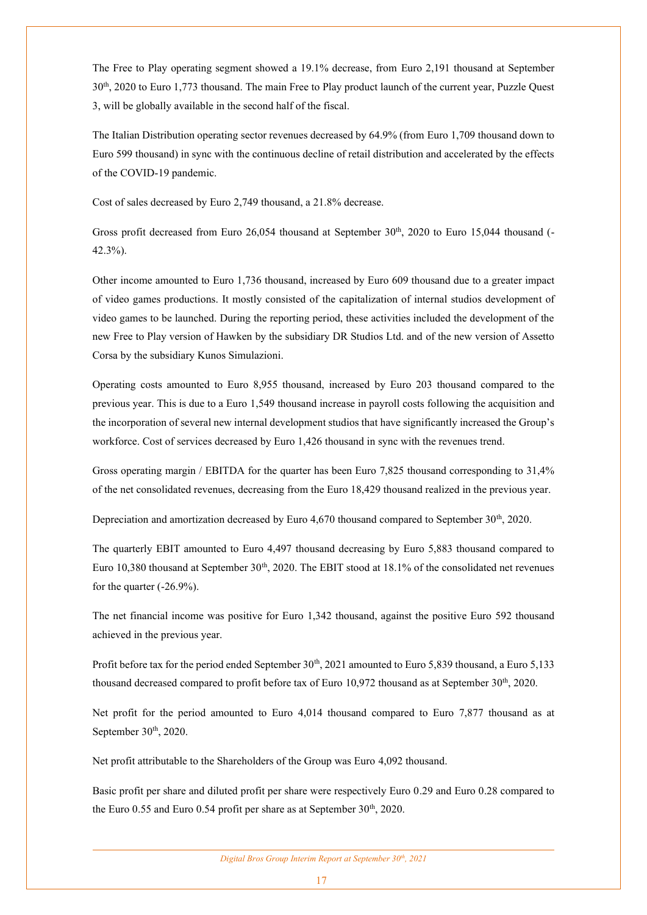The Free to Play operating segment showed a 19.1% decrease, from Euro 2,191 thousand at September 30th, 2020 to Euro 1,773 thousand. The main Free to Play product launch of the current year, Puzzle Quest 3, will be globally available in the second half of the fiscal.

The Italian Distribution operating sector revenues decreased by 64.9% (from Euro 1,709 thousand down to Euro 599 thousand) in sync with the continuous decline of retail distribution and accelerated by the effects of the COVID-19 pandemic.

Cost of sales decreased by Euro 2,749 thousand, a 21.8% decrease.

Gross profit decreased from Euro 26,054 thousand at September 30th, 2020 to Euro 15,044 thousand (-42.3%).

Other income amounted to Euro 1,736 thousand, increased by Euro 609 thousand due to a greater impact of video games productions. It mostly consisted of the capitalization of internal studios development of video games to be launched. During the reporting period, these activities included the development of the new Free to Play version of Hawken by the subsidiary DR Studios Ltd. and of the new version of Assetto Corsa by the subsidiary Kunos Simulazioni.

Operating costs amounted to Euro 8,955 thousand, increased by Euro 203 thousand compared to the previous year. This is due to a Euro 1,549 thousand increase in payroll costs following the acquisition and the incorporation of several new internal development studios that have significantly increased the Group's workforce. Cost of services decreased by Euro 1,426 thousand in sync with the revenues trend.

Gross operating margin / EBITDA for the quarter has been Euro 7,825 thousand corresponding to 31,4% of the net consolidated revenues, decreasing from the Euro 18,429 thousand realized in the previous year.

Depreciation and amortization decreased by Euro 4,670 thousand compared to September 30th, 2020.

The quarterly EBIT amounted to Euro 4,497 thousand decreasing by Euro 5,883 thousand compared to Euro 10,380 thousand at September 30th, 2020. The EBIT stood at 18.1% of the consolidated net revenues for the quarter (-26.9%).

The net financial income was positive for Euro 1,342 thousand, against the positive Euro 592 thousand achieved in the previous year.

Profit before tax for the period ended September 30th, 2021 amounted to Euro 5,839 thousand, a Euro 5,133 thousand decreased compared to profit before tax of Euro 10,972 thousand as at September 30th, 2020.

Net profit for the period amounted to Euro 4,014 thousand compared to Euro 7,877 thousand as at September 30th, 2020.

Net profit attributable to the Shareholders of the Group was Euro 4,092 thousand.

Basic profit per share and diluted profit per share were respectively Euro 0.29 and Euro 0.28 compared to the Euro 0.55 and Euro 0.54 profit per share as at September 30th, 2020.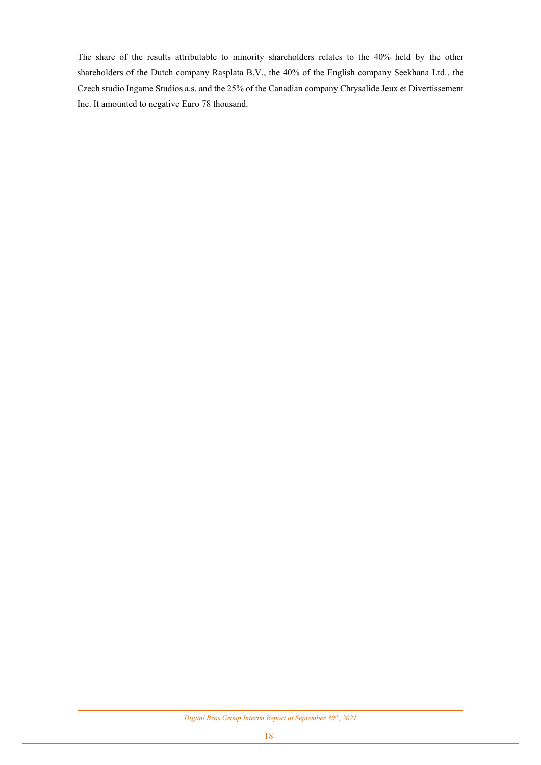The share of the results attributable to minority shareholders relates to the 40% held by the other shareholders of the Dutch company Rasplata B.V., the 40% of the English company Seekhana Ltd., the Czech studio Ingame Studios a.s. and the 25% of the Canadian company Chrysalide Jeux et Divertissement Inc. It amounted to negative Euro 78 thousand.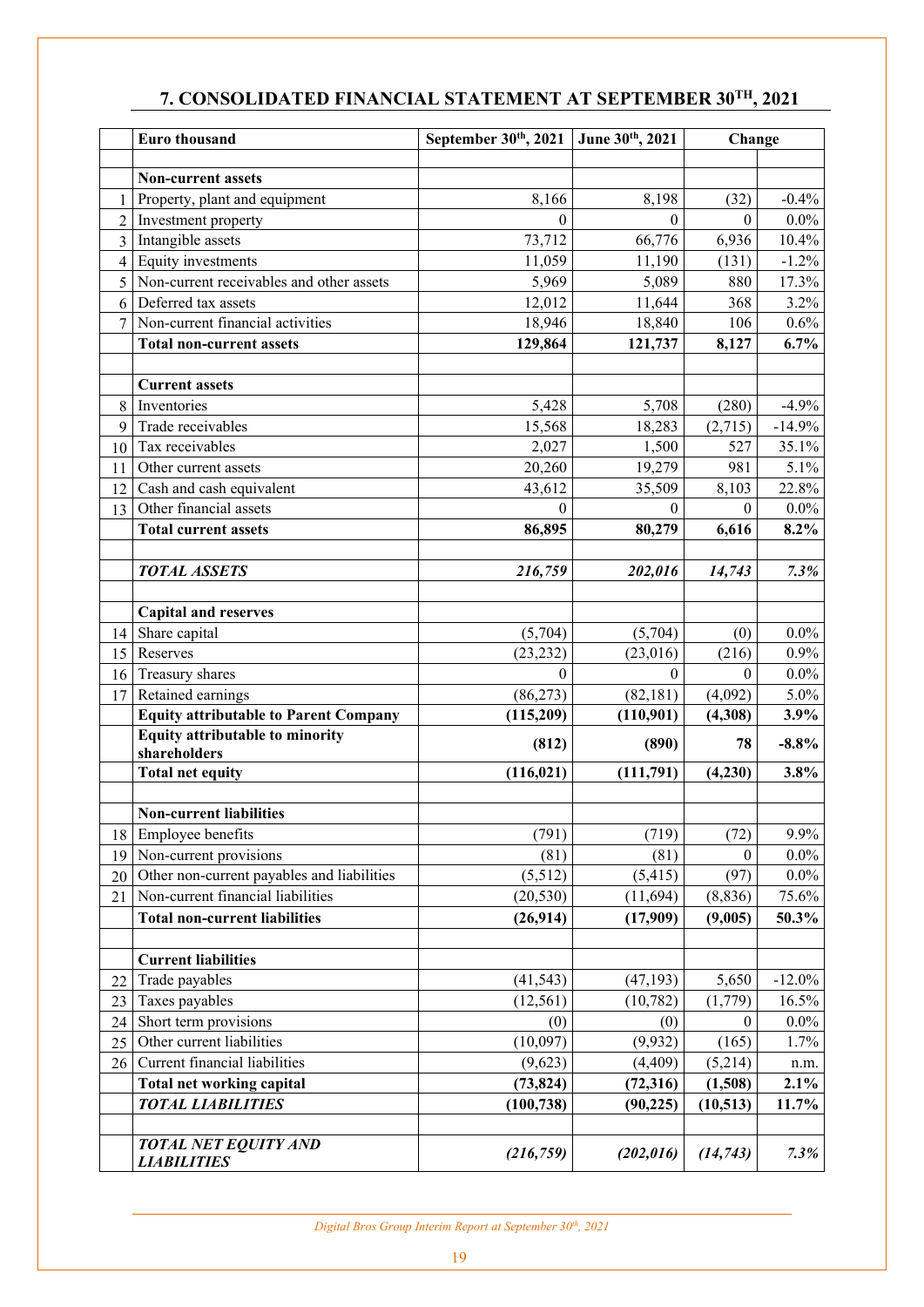## 7. CONSOLIDATED FINANCIAL STATEMENT AT SEPTEMBER 30TH, 2021

| | Euro thousand | September 30th, 2021 | June 30th, 2021 | Change | |
|---|---|---|---|---|---|
| | | | | | |
| | **Non-current assets** | | | | |
| 1 | Property, plant and equipment | 8,166 | 8,198 | (32) | -0.4% |
| 2 | Investment property | 0 | 0 | 0 | 0.0% |
| 3 | Intangible assets | 73,712 | 66,776 | 6,936 | 10.4% |
| 4 | Equity investments | 11,059 | 11,190 | (131) | -1.2% |
| 5 | Non-current receivables and other assets | 5,969 | 5,089 | 880 | 17.3% |
| 6 | Deferred tax assets | 12,012 | 11,644 | 368 | 3.2% |
| 7 | Non-current financial activities | 18,946 | 18,840 | 106 | 0.6% |
| | **Total non-current assets** | **129,864** | **121,737** | **8,127** | **6.7%** |
| | | | | | |
| | **Current assets** | | | | |
| 8 | Inventories | 5,428 | 5,708 | (280) | -4.9% |
| 9 | Trade receivables | 15,568 | 18,283 | (2,715) | -14.9% |
| 10 | Tax receivables | 2,027 | 1,500 | 527 | 35.1% |
| 11 | Other current assets | 20,260 | 19,279 | 981 | 5.1% |
| 12 | Cash and cash equivalent | 43,612 | 35,509 | 8,103 | 22.8% |
| 13 | Other financial assets | 0 | 0 | 0 | 0.0% |
| | **Total current assets** | **86,895** | **80,279** | **6,616** | **8.2%** |
| | | | | | |
| | ***TOTAL ASSETS*** | ***216,759*** | ***202,016*** | ***14,743*** | ***7.3%*** |
| | | | | | |
| | **Capital and reserves** | | | | |
| 14 | Share capital | (5,704) | (5,704) | (0) | 0.0% |
| 15 | Reserves | (23,232) | (23,016) | (216) | 0.9% |
| 16 | Treasury shares | 0 | 0 | 0 | 0.0% |
| 17 | Retained earnings | (86,273) | (82,181) | (4,092) | 5.0% |
| | **Equity attributable to Parent Company** | **(115,209)** | **(110,901)** | **(4,308)** | **3.9%** |
| | **Equity attributable to minority shareholders** | **(812)** | **(890)** | **78** | **-8.8%** |
| | **Total net equity** | **(116,021)** | **(111,791)** | **(4,230)** | **3.8%** |
| | | | | | |
| | **Non-current liabilities** | | | | |
| 18 | Employee benefits | (791) | (719) | (72) | 9.9% |
| 19 | Non-current provisions | (81) | (81) | 0 | 0.0% |
| 20 | Other non-current payables and liabilities | (5,512) | (5,415) | (97) | 0.0% |
| 21 | Non-current financial liabilities | (20,530) | (11,694) | (8,836) | 75.6% |
| | **Total non-current liabilities** | **(26,914)** | **(17,909)** | **(9,005)** | **50.3%** |
| | | | | | |
| | **Current liabilities** | | | | |
| 22 | Trade payables | (41,543) | (47,193) | 5,650 | -12.0% |
| 23 | Taxes payables | (12,561) | (10,782) | (1,779) | 16.5% |
| 24 | Short term provisions | (0) | (0) | 0 | 0.0% |
| 25 | Other current liabilities | (10,097) | (9,932) | (165) | 1.7% |
| 26 | Current financial liabilities | (9,623) | (4,409) | (5,214) | n.m. |
| | **Total net working capital** | **(73,824)** | **(72,316)** | **(1,508)** | **2.1%** |
| | ***TOTAL LIABILITIES*** | ***(100,738)*** | ***(90,225)*** | ***(10,513)*** | ***11.7%*** |
| | | | | | |
| | ***TOTAL NET EQUITY AND LIABILITIES*** | ***(216,759)*** | ***(202,016)*** | ***(14,743)*** | ***7.3%*** |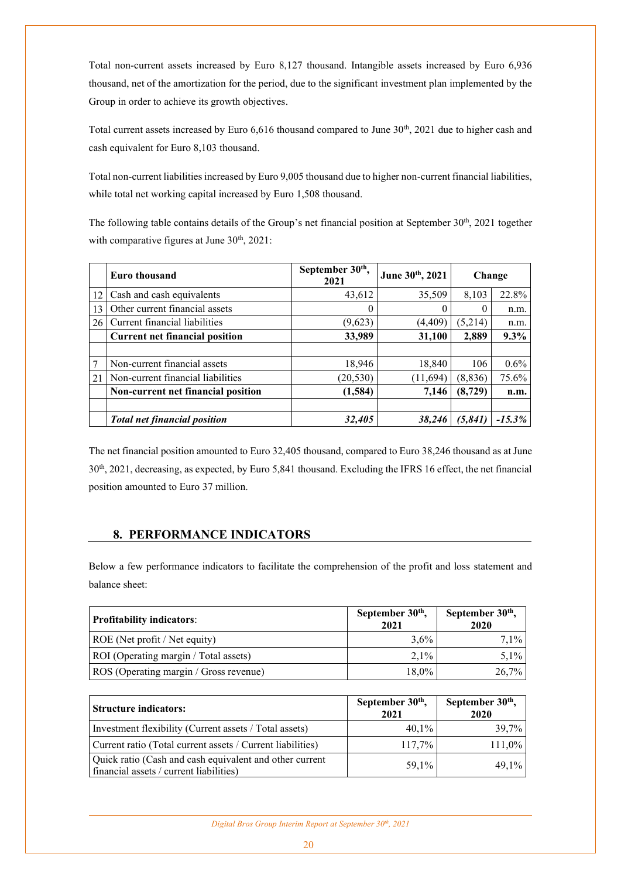Total non-current assets increased by Euro 8,127 thousand. Intangible assets increased by Euro 6,936 thousand, net of the amortization for the period, due to the significant investment plan implemented by the Group in order to achieve its growth objectives.

Total current assets increased by Euro 6,616 thousand compared to June 30th, 2021 due to higher cash and cash equivalent for Euro 8,103 thousand.

Total non-current liabilities increased by Euro 9,005 thousand due to higher non-current financial liabilities, while total net working capital increased by Euro 1,508 thousand.

The following table contains details of the Group's net financial position at September 30th, 2021 together with comparative figures at June 30th, 2021:

| | Euro thousand | September 30th, 2021 | June 30th, 2021 | Change | |
|---|---|---|---|---|---|
| 12 | Cash and cash equivalents | 43,612 | 35,509 | 8,103 | 22.8% |
| 13 | Other current financial assets | 0 | 0 | 0 | n.m. |
| 26 | Current financial liabilities | (9,623) | (4,409) | (5,214) | n.m. |
| | **Current net financial position** | **33,989** | **31,100** | **2,889** | **9.3%** |
| | | | | | |
| 7 | Non-current financial assets | 18,946 | 18,840 | 106 | 0.6% |
| 21 | Non-current financial liabilities | (20,530) | (11,694) | (8,836) | 75.6% |
| | **Non-current net financial position** | **(1,584)** | **7,146** | **(8,729)** | **n.m.** |
| | | | | | |
| | ***Total net financial position*** | ***32,405*** | ***38,246*** | ***(5,841)*** | ***-15.3%*** |

The net financial position amounted to Euro 32,405 thousand, compared to Euro 38,246 thousand as at June 30th, 2021, decreasing, as expected, by Euro 5,841 thousand. Excluding the IFRS 16 effect, the net financial position amounted to Euro 37 million.

## 8. PERFORMANCE INDICATORS

Below a few performance indicators to facilitate the comprehension of the profit and loss statement and balance sheet:

| **Profitability indicators**: | September 30th, 2021 | September 30th, 2020 |
|---|---|---|
| ROE (Net profit / Net equity) | 3,6% | 7,1% |
| ROI (Operating margin / Total assets) | 2,1% | 5,1% |
| ROS (Operating margin / Gross revenue) | 18,0% | 26,7% |

| **Structure indicators:** | September 30th, 2021 | September 30th, 2020 |
|---|---|---|
| Investment flexibility (Current assets / Total assets) | 40,1% | 39,7% |
| Current ratio (Total current assets / Current liabilities) | 117,7% | 111,0% |
| Quick ratio (Cash and cash equivalent and other current financial assets / current liabilities) | 59,1% | 49,1% |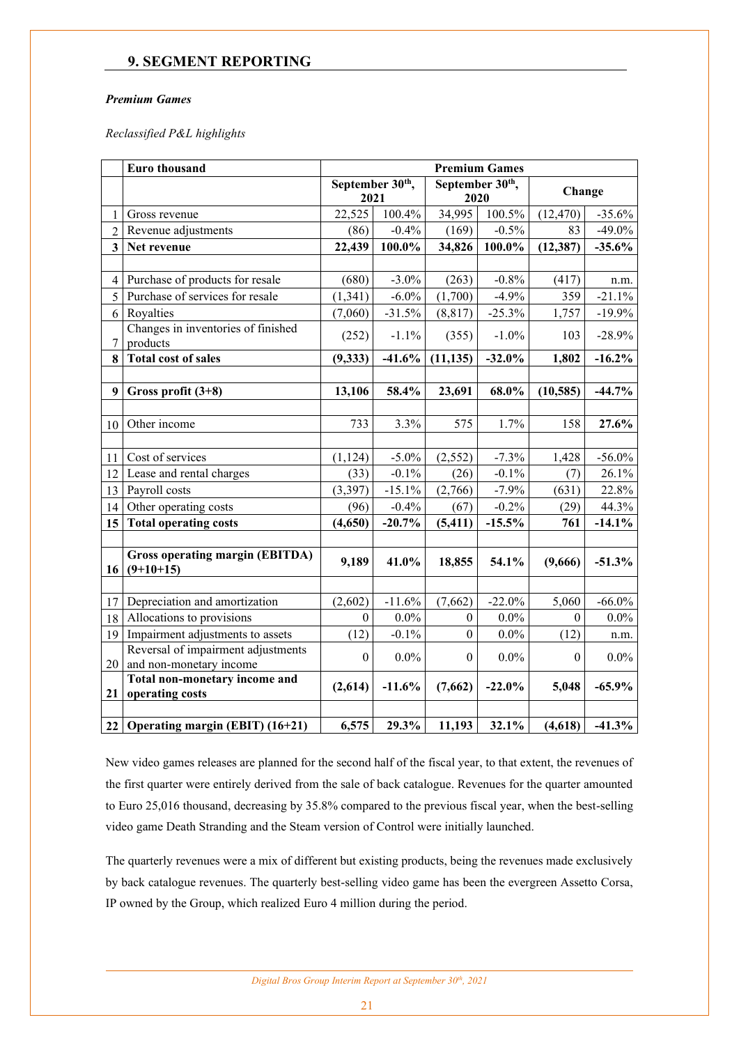## 9. SEGMENT REPORTING

***Premium Games***

*Reclassified P&L highlights*

| | Euro thousand | Premium Games | | | | | |
|---|---|---|---|---|---|---|---|
| | | September 30th, 2021 | | September 30th, 2020 | | Change | |
| 1 | Gross revenue | 22,525 | 100.4% | 34,995 | 100.5% | (12,470) | -35.6% |
| 2 | Revenue adjustments | (86) | -0.4% | (169) | -0.5% | 83 | -49.0% |
| **3** | **Net revenue** | **22,439** | **100.0%** | **34,826** | **100.0%** | **(12,387)** | **-35.6%** |
| | | | | | | | |
| 4 | Purchase of products for resale | (680) | -3.0% | (263) | -0.8% | (417) | n.m. |
| 5 | Purchase of services for resale | (1,341) | -6.0% | (1,700) | -4.9% | 359 | -21.1% |
| 6 | Royalties | (7,060) | -31.5% | (8,817) | -25.3% | 1,757 | -19.9% |
| 7 | Changes in inventories of finished products | (252) | -1.1% | (355) | -1.0% | 103 | -28.9% |
| **8** | **Total cost of sales** | **(9,333)** | **-41.6%** | **(11,135)** | **-32.0%** | **1,802** | **-16.2%** |
| | | | | | | | |
| **9** | **Gross profit (3+8)** | **13,106** | **58.4%** | **23,691** | **68.0%** | **(10,585)** | **-44.7%** |
| | | | | | | | |
| 10 | Other income | 733 | 3.3% | 575 | 1.7% | 158 | **27.6%** |
| | | | | | | | |
| 11 | Cost of services | (1,124) | -5.0% | (2,552) | -7.3% | 1,428 | -56.0% |
| 12 | Lease and rental charges | (33) | -0.1% | (26) | -0.1% | (7) | 26.1% |
| 13 | Payroll costs | (3,397) | -15.1% | (2,766) | -7.9% | (631) | 22.8% |
| 14 | Other operating costs | (96) | -0.4% | (67) | -0.2% | (29) | 44.3% |
| **15** | **Total operating costs** | **(4,650)** | **-20.7%** | **(5,411)** | **-15.5%** | **761** | **-14.1%** |
| | | | | | | | |
| **16** | **Gross operating margin (EBITDA) (9+10+15)** | **9,189** | **41.0%** | **18,855** | **54.1%** | **(9,666)** | **-51.3%** |
| | | | | | | | |
| 17 | Depreciation and amortization | (2,602) | -11.6% | (7,662) | -22.0% | 5,060 | -66.0% |
| 18 | Allocations to provisions | 0 | 0.0% | 0 | 0.0% | 0 | 0.0% |
| 19 | Impairment adjustments to assets | (12) | -0.1% | 0 | 0.0% | (12) | n.m. |
| 20 | Reversal of impairment adjustments and non-monetary income | 0 | 0.0% | 0 | 0.0% | 0 | 0.0% |
| **21** | **Total non-monetary income and operating costs** | **(2,614)** | **-11.6%** | **(7,662)** | **-22.0%** | **5,048** | **-65.9%** |
| | | | | | | | |
| **22** | **Operating margin (EBIT) (16+21)** | **6,575** | **29.3%** | **11,193** | **32.1%** | **(4,618)** | **-41.3%** |

New video games releases are planned for the second half of the fiscal year, to that extent, the revenues of the first quarter were entirely derived from the sale of back catalogue. Revenues for the quarter amounted to Euro 25,016 thousand, decreasing by 35.8% compared to the previous fiscal year, when the best-selling video game Death Stranding and the Steam version of Control were initially launched.

The quarterly revenues were a mix of different but existing products, being the revenues made exclusively by back catalogue revenues. The quarterly best-selling video game has been the evergreen Assetto Corsa, IP owned by the Group, which realized Euro 4 million during the period.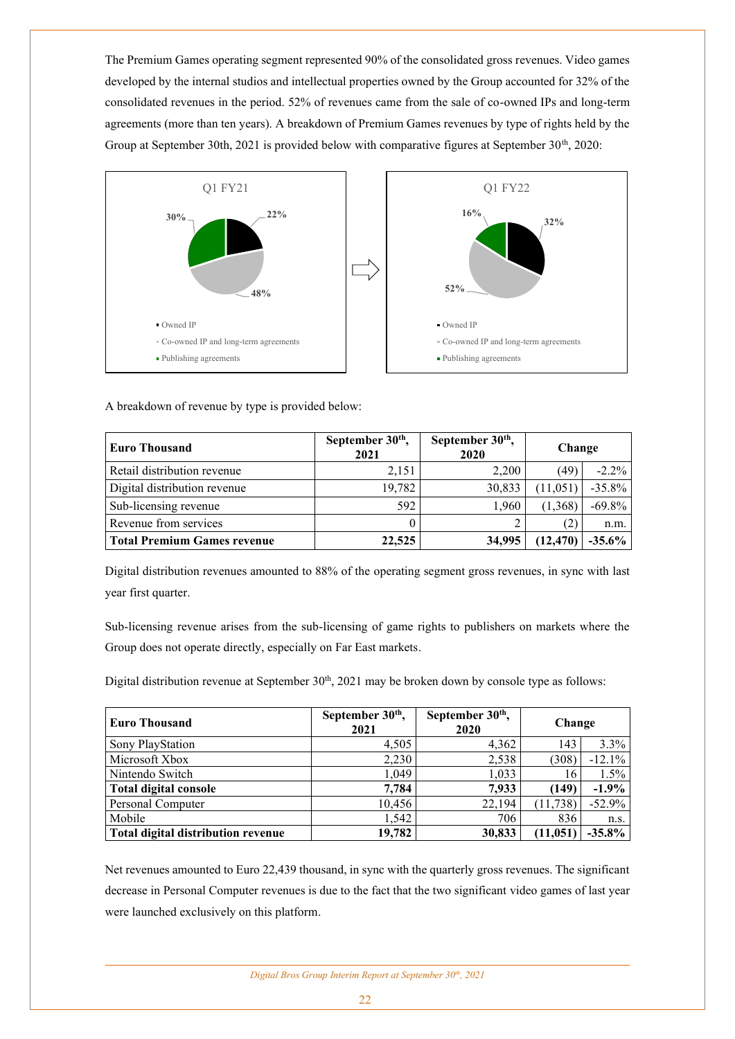The Premium Games operating segment represented 90% of the consolidated gross revenues. Video games developed by the internal studios and intellectual properties owned by the Group accounted for 32% of the consolidated revenues in the period. 52% of revenues came from the sale of co-owned IPs and long-term agreements (more than ten years). A breakdown of Premium Games revenues by type of rights held by the Group at September 30th, 2021 is provided below with comparative figures at September 30th, 2020:

Q1 FY21

- Owned IP: 22%
- Co-owned IP and long-term agreements: 48%
- Publishing agreements: 30%

Q1 FY22

- Owned IP: 32%
- Co-owned IP and long-term agreements: 52%
- Publishing agreements: 16%

A breakdown of revenue by type is provided below:

| Euro Thousand | September 30th, 2021 | September 30th, 2020 | Change | |
|---|---|---|---|---|
| Retail distribution revenue | 2,151 | 2,200 | (49) | -2.2% |
| Digital distribution revenue | 19,782 | 30,833 | (11,051) | -35.8% |
| Sub-licensing revenue | 592 | 1,960 | (1,368) | -69.8% |
| Revenue from services | 0 | 2 | (2) | n.m. |
| **Total Premium Games revenue** | **22,525** | **34,995** | **(12,470)** | **-35.6%** |

Digital distribution revenues amounted to 88% of the operating segment gross revenues, in sync with last year first quarter.

Sub-licensing revenue arises from the sub-licensing of game rights to publishers on markets where the Group does not operate directly, especially on Far East markets.

Digital distribution revenue at September 30th, 2021 may be broken down by console type as follows:

| Euro Thousand | September 30th, 2021 | September 30th, 2020 | Change | |
|---|---|---|---|---|
| Sony PlayStation | 4,505 | 4,362 | 143 | 3.3% |
| Microsoft Xbox | 2,230 | 2,538 | (308) | -12.1% |
| Nintendo Switch | 1,049 | 1,033 | 16 | 1.5% |
| **Total digital console** | **7,784** | **7,933** | **(149)** | **-1.9%** |
| Personal Computer | 10,456 | 22,194 | (11,738) | -52.9% |
| Mobile | 1,542 | 706 | 836 | n.s. |
| **Total digital distribution revenue** | **19,782** | **30,833** | **(11,051)** | **-35.8%** |

Net revenues amounted to Euro 22,439 thousand, in sync with the quarterly gross revenues. The significant decrease in Personal Computer revenues is due to the fact that the two significant video games of last year were launched exclusively on this platform.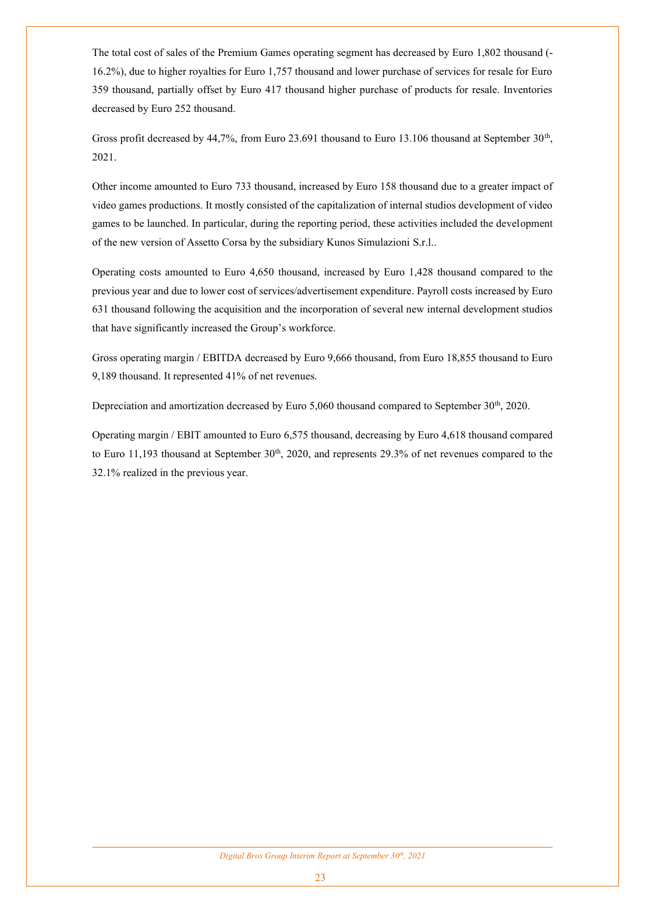The total cost of sales of the Premium Games operating segment has decreased by Euro 1,802 thousand (-16.2%), due to higher royalties for Euro 1,757 thousand and lower purchase of services for resale for Euro 359 thousand, partially offset by Euro 417 thousand higher purchase of products for resale. Inventories decreased by Euro 252 thousand.

Gross profit decreased by 44,7%, from Euro 23.691 thousand to Euro 13.106 thousand at September 30th, 2021.

Other income amounted to Euro 733 thousand, increased by Euro 158 thousand due to a greater impact of video games productions. It mostly consisted of the capitalization of internal studios development of video games to be launched. In particular, during the reporting period, these activities included the development of the new version of Assetto Corsa by the subsidiary Kunos Simulazioni S.r.l..

Operating costs amounted to Euro 4,650 thousand, increased by Euro 1,428 thousand compared to the previous year and due to lower cost of services/advertisement expenditure. Payroll costs increased by Euro 631 thousand following the acquisition and the incorporation of several new internal development studios that have significantly increased the Group's workforce.

Gross operating margin / EBITDA decreased by Euro 9,666 thousand, from Euro 18,855 thousand to Euro 9,189 thousand. It represented 41% of net revenues.

Depreciation and amortization decreased by Euro 5,060 thousand compared to September 30th, 2020.

Operating margin / EBIT amounted to Euro 6,575 thousand, decreasing by Euro 4,618 thousand compared to Euro 11,193 thousand at September 30th, 2020, and represents 29.3% of net revenues compared to the 32.1% realized in the previous year.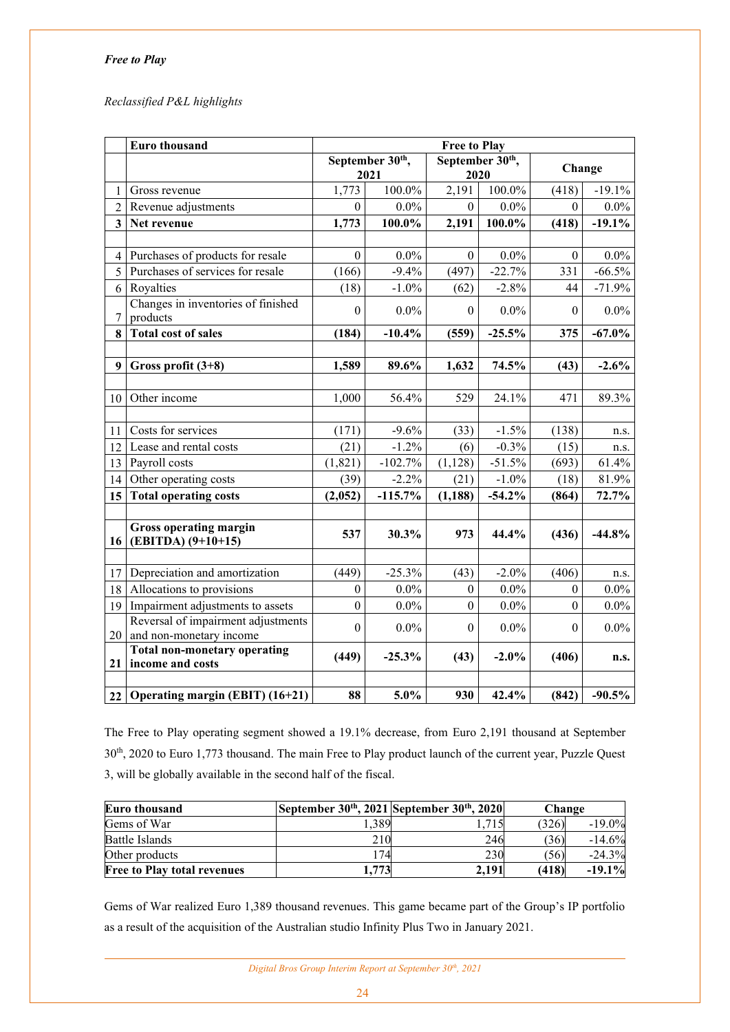*Free to Play*

*Reclassified P&L highlights*

| | Euro thousand | Free to Play | | | | | |
|---|---|---|---|---|---|---|---|
| | | September 30th, 2021 | | September 30th, 2020 | | Change | |
| 1 | Gross revenue | 1,773 | 100.0% | 2,191 | 100.0% | (418) | -19.1% |
| 2 | Revenue adjustments | 0 | 0.0% | 0 | 0.0% | 0 | 0.0% |
| **3** | **Net revenue** | **1,773** | **100.0%** | **2,191** | **100.0%** | **(418)** | **-19.1%** |
| | | | | | | | |
| 4 | Purchases of products for resale | 0 | 0.0% | 0 | 0.0% | 0 | 0.0% |
| 5 | Purchases of services for resale | (166) | -9.4% | (497) | -22.7% | 331 | -66.5% |
| 6 | Royalties | (18) | -1.0% | (62) | -2.8% | 44 | -71.9% |
| 7 | Changes in inventories of finished products | 0 | 0.0% | 0 | 0.0% | 0 | 0.0% |
| **8** | **Total cost of sales** | **(184)** | **-10.4%** | **(559)** | **-25.5%** | **375** | **-67.0%** |
| | | | | | | | |
| **9** | **Gross profit (3+8)** | **1,589** | **89.6%** | **1,632** | **74.5%** | **(43)** | **-2.6%** |
| | | | | | | | |
| 10 | Other income | 1,000 | 56.4% | 529 | 24.1% | 471 | 89.3% |
| | | | | | | | |
| 11 | Costs for services | (171) | -9.6% | (33) | -1.5% | (138) | n.s. |
| 12 | Lease and rental costs | (21) | -1.2% | (6) | -0.3% | (15) | n.s. |
| 13 | Payroll costs | (1,821) | -102.7% | (1,128) | -51.5% | (693) | 61.4% |
| 14 | Other operating costs | (39) | -2.2% | (21) | -1.0% | (18) | 81.9% |
| **15** | **Total operating costs** | **(2,052)** | **-115.7%** | **(1,188)** | **-54.2%** | **(864)** | **72.7%** |
| | | | | | | | |
| **16** | **Gross operating margin (EBITDA) (9+10+15)** | **537** | **30.3%** | **973** | **44.4%** | **(436)** | **-44.8%** |
| | | | | | | | |
| 17 | Depreciation and amortization | (449) | -25.3% | (43) | -2.0% | (406) | n.s. |
| 18 | Allocations to provisions | 0 | 0.0% | 0 | 0.0% | 0 | 0.0% |
| 19 | Impairment adjustments to assets | 0 | 0.0% | 0 | 0.0% | 0 | 0.0% |
| 20 | Reversal of impairment adjustments and non-monetary income | 0 | 0.0% | 0 | 0.0% | 0 | 0.0% |
| **21** | **Total non-monetary operating income and costs** | **(449)** | **-25.3%** | **(43)** | **-2.0%** | **(406)** | **n.s.** |
| | | | | | | | |
| **22** | **Operating margin (EBIT) (16+21)** | **88** | **5.0%** | **930** | **42.4%** | **(842)** | **-90.5%** |

The Free to Play operating segment showed a 19.1% decrease, from Euro 2,191 thousand at September 30th, 2020 to Euro 1,773 thousand. The main Free to Play product launch of the current year, Puzzle Quest 3, will be globally available in the second half of the fiscal.

| Euro thousand | September 30th, 2021 | September 30th, 2020 | Change | |
|---|---|---|---|---|
| Gems of War | 1,389 | 1,715 | (326) | -19.0% |
| Battle Islands | 210 | 246 | (36) | -14.6% |
| Other products | 174 | 230 | (56) | -24.3% |
| **Free to Play total revenues** | **1,773** | **2,191** | **(418)** | **-19.1%** |

Gems of War realized Euro 1,389 thousand revenues. This game became part of the Group's IP portfolio as a result of the acquisition of the Australian studio Infinity Plus Two in January 2021.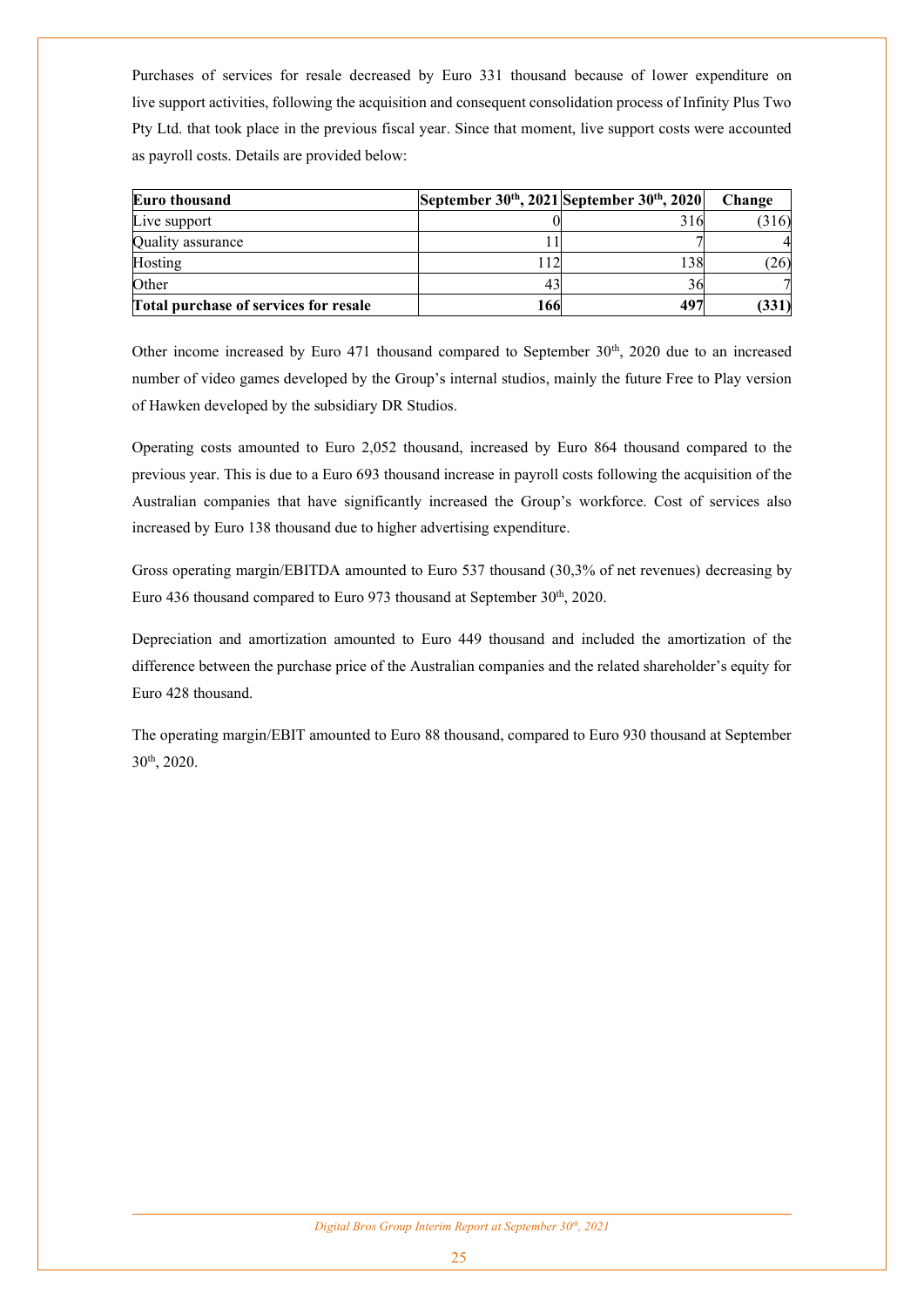Purchases of services for resale decreased by Euro 331 thousand because of lower expenditure on live support activities, following the acquisition and consequent consolidation process of Infinity Plus Two Pty Ltd. that took place in the previous fiscal year. Since that moment, live support costs were accounted as payroll costs. Details are provided below:

| **Euro thousand** | **September 30th, 2021** | **September 30th, 2020** | **Change** |
|---|---|---|---|
| Live support | 0 | 316 | (316) |
| Quality assurance | 11 | 7 | 4 |
| Hosting | 112 | 138 | (26) |
| Other | 43 | 36 | 7 |
| **Total purchase of services for resale** | **166** | **497** | **(331)** |

Other income increased by Euro 471 thousand compared to September 30th, 2020 due to an increased number of video games developed by the Group's internal studios, mainly the future Free to Play version of Hawken developed by the subsidiary DR Studios.

Operating costs amounted to Euro 2,052 thousand, increased by Euro 864 thousand compared to the previous year. This is due to a Euro 693 thousand increase in payroll costs following the acquisition of the Australian companies that have significantly increased the Group's workforce. Cost of services also increased by Euro 138 thousand due to higher advertising expenditure.

Gross operating margin/EBITDA amounted to Euro 537 thousand (30,3% of net revenues) decreasing by Euro 436 thousand compared to Euro 973 thousand at September 30th, 2020.

Depreciation and amortization amounted to Euro 449 thousand and included the amortization of the difference between the purchase price of the Australian companies and the related shareholder's equity for Euro 428 thousand.

The operating margin/EBIT amounted to Euro 88 thousand, compared to Euro 930 thousand at September 30th, 2020.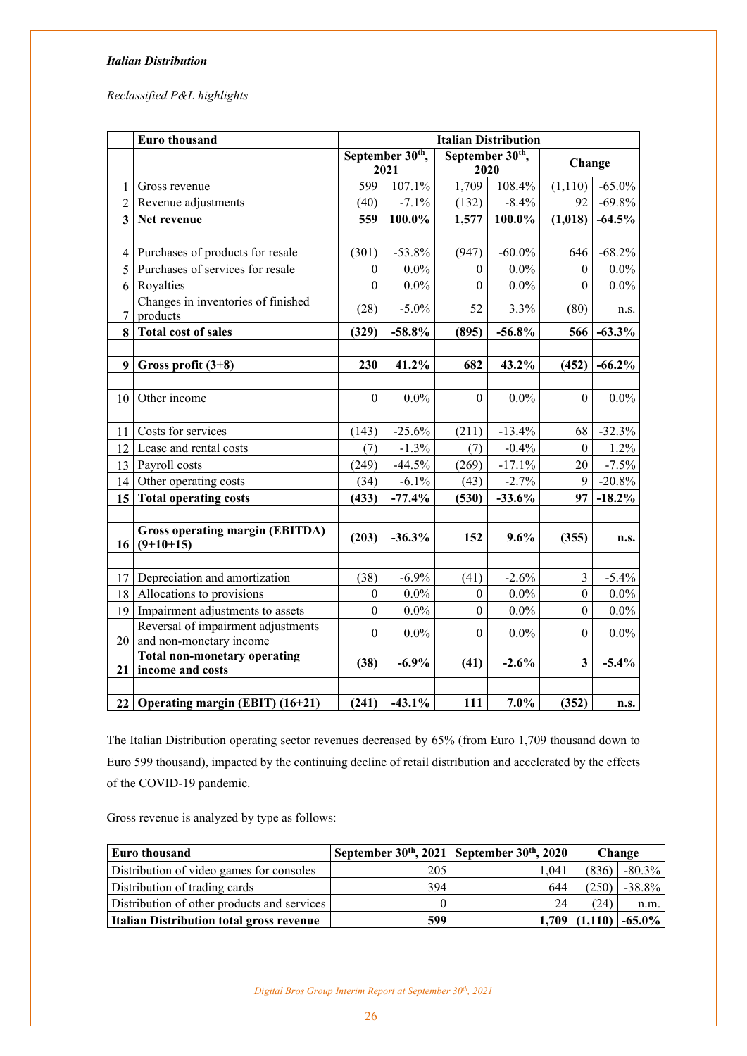***Italian Distribution***

*Reclassified P&L highlights*

| | Euro thousand | Italian Distribution | | | | | |
|---|---|---|---|---|---|---|---|
| | | September 30th, 2021 | | September 30th, 2020 | | Change | |
| 1 | Gross revenue | 599 | 107.1% | 1,709 | 108.4% | (1,110) | -65.0% |
| 2 | Revenue adjustments | (40) | -7.1% | (132) | -8.4% | 92 | -69.8% |
| **3** | **Net revenue** | **559** | **100.0%** | **1,577** | **100.0%** | **(1,018)** | **-64.5%** |
| | | | | | | | |
| 4 | Purchases of products for resale | (301) | -53.8% | (947) | -60.0% | 646 | -68.2% |
| 5 | Purchases of services for resale | 0 | 0.0% | 0 | 0.0% | 0 | 0.0% |
| 6 | Royalties | 0 | 0.0% | 0 | 0.0% | 0 | 0.0% |
| 7 | Changes in inventories of finished products | (28) | -5.0% | 52 | 3.3% | (80) | n.s. |
| **8** | **Total cost of sales** | **(329)** | **-58.8%** | **(895)** | **-56.8%** | **566** | **-63.3%** |
| | | | | | | | |
| **9** | **Gross profit (3+8)** | **230** | **41.2%** | **682** | **43.2%** | **(452)** | **-66.2%** |
| | | | | | | | |
| 10 | Other income | 0 | 0.0% | 0 | 0.0% | 0 | 0.0% |
| | | | | | | | |
| 11 | Costs for services | (143) | -25.6% | (211) | -13.4% | 68 | -32.3% |
| 12 | Lease and rental costs | (7) | -1.3% | (7) | -0.4% | 0 | 1.2% |
| 13 | Payroll costs | (249) | -44.5% | (269) | -17.1% | 20 | -7.5% |
| 14 | Other operating costs | (34) | -6.1% | (43) | -2.7% | 9 | -20.8% |
| **15** | **Total operating costs** | **(433)** | **-77.4%** | **(530)** | **-33.6%** | **97** | **-18.2%** |
| | | | | | | | |
| **16** | **Gross operating margin (EBITDA) (9+10+15)** | **(203)** | **-36.3%** | **152** | **9.6%** | **(355)** | **n.s.** |
| | | | | | | | |
| 17 | Depreciation and amortization | (38) | -6.9% | (41) | -2.6% | 3 | -5.4% |
| 18 | Allocations to provisions | 0 | 0.0% | 0 | 0.0% | 0 | 0.0% |
| 19 | Impairment adjustments to assets | 0 | 0.0% | 0 | 0.0% | 0 | 0.0% |
| 20 | Reversal of impairment adjustments and non-monetary income | 0 | 0.0% | 0 | 0.0% | 0 | 0.0% |
| **21** | **Total non-monetary operating income and costs** | **(38)** | **-6.9%** | **(41)** | **-2.6%** | **3** | **-5.4%** |
| | | | | | | | |
| **22** | **Operating margin (EBIT) (16+21)** | **(241)** | **-43.1%** | **111** | **7.0%** | **(352)** | **n.s.** |

The Italian Distribution operating sector revenues decreased by 65% (from Euro 1,709 thousand down to Euro 599 thousand), impacted by the continuing decline of retail distribution and accelerated by the effects of the COVID-19 pandemic.

Gross revenue is analyzed by type as follows:

| Euro thousand | September 30th, 2021 | September 30th, 2020 | Change | |
|---|---|---|---|---|
| Distribution of video games for consoles | 205 | 1,041 | (836) | -80.3% |
| Distribution of trading cards | 394 | 644 | (250) | -38.8% |
| Distribution of other products and services | 0 | 24 | (24) | n.m. |
| **Italian Distribution total gross revenue** | **599** | **1,709** | **(1,110)** | **-65.0%** |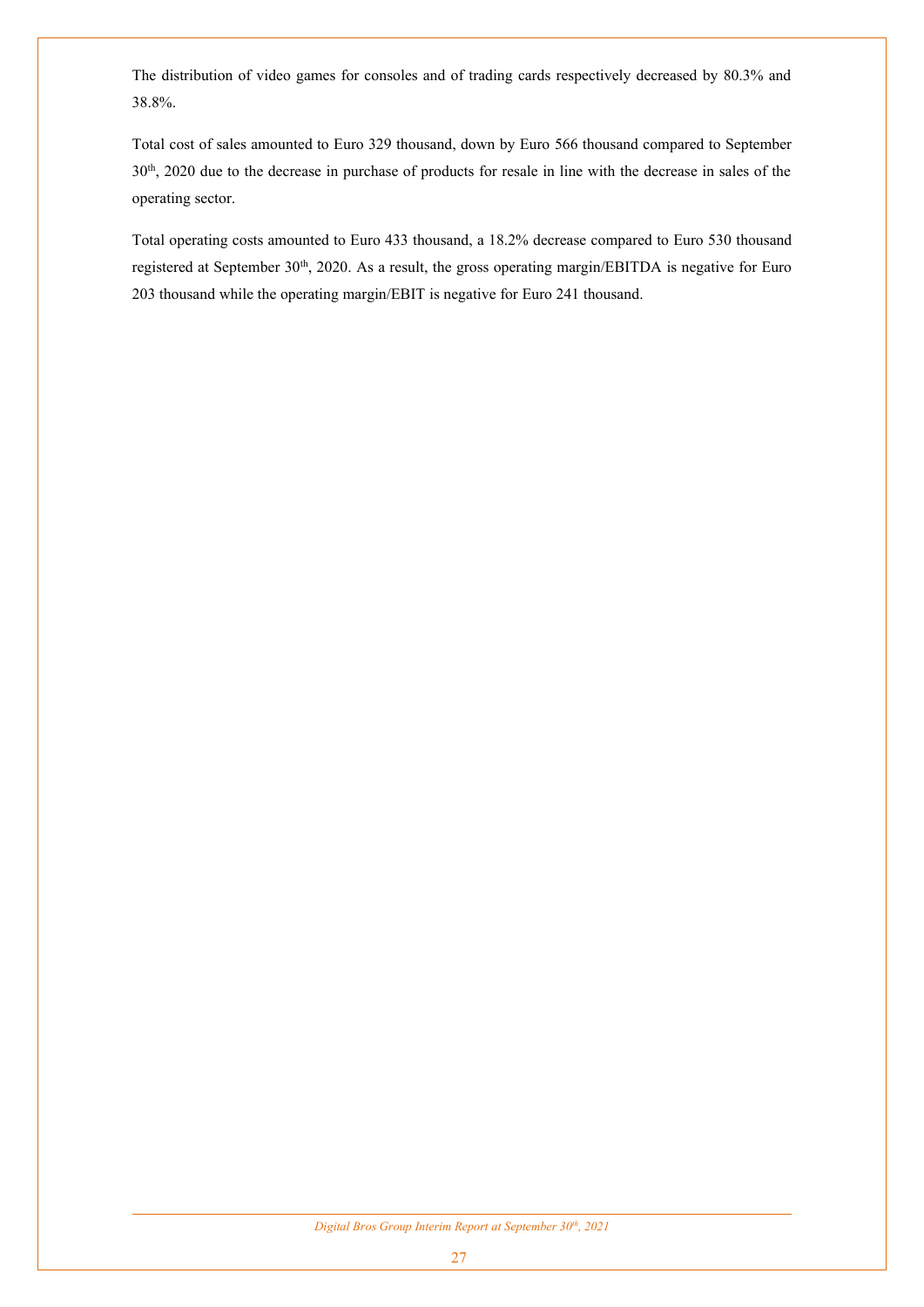The distribution of video games for consoles and of trading cards respectively decreased by 80.3% and 38.8%.

Total cost of sales amounted to Euro 329 thousand, down by Euro 566 thousand compared to September 30th, 2020 due to the decrease in purchase of products for resale in line with the decrease in sales of the operating sector.

Total operating costs amounted to Euro 433 thousand, a 18.2% decrease compared to Euro 530 thousand registered at September 30th, 2020. As a result, the gross operating margin/EBITDA is negative for Euro 203 thousand while the operating margin/EBIT is negative for Euro 241 thousand.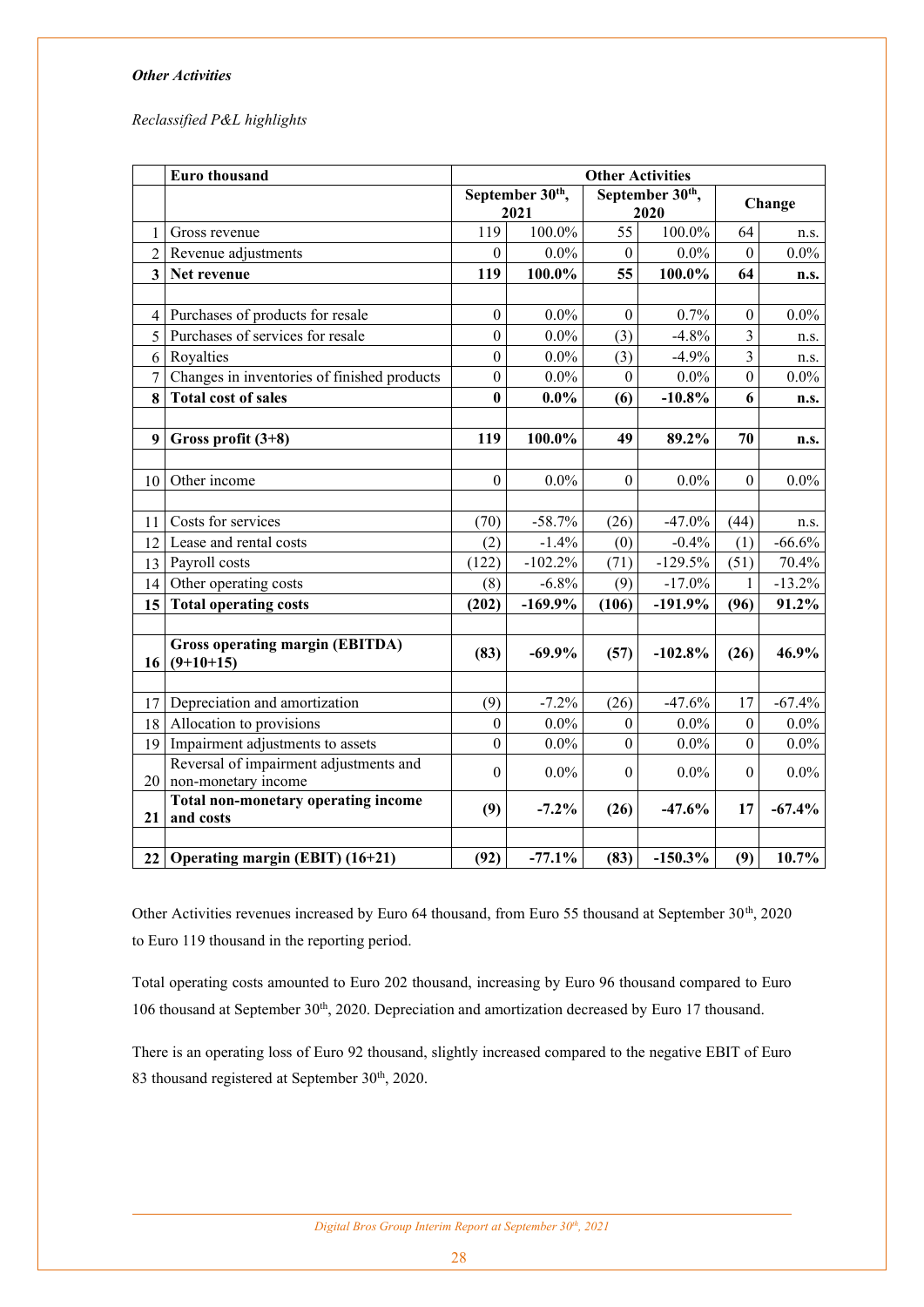*Other Activities*

*Reclassified P&L highlights*

| | Euro thousand | Other Activities | | | | | |
|---|---|---|---|---|---|---|---|
| | | September 30th, 2021 | | September 30th, 2020 | | Change | |
| 1 | Gross revenue | 119 | 100.0% | 55 | 100.0% | 64 | n.s. |
| 2 | Revenue adjustments | 0 | 0.0% | 0 | 0.0% | 0 | 0.0% |
| **3** | **Net revenue** | **119** | **100.0%** | **55** | **100.0%** | **64** | **n.s.** |
| | | | | | | | |
| 4 | Purchases of products for resale | 0 | 0.0% | 0 | 0.7% | 0 | 0.0% |
| 5 | Purchases of services for resale | 0 | 0.0% | (3) | -4.8% | 3 | n.s. |
| 6 | Royalties | 0 | 0.0% | (3) | -4.9% | 3 | n.s. |
| 7 | Changes in inventories of finished products | 0 | 0.0% | 0 | 0.0% | 0 | 0.0% |
| **8** | **Total cost of sales** | **0** | **0.0%** | **(6)** | **-10.8%** | **6** | **n.s.** |
| | | | | | | | |
| **9** | **Gross profit (3+8)** | **119** | **100.0%** | **49** | **89.2%** | **70** | **n.s.** |
| | | | | | | | |
| 10 | Other income | 0 | 0.0% | 0 | 0.0% | 0 | 0.0% |
| | | | | | | | |
| 11 | Costs for services | (70) | -58.7% | (26) | -47.0% | (44) | n.s. |
| 12 | Lease and rental costs | (2) | -1.4% | (0) | -0.4% | (1) | -66.6% |
| 13 | Payroll costs | (122) | -102.2% | (71) | -129.5% | (51) | 70.4% |
| 14 | Other operating costs | (8) | -6.8% | (9) | -17.0% | 1 | -13.2% |
| **15** | **Total operating costs** | **(202)** | **-169.9%** | **(106)** | **-191.9%** | **(96)** | **91.2%** |
| | | | | | | | |
| **16** | **Gross operating margin (EBITDA) (9+10+15)** | **(83)** | **-69.9%** | **(57)** | **-102.8%** | **(26)** | **46.9%** |
| | | | | | | | |
| 17 | Depreciation and amortization | (9) | -7.2% | (26) | -47.6% | 17 | -67.4% |
| 18 | Allocation to provisions | 0 | 0.0% | 0 | 0.0% | 0 | 0.0% |
| 19 | Impairment adjustments to assets | 0 | 0.0% | 0 | 0.0% | 0 | 0.0% |
| 20 | Reversal of impairment adjustments and non-monetary income | 0 | 0.0% | 0 | 0.0% | 0 | 0.0% |
| **21** | **Total non-monetary operating income and costs** | **(9)** | **-7.2%** | **(26)** | **-47.6%** | **17** | **-67.4%** |
| | | | | | | | |
| **22** | **Operating margin (EBIT) (16+21)** | **(92)** | **-77.1%** | **(83)** | **-150.3%** | **(9)** | **10.7%** |

Other Activities revenues increased by Euro 64 thousand, from Euro 55 thousand at September 30th, 2020 to Euro 119 thousand in the reporting period.

Total operating costs amounted to Euro 202 thousand, increasing by Euro 96 thousand compared to Euro 106 thousand at September 30th, 2020. Depreciation and amortization decreased by Euro 17 thousand.

There is an operating loss of Euro 92 thousand, slightly increased compared to the negative EBIT of Euro 83 thousand registered at September 30th, 2020.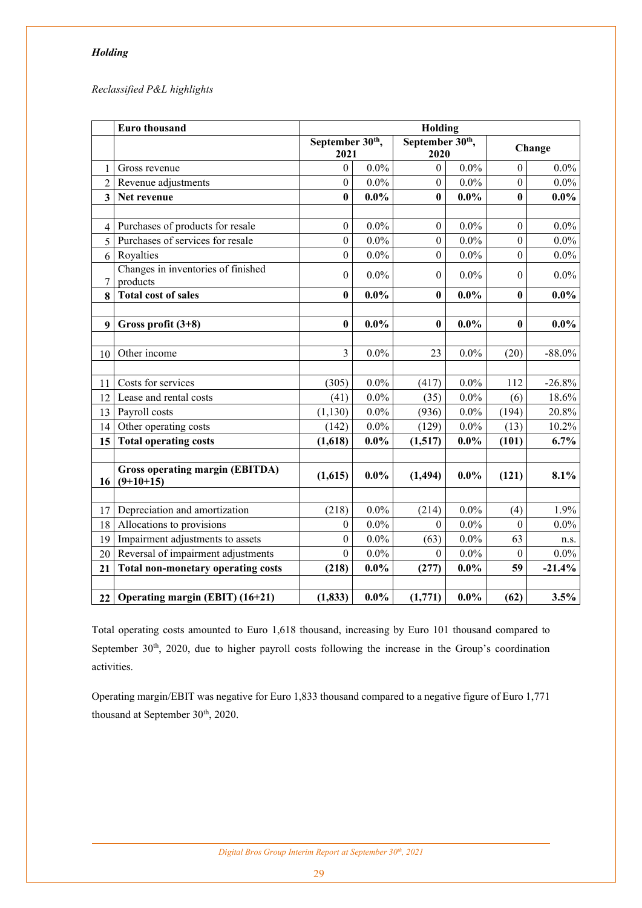*Holding*

*Reclassified P&L highlights*

| | Euro thousand | Holding | | | | | |
|---|---|---|---|---|---|---|---|
| | | September 30th, 2021 | | September 30th, 2020 | | Change | |
| 1 | Gross revenue | 0 | 0.0% | 0 | 0.0% | 0 | 0.0% |
| 2 | Revenue adjustments | 0 | 0.0% | 0 | 0.0% | 0 | 0.0% |
| **3** | **Net revenue** | **0** | **0.0%** | **0** | **0.0%** | **0** | **0.0%** |
| | | | | | | | |
| 4 | Purchases of products for resale | 0 | 0.0% | 0 | 0.0% | 0 | 0.0% |
| 5 | Purchases of services for resale | 0 | 0.0% | 0 | 0.0% | 0 | 0.0% |
| 6 | Royalties | 0 | 0.0% | 0 | 0.0% | 0 | 0.0% |
| 7 | Changes in inventories of finished products | 0 | 0.0% | 0 | 0.0% | 0 | 0.0% |
| **8** | **Total cost of sales** | **0** | **0.0%** | **0** | **0.0%** | **0** | **0.0%** |
| | | | | | | | |
| **9** | **Gross profit (3+8)** | **0** | **0.0%** | **0** | **0.0%** | **0** | **0.0%** |
| | | | | | | | |
| 10 | Other income | 3 | 0.0% | 23 | 0.0% | (20) | -88.0% |
| | | | | | | | |
| 11 | Costs for services | (305) | 0.0% | (417) | 0.0% | 112 | -26.8% |
| 12 | Lease and rental costs | (41) | 0.0% | (35) | 0.0% | (6) | 18.6% |
| 13 | Payroll costs | (1,130) | 0.0% | (936) | 0.0% | (194) | 20.8% |
| 14 | Other operating costs | (142) | 0.0% | (129) | 0.0% | (13) | 10.2% |
| **15** | **Total operating costs** | **(1,618)** | **0.0%** | **(1,517)** | **0.0%** | **(101)** | **6.7%** |
| | | | | | | | |
| **16** | **Gross operating margin (EBITDA) (9+10+15)** | **(1,615)** | **0.0%** | **(1,494)** | **0.0%** | **(121)** | **8.1%** |
| | | | | | | | |
| 17 | Depreciation and amortization | (218) | 0.0% | (214) | 0.0% | (4) | 1.9% |
| 18 | Allocations to provisions | 0 | 0.0% | 0 | 0.0% | 0 | 0.0% |
| 19 | Impairment adjustments to assets | 0 | 0.0% | (63) | 0.0% | 63 | n.s. |
| 20 | Reversal of impairment adjustments | 0 | 0.0% | 0 | 0.0% | 0 | 0.0% |
| **21** | **Total non-monetary operating costs** | **(218)** | **0.0%** | **(277)** | **0.0%** | **59** | **-21.4%** |
| | | | | | | | |
| **22** | **Operating margin (EBIT) (16+21)** | **(1,833)** | **0.0%** | **(1,771)** | **0.0%** | **(62)** | **3.5%** |

Total operating costs amounted to Euro 1,618 thousand, increasing by Euro 101 thousand compared to September 30th, 2020, due to higher payroll costs following the increase in the Group's coordination activities.

Operating margin/EBIT was negative for Euro 1,833 thousand compared to a negative figure of Euro 1,771 thousand at September 30th, 2020.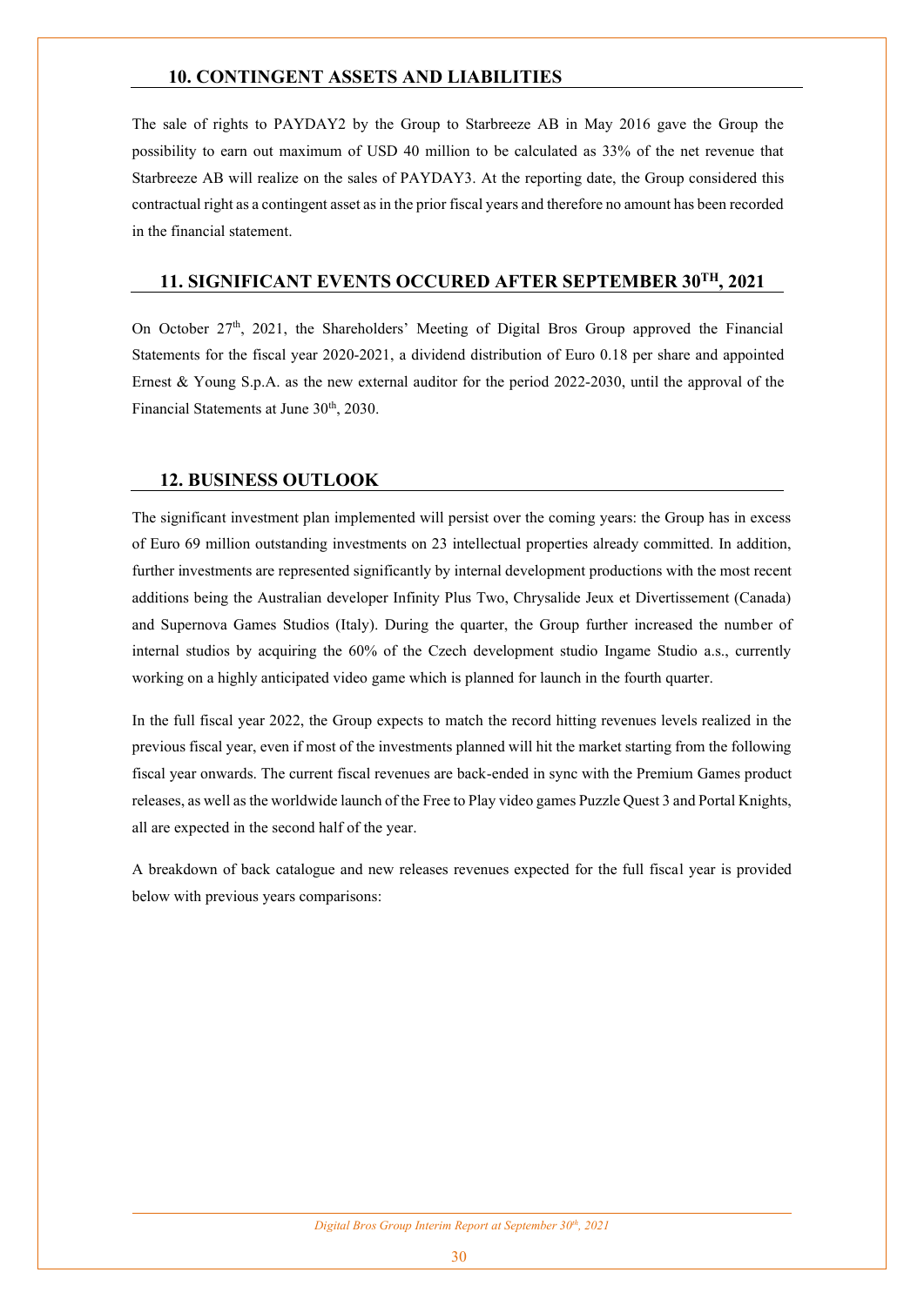## 10. CONTINGENT ASSETS AND LIABILITIES

The sale of rights to PAYDAY2 by the Group to Starbreeze AB in May 2016 gave the Group the possibility to earn out maximum of USD 40 million to be calculated as 33% of the net revenue that Starbreeze AB will realize on the sales of PAYDAY3. At the reporting date, the Group considered this contractual right as a contingent asset as in the prior fiscal years and therefore no amount has been recorded in the financial statement.

## 11. SIGNIFICANT EVENTS OCCURED AFTER SEPTEMBER 30TH, 2021

On October 27th, 2021, the Shareholders' Meeting of Digital Bros Group approved the Financial Statements for the fiscal year 2020-2021, a dividend distribution of Euro 0.18 per share and appointed Ernest & Young S.p.A. as the new external auditor for the period 2022-2030, until the approval of the Financial Statements at June 30th, 2030.

## 12. BUSINESS OUTLOOK

The significant investment plan implemented will persist over the coming years: the Group has in excess of Euro 69 million outstanding investments on 23 intellectual properties already committed. In addition, further investments are represented significantly by internal development productions with the most recent additions being the Australian developer Infinity Plus Two, Chrysalide Jeux et Divertissement (Canada) and Supernova Games Studios (Italy). During the quarter, the Group further increased the number of internal studios by acquiring the 60% of the Czech development studio Ingame Studio a.s., currently working on a highly anticipated video game which is planned for launch in the fourth quarter.

In the full fiscal year 2022, the Group expects to match the record hitting revenues levels realized in the previous fiscal year, even if most of the investments planned will hit the market starting from the following fiscal year onwards. The current fiscal revenues are back-ended in sync with the Premium Games product releases, as well as the worldwide launch of the Free to Play video games Puzzle Quest 3 and Portal Knights, all are expected in the second half of the year.

A breakdown of back catalogue and new releases revenues expected for the full fiscal year is provided below with previous years comparisons: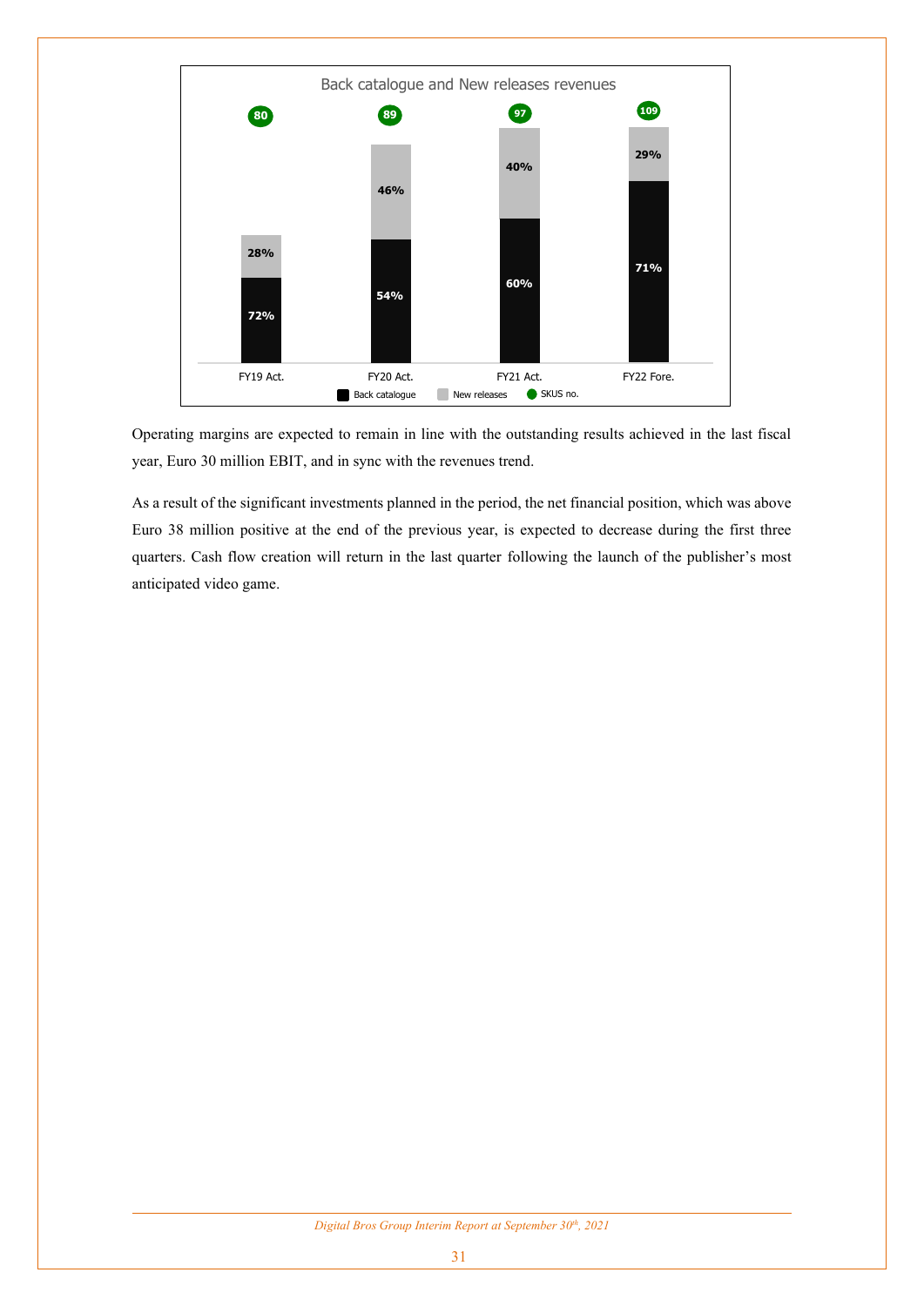**Back catalogue and New releases revenues**

| | FY19 Act. | FY20 Act. | FY21 Act. | FY22 Fore. |
|---|---|---|---|---|
| SKUS no. | 80 | 89 | 97 | 109 |
| New releases | 28% | 46% | 40% | 29% |
| Back catalogue | 72% | 54% | 60% | 71% |

Operating margins are expected to remain in line with the outstanding results achieved in the last fiscal year, Euro 30 million EBIT, and in sync with the revenues trend.

As a result of the significant investments planned in the period, the net financial position, which was above Euro 38 million positive at the end of the previous year, is expected to decrease during the first three quarters. Cash flow creation will return in the last quarter following the launch of the publisher's most anticipated video game.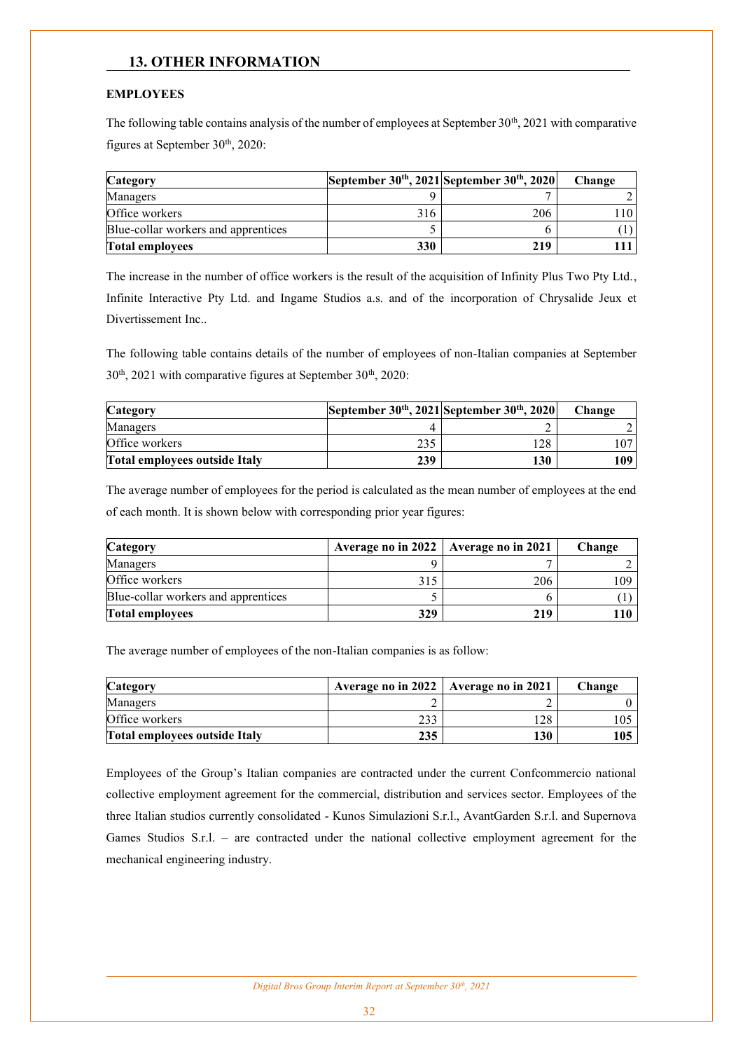## 13. OTHER INFORMATION

### EMPLOYEES

The following table contains analysis of the number of employees at September 30th, 2021 with comparative figures at September 30th, 2020:

| Category | September 30th, 2021 | September 30th, 2020 | Change |
|---|---|---|---|
| Managers | 9 | 7 | 2 |
| Office workers | 316 | 206 | 110 |
| Blue-collar workers and apprentices | 5 | 6 | (1) |
| **Total employees** | **330** | **219** | **111** |

The increase in the number of office workers is the result of the acquisition of Infinity Plus Two Pty Ltd., Infinite Interactive Pty Ltd. and Ingame Studios a.s. and of the incorporation of Chrysalide Jeux et Divertissement Inc..

The following table contains details of the number of employees of non-Italian companies at September 30th, 2021 with comparative figures at September 30th, 2020:

| Category | September 30th, 2021 | September 30th, 2020 | Change |
|---|---|---|---|
| Managers | 4 | 2 | 2 |
| Office workers | 235 | 128 | 107 |
| **Total employees outside Italy** | **239** | **130** | **109** |

The average number of employees for the period is calculated as the mean number of employees at the end of each month. It is shown below with corresponding prior year figures:

| Category | Average no in 2022 | Average no in 2021 | Change |
|---|---|---|---|
| Managers | 9 | 7 | 2 |
| Office workers | 315 | 206 | 109 |
| Blue-collar workers and apprentices | 5 | 6 | (1) |
| **Total employees** | **329** | **219** | **110** |

The average number of employees of the non-Italian companies is as follow:

| Category | Average no in 2022 | Average no in 2021 | Change |
|---|---|---|---|
| Managers | 2 | 2 | 0 |
| Office workers | 233 | 128 | 105 |
| **Total employees outside Italy** | **235** | **130** | **105** |

Employees of the Group's Italian companies are contracted under the current Confcommercio national collective employment agreement for the commercial, distribution and services sector. Employees of the three Italian studios currently consolidated - Kunos Simulazioni S.r.l., AvantGarden S.r.l. and Supernova Games Studios S.r.l. – are contracted under the national collective employment agreement for the mechanical engineering industry.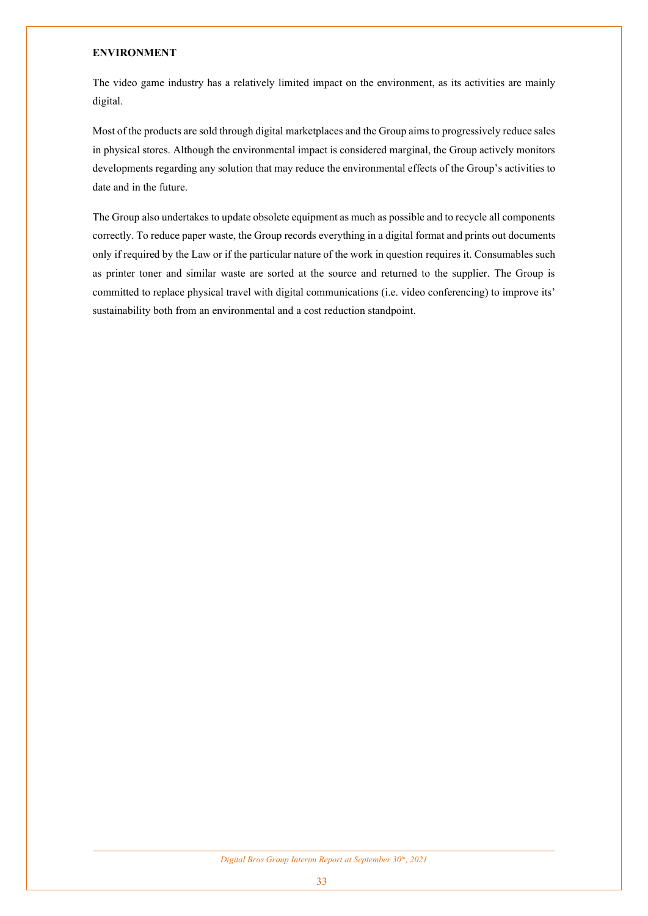## ENVIRONMENT

The video game industry has a relatively limited impact on the environment, as its activities are mainly digital.

Most of the products are sold through digital marketplaces and the Group aims to progressively reduce sales in physical stores. Although the environmental impact is considered marginal, the Group actively monitors developments regarding any solution that may reduce the environmental effects of the Group's activities to date and in the future.

The Group also undertakes to update obsolete equipment as much as possible and to recycle all components correctly. To reduce paper waste, the Group records everything in a digital format and prints out documents only if required by the Law or if the particular nature of the work in question requires it. Consumables such as printer toner and similar waste are sorted at the source and returned to the supplier. The Group is committed to replace physical travel with digital communications (i.e. video conferencing) to improve its' sustainability both from an environmental and a cost reduction standpoint.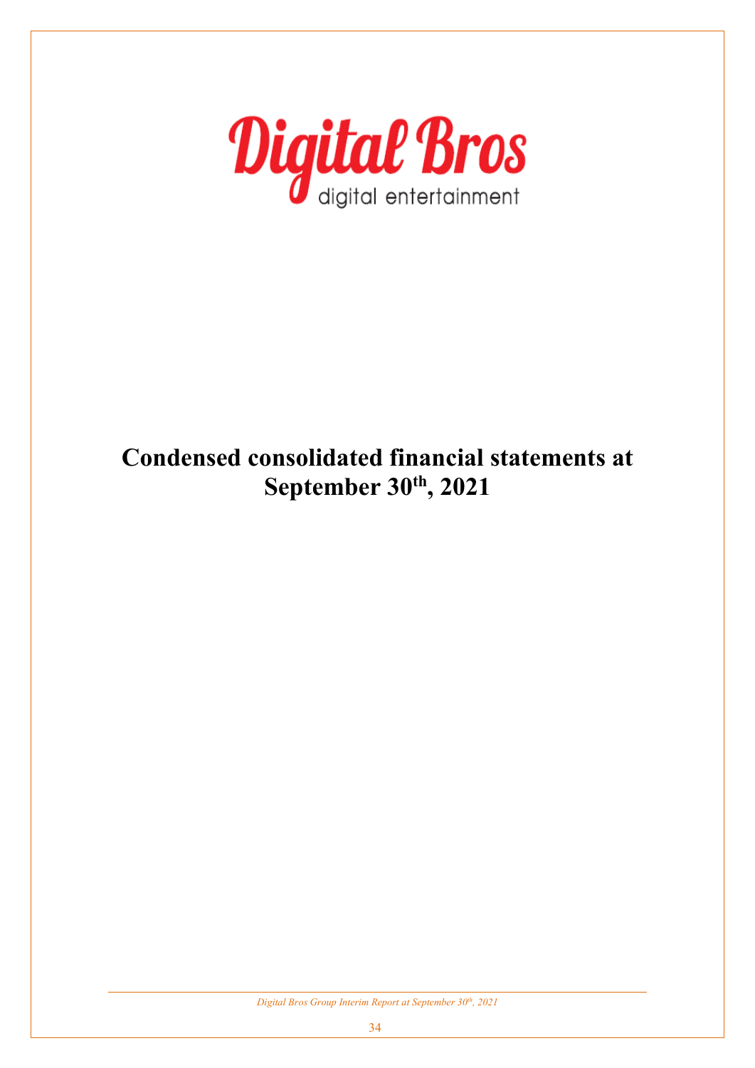Digital Bros

digital entertainment

# Condensed consolidated financial statements at September 30th, 2021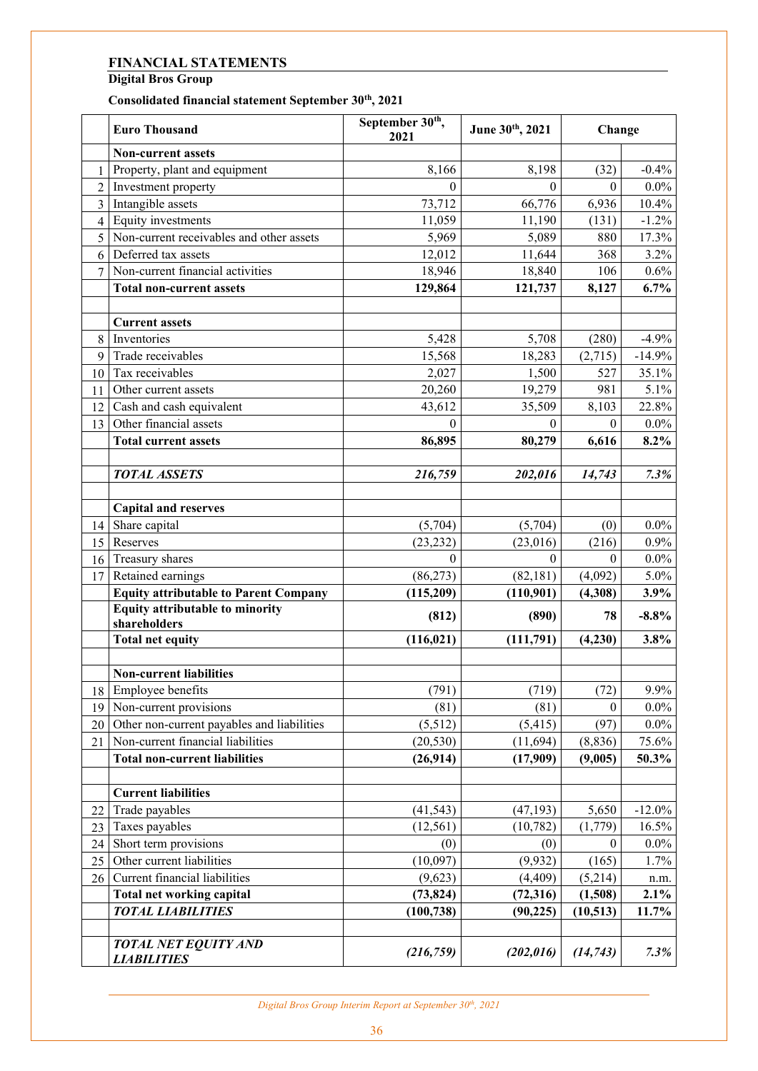## FINANCIAL STATEMENTS

### Digital Bros Group

**Consolidated financial statement September 30th, 2021**

| | Euro Thousand | September 30th, 2021 | June 30th, 2021 | Change | |
|---|---|---|---|---|---|
| | **Non-current assets** | | | | |
| 1 | Property, plant and equipment | 8,166 | 8,198 | (32) | -0.4% |
| 2 | Investment property | 0 | 0 | 0 | 0.0% |
| 3 | Intangible assets | 73,712 | 66,776 | 6,936 | 10.4% |
| 4 | Equity investments | 11,059 | 11,190 | (131) | -1.2% |
| 5 | Non-current receivables and other assets | 5,969 | 5,089 | 880 | 17.3% |
| 6 | Deferred tax assets | 12,012 | 11,644 | 368 | 3.2% |
| 7 | Non-current financial activities | 18,946 | 18,840 | 106 | 0.6% |
| | **Total non-current assets** | **129,864** | **121,737** | **8,127** | **6.7%** |
| | | | | | |
| | **Current assets** | | | | |
| 8 | Inventories | 5,428 | 5,708 | (280) | -4.9% |
| 9 | Trade receivables | 15,568 | 18,283 | (2,715) | -14.9% |
| 10 | Tax receivables | 2,027 | 1,500 | 527 | 35.1% |
| 11 | Other current assets | 20,260 | 19,279 | 981 | 5.1% |
| 12 | Cash and cash equivalent | 43,612 | 35,509 | 8,103 | 22.8% |
| 13 | Other financial assets | 0 | 0 | 0 | 0.0% |
| | **Total current assets** | **86,895** | **80,279** | **6,616** | **8.2%** |
| | | | | | |
| | ***TOTAL ASSETS*** | ***216,759*** | ***202,016*** | ***14,743*** | ***7.3%*** |
| | | | | | |
| | **Capital and reserves** | | | | |
| 14 | Share capital | (5,704) | (5,704) | (0) | 0.0% |
| 15 | Reserves | (23,232) | (23,016) | (216) | 0.9% |
| 16 | Treasury shares | 0 | 0 | 0 | 0.0% |
| 17 | Retained earnings | (86,273) | (82,181) | (4,092) | 5.0% |
| | **Equity attributable to Parent Company** | **(115,209)** | **(110,901)** | **(4,308)** | **3.9%** |
| | **Equity attributable to minority shareholders** | **(812)** | **(890)** | **78** | **-8.8%** |
| | **Total net equity** | **(116,021)** | **(111,791)** | **(4,230)** | **3.8%** |
| | | | | | |
| | **Non-current liabilities** | | | | |
| 18 | Employee benefits | (791) | (719) | (72) | 9.9% |
| 19 | Non-current provisions | (81) | (81) | 0 | 0.0% |
| 20 | Other non-current payables and liabilities | (5,512) | (5,415) | (97) | 0.0% |
| 21 | Non-current financial liabilities | (20,530) | (11,694) | (8,836) | 75.6% |
| | **Total non-current liabilities** | **(26,914)** | **(17,909)** | **(9,005)** | **50.3%** |
| | | | | | |
| | **Current liabilities** | | | | |
| 22 | Trade payables | (41,543) | (47,193) | 5,650 | -12.0% |
| 23 | Taxes payables | (12,561) | (10,782) | (1,779) | 16.5% |
| 24 | Short term provisions | (0) | (0) | 0 | 0.0% |
| 25 | Other current liabilities | (10,097) | (9,932) | (165) | 1.7% |
| 26 | Current financial liabilities | (9,623) | (4,409) | (5,214) | n.m. |
| | **Total net working capital** | **(73,824)** | **(72,316)** | **(1,508)** | **2.1%** |
| | ***TOTAL LIABILITIES*** | **(100,738)** | **(90,225)** | **(10,513)** | **11.7%** |
| | | | | | |
| | ***TOTAL NET EQUITY AND LIABILITIES*** | ***(216,759)*** | ***(202,016)*** | ***(14,743)*** | ***7.3%*** |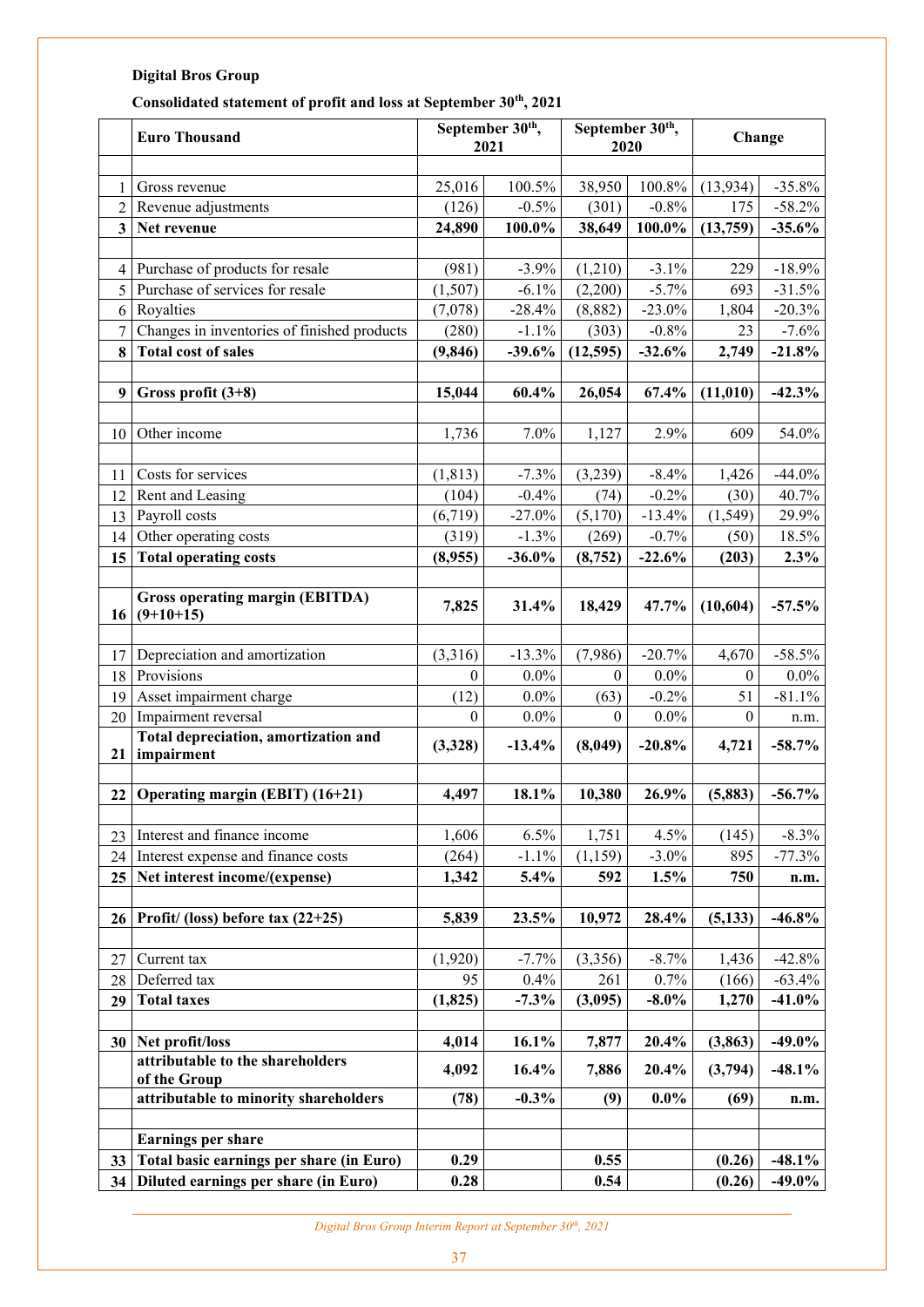**Digital Bros Group**

**Consolidated statement of profit and loss at September 30th, 2021**

| | **Euro Thousand** | **September 30th, 2021** | | **September 30th, 2020** | | **Change** | |
|---|---|---|---|---|---|---|---|
| | | | | | | | |
| 1 | Gross revenue | 25,016 | 100.5% | 38,950 | 100.8% | (13,934) | -35.8% |
| 2 | Revenue adjustments | (126) | -0.5% | (301) | -0.8% | 175 | -58.2% |
| **3** | **Net revenue** | **24,890** | **100.0%** | **38,649** | **100.0%** | **(13,759)** | **-35.6%** |
| | | | | | | | |
| 4 | Purchase of products for resale | (981) | -3.9% | (1,210) | -3.1% | 229 | -18.9% |
| 5 | Purchase of services for resale | (1,507) | -6.1% | (2,200) | -5.7% | 693 | -31.5% |
| 6 | Royalties | (7,078) | -28.4% | (8,882) | -23.0% | 1,804 | -20.3% |
| 7 | Changes in inventories of finished products | (280) | -1.1% | (303) | -0.8% | 23 | -7.6% |
| **8** | **Total cost of sales** | **(9,846)** | **-39.6%** | **(12,595)** | **-32.6%** | **2,749** | **-21.8%** |
| | | | | | | | |
| **9** | **Gross profit (3+8)** | **15,044** | **60.4%** | **26,054** | **67.4%** | **(11,010)** | **-42.3%** |
| | | | | | | | |
| 10 | Other income | 1,736 | 7.0% | 1,127 | 2.9% | 609 | 54.0% |
| | | | | | | | |
| 11 | Costs for services | (1,813) | -7.3% | (3,239) | -8.4% | 1,426 | -44.0% |
| 12 | Rent and Leasing | (104) | -0.4% | (74) | -0.2% | (30) | 40.7% |
| 13 | Payroll costs | (6,719) | -27.0% | (5,170) | -13.4% | (1,549) | 29.9% |
| 14 | Other operating costs | (319) | -1.3% | (269) | -0.7% | (50) | 18.5% |
| **15** | **Total operating costs** | **(8,955)** | **-36.0%** | **(8,752)** | **-22.6%** | **(203)** | **2.3%** |
| | | | | | | | |
| **16** | **Gross operating margin (EBITDA) (9+10+15)** | **7,825** | **31.4%** | **18,429** | **47.7%** | **(10,604)** | **-57.5%** |
| | | | | | | | |
| 17 | Depreciation and amortization | (3,316) | -13.3% | (7,986) | -20.7% | 4,670 | -58.5% |
| 18 | Provisions | 0 | 0.0% | 0 | 0.0% | 0 | 0.0% |
| 19 | Asset impairment charge | (12) | 0.0% | (63) | -0.2% | 51 | -81.1% |
| 20 | Impairment reversal | 0 | 0.0% | 0 | 0.0% | 0 | n.m. |
| **21** | **Total depreciation, amortization and impairment** | **(3,328)** | **-13.4%** | **(8,049)** | **-20.8%** | **4,721** | **-58.7%** |
| | | | | | | | |
| **22** | **Operating margin (EBIT) (16+21)** | **4,497** | **18.1%** | **10,380** | **26.9%** | **(5,883)** | **-56.7%** |
| | | | | | | | |
| 23 | Interest and finance income | 1,606 | 6.5% | 1,751 | 4.5% | (145) | -8.3% |
| 24 | Interest expense and finance costs | (264) | -1.1% | (1,159) | -3.0% | 895 | -77.3% |
| **25** | **Net interest income/(expense)** | **1,342** | **5.4%** | **592** | **1.5%** | **750** | **n.m.** |
| | | | | | | | |
| **26** | **Profit/ (loss) before tax (22+25)** | **5,839** | **23.5%** | **10,972** | **28.4%** | **(5,133)** | **-46.8%** |
| | | | | | | | |
| 27 | Current tax | (1,920) | -7.7% | (3,356) | -8.7% | 1,436 | -42.8% |
| 28 | Deferred tax | 95 | 0.4% | 261 | 0.7% | (166) | -63.4% |
| **29** | **Total taxes** | **(1,825)** | **-7.3%** | **(3,095)** | **-8.0%** | **1,270** | **-41.0%** |
| | | | | | | | |
| **30** | **Net profit/loss** | **4,014** | **16.1%** | **7,877** | **20.4%** | **(3,863)** | **-49.0%** |
| | **attributable to the shareholders of the Group** | **4,092** | **16.4%** | **7,886** | **20.4%** | **(3,794)** | **-48.1%** |
| | **attributable to minority shareholders** | **(78)** | **-0.3%** | **(9)** | **0.0%** | **(69)** | **n.m.** |
| | | | | | | | |
| | **Earnings per share** | | | | | | |
| **33** | **Total basic earnings per share (in Euro)** | **0.29** | | **0.55** | | **(0.26)** | **-48.1%** |
| **34** | **Diluted earnings per share (in Euro)** | **0.28** | | **0.54** | | **(0.26)** | **-49.0%** |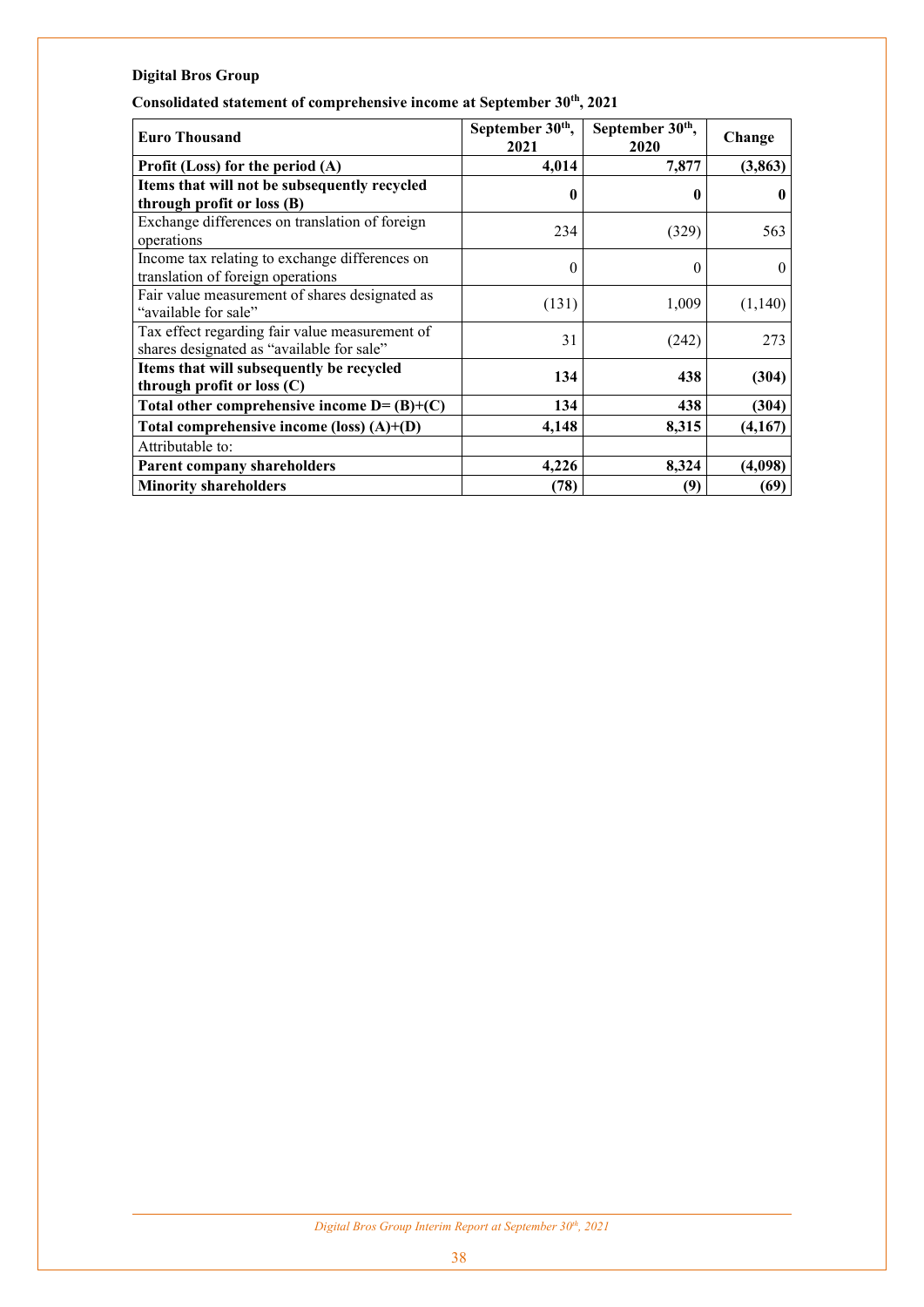**Digital Bros Group**

**Consolidated statement of comprehensive income at September 30th, 2021**

| **Euro Thousand** | **September 30th, 2021** | **September 30th, 2020** | **Change** |
|---|---|---|---|
| **Profit (Loss) for the period (A)** | **4,014** | **7,877** | **(3,863)** |
| **Items that will not be subsequently recycled through profit or loss (B)** | **0** | **0** | **0** |
| Exchange differences on translation of foreign operations | 234 | (329) | 563 |
| Income tax relating to exchange differences on translation of foreign operations | 0 | 0 | 0 |
| Fair value measurement of shares designated as "available for sale" | (131) | 1,009 | (1,140) |
| Tax effect regarding fair value measurement of shares designated as "available for sale" | 31 | (242) | 273 |
| **Items that will subsequently be recycled through profit or loss (C)** | **134** | **438** | **(304)** |
| **Total other comprehensive income D= (B)+(C)** | **134** | **438** | **(304)** |
| **Total comprehensive income (loss) (A)+(D)** | **4,148** | **8,315** | **(4,167)** |
| Attributable to: | | | |
| **Parent company shareholders** | **4,226** | **8,324** | **(4,098)** |
| **Minority shareholders** | **(78)** | **(9)** | **(69)** |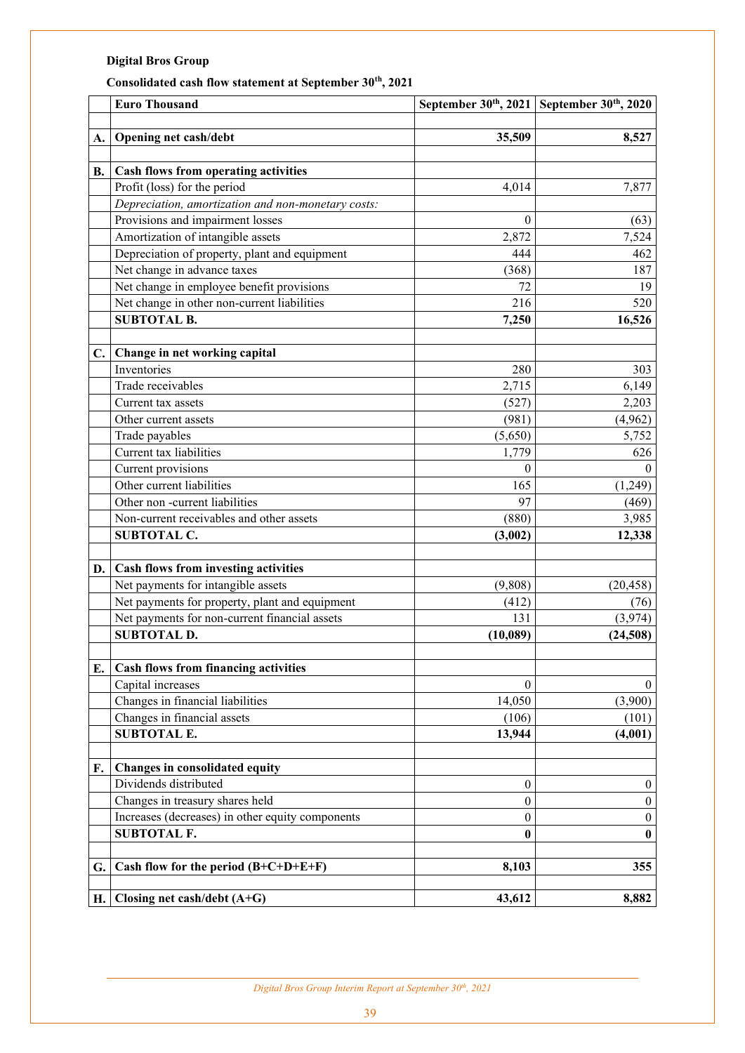**Digital Bros Group**

**Consolidated cash flow statement at September 30th, 2021**

| | Euro Thousand | September 30th, 2021 | September 30th, 2020 |
|---|---|---|---|
| | | | |
| **A.** | **Opening net cash/debt** | **35,509** | **8,527** |
| | | | |
| **B.** | **Cash flows from operating activities** | | |
| | Profit (loss) for the period | 4,014 | 7,877 |
| | *Depreciation, amortization and non-monetary costs:* | | |
| | Provisions and impairment losses | 0 | (63) |
| | Amortization of intangible assets | 2,872 | 7,524 |
| | Depreciation of property, plant and equipment | 444 | 462 |
| | Net change in advance taxes | (368) | 187 |
| | Net change in employee benefit provisions | 72 | 19 |
| | Net change in other non-current liabilities | 216 | 520 |
| | **SUBTOTAL B.** | **7,250** | **16,526** |
| | | | |
| **C.** | **Change in net working capital** | | |
| | Inventories | 280 | 303 |
| | Trade receivables | 2,715 | 6,149 |
| | Current tax assets | (527) | 2,203 |
| | Other current assets | (981) | (4,962) |
| | Trade payables | (5,650) | 5,752 |
| | Current tax liabilities | 1,779 | 626 |
| | Current provisions | 0 | 0 |
| | Other current liabilities | 165 | (1,249) |
| | Other non -current liabilities | 97 | (469) |
| | Non-current receivables and other assets | (880) | 3,985 |
| | **SUBTOTAL C.** | **(3,002)** | **12,338** |
| | | | |
| **D.** | **Cash flows from investing activities** | | |
| | Net payments for intangible assets | (9,808) | (20,458) |
| | Net payments for property, plant and equipment | (412) | (76) |
| | Net payments for non-current financial assets | 131 | (3,974) |
| | **SUBTOTAL D.** | **(10,089)** | **(24,508)** |
| | | | |
| **E.** | **Cash flows from financing activities** | | |
| | Capital increases | 0 | 0 |
| | Changes in financial liabilities | 14,050 | (3,900) |
| | Changes in financial assets | (106) | (101) |
| | **SUBTOTAL E.** | **13,944** | **(4,001)** |
| | | | |
| **F.** | **Changes in consolidated equity** | | |
| | Dividends distributed | 0 | 0 |
| | Changes in treasury shares held | 0 | 0 |
| | Increases (decreases) in other equity components | 0 | 0 |
| | **SUBTOTAL F.** | **0** | **0** |
| | | | |
| **G.** | **Cash flow for the period (B+C+D+E+F)** | **8,103** | **355** |
| | | | |
| **H.** | **Closing net cash/debt (A+G)** | **43,612** | **8,882** |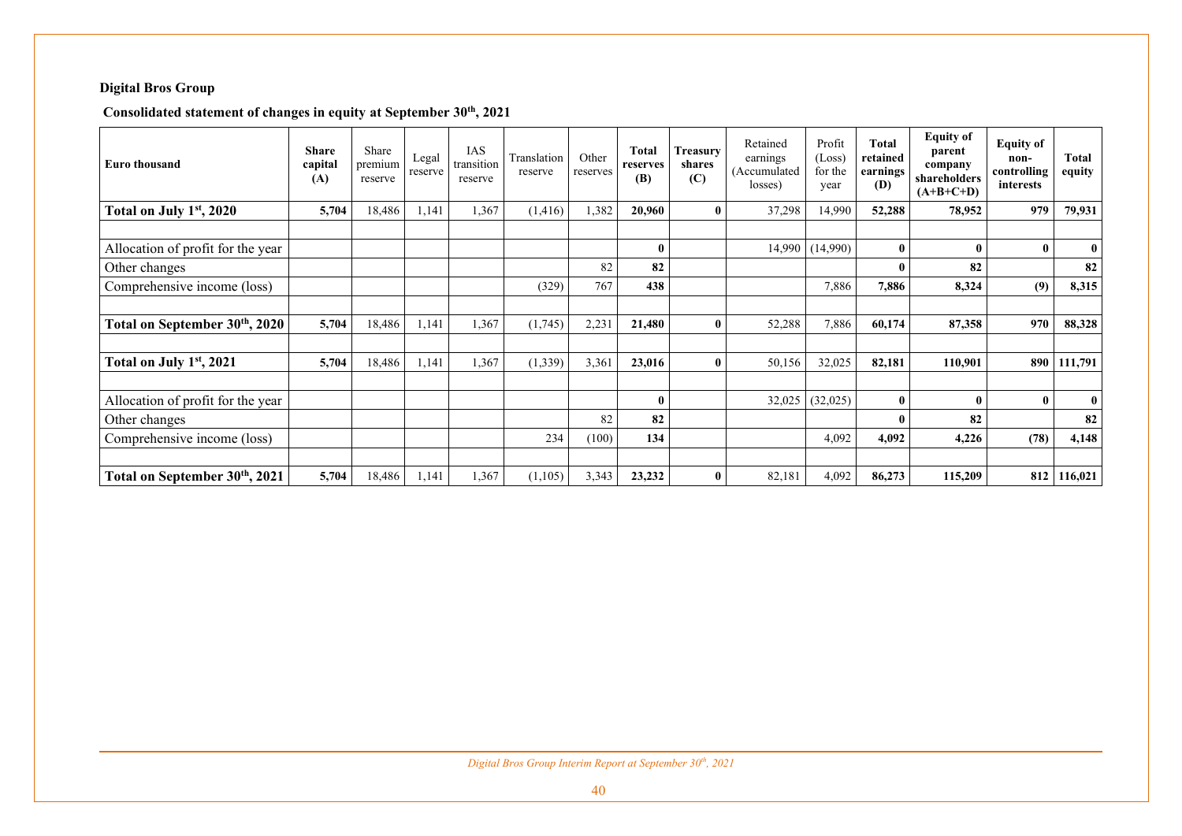**Digital Bros Group**

**Consolidated statement of changes in equity at September 30th, 2021**

| Euro thousand | Share capital (A) | Share premium reserve | Legal reserve | IAS transition reserve | Translation reserve | Other reserves | Total reserves (B) | Treasury shares (C) | Retained earnings (Accumulated losses) | Profit (Loss) for the year | Total retained earnings (D) | Equity of parent company shareholders (A+B+C+D) | Equity of non-controlling interests | Total equity |
|---|---|---|---|---|---|---|---|---|---|---|---|---|---|---|
| **Total on July 1st, 2020** | **5,704** | 18,486 | 1,141 | 1,367 | (1,416) | 1,382 | **20,960** | **0** | 37,298 | 14,990 | **52,288** | **78,952** | **979** | **79,931** |
| | | | | | | | | | | | | | | |
| Allocation of profit for the year | | | | | | | **0** | | 14,990 | (14,990) | **0** | **0** | **0** | **0** |
| Other changes | | | | | | 82 | **82** | | | | **0** | **82** | | **82** |
| Comprehensive income (loss) | | | | | (329) | 767 | **438** | | | 7,886 | **7,886** | **8,324** | **(9)** | **8,315** |
| | | | | | | | | | | | | | | |
| **Total on September 30th, 2020** | **5,704** | 18,486 | 1,141 | 1,367 | (1,745) | 2,231 | **21,480** | **0** | 52,288 | 7,886 | **60,174** | **87,358** | **970** | **88,328** |
| | | | | | | | | | | | | | | |
| **Total on July 1st, 2021** | **5,704** | 18,486 | 1,141 | 1,367 | (1,339) | 3,361 | **23,016** | **0** | 50,156 | 32,025 | **82,181** | **110,901** | **890** | **111,791** |
| | | | | | | | | | | | | | | |
| Allocation of profit for the year | | | | | | | **0** | | 32,025 | (32,025) | **0** | **0** | **0** | **0** |
| Other changes | | | | | | 82 | **82** | | | | **0** | **82** | | **82** |
| Comprehensive income (loss) | | | | | 234 | (100) | **134** | | | 4,092 | **4,092** | **4,226** | **(78)** | **4,148** |
| | | | | | | | | | | | | | | |
| **Total on September 30th, 2021** | **5,704** | 18,486 | 1,141 | 1,367 | (1,105) | 3,343 | **23,232** | **0** | 82,181 | 4,092 | **86,273** | **115,209** | **812** | **116,021** |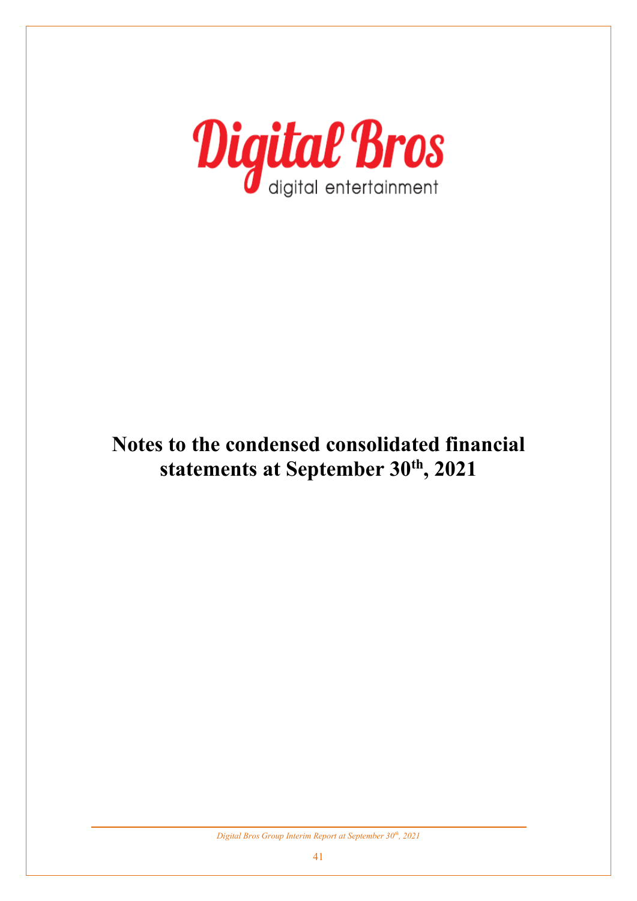Digital Bros

digital entertainment

# Notes to the condensed consolidated financial statements at September 30th, 2021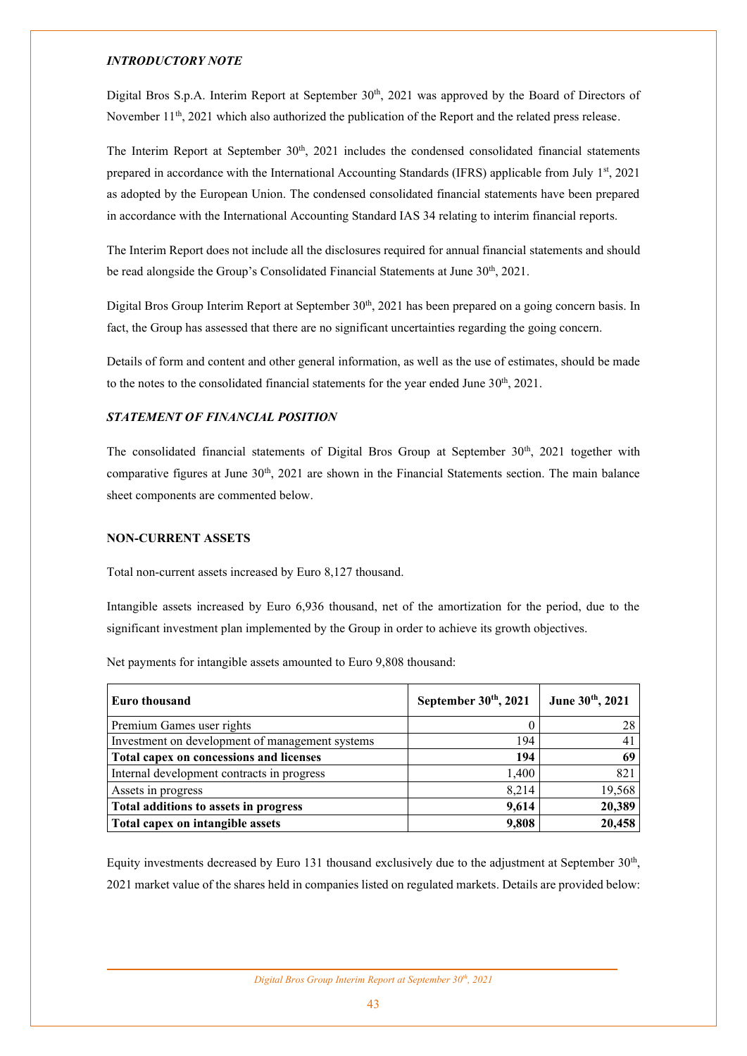### *INTRODUCTORY NOTE*

Digital Bros S.p.A. Interim Report at September 30th, 2021 was approved by the Board of Directors of November 11th, 2021 which also authorized the publication of the Report and the related press release.

The Interim Report at September 30th, 2021 includes the condensed consolidated financial statements prepared in accordance with the International Accounting Standards (IFRS) applicable from July 1st, 2021 as adopted by the European Union. The condensed consolidated financial statements have been prepared in accordance with the International Accounting Standard IAS 34 relating to interim financial reports.

The Interim Report does not include all the disclosures required for annual financial statements and should be read alongside the Group's Consolidated Financial Statements at June 30th, 2021.

Digital Bros Group Interim Report at September 30th, 2021 has been prepared on a going concern basis. In fact, the Group has assessed that there are no significant uncertainties regarding the going concern.

Details of form and content and other general information, as well as the use of estimates, should be made to the notes to the consolidated financial statements for the year ended June 30th, 2021.

### *STATEMENT OF FINANCIAL POSITION*

The consolidated financial statements of Digital Bros Group at September 30th, 2021 together with comparative figures at June 30th, 2021 are shown in the Financial Statements section. The main balance sheet components are commented below.

#### NON-CURRENT ASSETS

Total non-current assets increased by Euro 8,127 thousand.

Intangible assets increased by Euro 6,936 thousand, net of the amortization for the period, due to the significant investment plan implemented by the Group in order to achieve its growth objectives.

Net payments for intangible assets amounted to Euro 9,808 thousand:

| **Euro thousand** | **September 30th, 2021** | **June 30th, 2021** |
|---|---|---|
| Premium Games user rights | 0 | 28 |
| Investment on development of management systems | 194 | 41 |
| **Total capex on concessions and licenses** | **194** | **69** |
| Internal development contracts in progress | 1,400 | 821 |
| Assets in progress | 8,214 | 19,568 |
| **Total additions to assets in progress** | **9,614** | **20,389** |
| **Total capex on intangible assets** | **9,808** | **20,458** |

Equity investments decreased by Euro 131 thousand exclusively due to the adjustment at September 30th, 2021 market value of the shares held in companies listed on regulated markets. Details are provided below: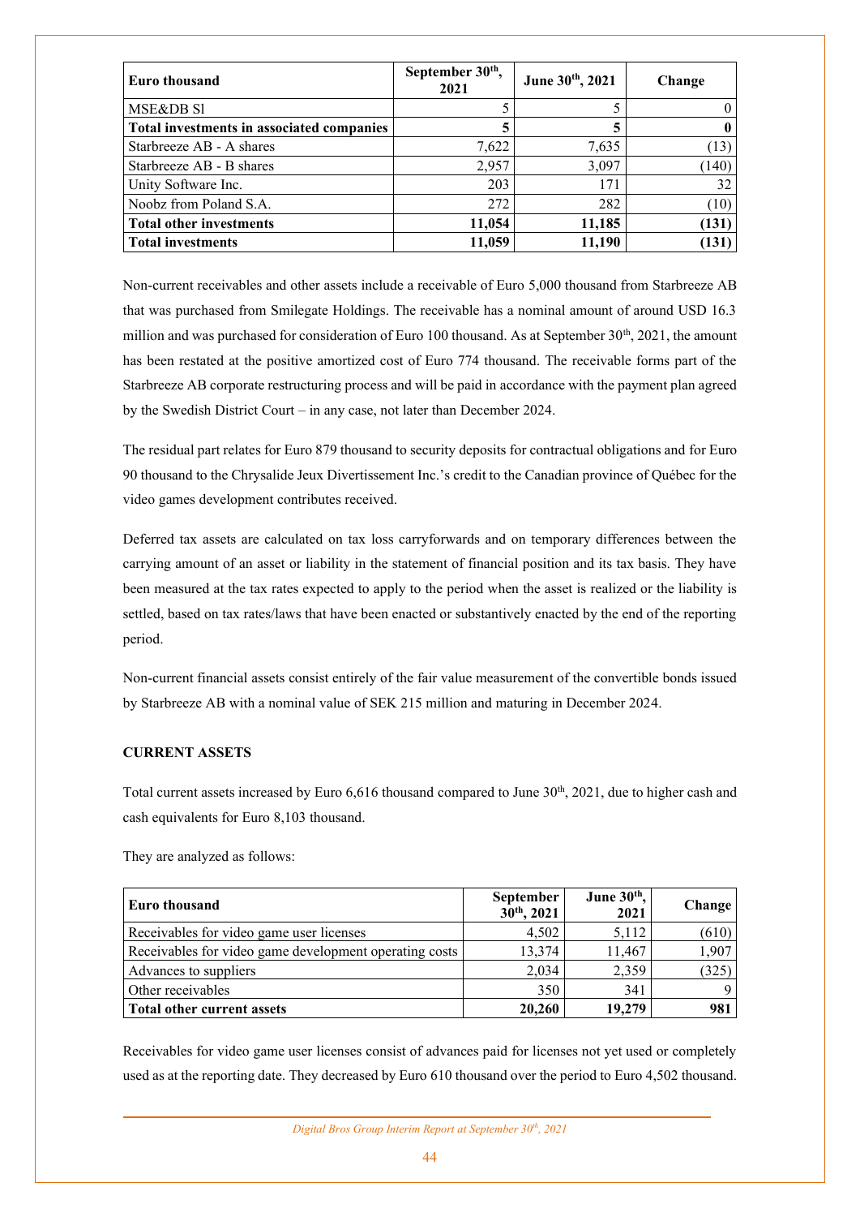| Euro thousand | September 30th, 2021 | June 30th, 2021 | Change |
|---|---|---|---|
| MSE&DB Sl | 5 | 5 | 0 |
| **Total investments in associated companies** | **5** | **5** | **0** |
| Starbreeze AB - A shares | 7,622 | 7,635 | (13) |
| Starbreeze AB - B shares | 2,957 | 3,097 | (140) |
| Unity Software Inc. | 203 | 171 | 32 |
| Noobz from Poland S.A. | 272 | 282 | (10) |
| **Total other investments** | **11,054** | **11,185** | **(131)** |
| **Total investments** | **11,059** | **11,190** | **(131)** |

Non-current receivables and other assets include a receivable of Euro 5,000 thousand from Starbreeze AB that was purchased from Smilegate Holdings. The receivable has a nominal amount of around USD 16.3 million and was purchased for consideration of Euro 100 thousand. As at September 30th, 2021, the amount has been restated at the positive amortized cost of Euro 774 thousand. The receivable forms part of the Starbreeze AB corporate restructuring process and will be paid in accordance with the payment plan agreed by the Swedish District Court – in any case, not later than December 2024.

The residual part relates for Euro 879 thousand to security deposits for contractual obligations and for Euro 90 thousand to the Chrysalide Jeux Divertissement Inc.'s credit to the Canadian province of Québec for the video games development contributes received.

Deferred tax assets are calculated on tax loss carryforwards and on temporary differences between the carrying amount of an asset or liability in the statement of financial position and its tax basis. They have been measured at the tax rates expected to apply to the period when the asset is realized or the liability is settled, based on tax rates/laws that have been enacted or substantively enacted by the end of the reporting period.

Non-current financial assets consist entirely of the fair value measurement of the convertible bonds issued by Starbreeze AB with a nominal value of SEK 215 million and maturing in December 2024.

**CURRENT ASSETS**

Total current assets increased by Euro 6,616 thousand compared to June 30th, 2021, due to higher cash and cash equivalents for Euro 8,103 thousand.

They are analyzed as follows:

| Euro thousand | September 30th, 2021 | June 30th, 2021 | Change |
|---|---|---|---|
| Receivables for video game user licenses | 4,502 | 5,112 | (610) |
| Receivables for video game development operating costs | 13,374 | 11,467 | 1,907 |
| Advances to suppliers | 2,034 | 2,359 | (325) |
| Other receivables | 350 | 341 | 9 |
| **Total other current assets** | **20,260** | **19,279** | **981** |

Receivables for video game user licenses consist of advances paid for licenses not yet used or completely used as at the reporting date. They decreased by Euro 610 thousand over the period to Euro 4,502 thousand.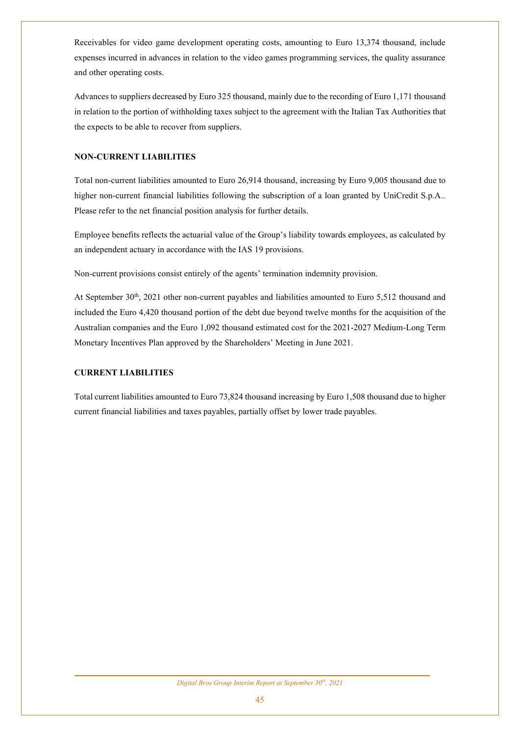Receivables for video game development operating costs, amounting to Euro 13,374 thousand, include expenses incurred in advances in relation to the video games programming services, the quality assurance and other operating costs.

Advances to suppliers decreased by Euro 325 thousand, mainly due to the recording of Euro 1,171 thousand in relation to the portion of withholding taxes subject to the agreement with the Italian Tax Authorities that the expects to be able to recover from suppliers.

**NON-CURRENT LIABILITIES**

Total non-current liabilities amounted to Euro 26,914 thousand, increasing by Euro 9,005 thousand due to higher non-current financial liabilities following the subscription of a loan granted by UniCredit S.p.A.. Please refer to the net financial position analysis for further details.

Employee benefits reflects the actuarial value of the Group's liability towards employees, as calculated by an independent actuary in accordance with the IAS 19 provisions.

Non-current provisions consist entirely of the agents' termination indemnity provision.

At September 30th, 2021 other non-current payables and liabilities amounted to Euro 5,512 thousand and included the Euro 4,420 thousand portion of the debt due beyond twelve months for the acquisition of the Australian companies and the Euro 1,092 thousand estimated cost for the 2021-2027 Medium-Long Term Monetary Incentives Plan approved by the Shareholders' Meeting in June 2021.

**CURRENT LIABILITIES**

Total current liabilities amounted to Euro 73,824 thousand increasing by Euro 1,508 thousand due to higher current financial liabilities and taxes payables, partially offset by lower trade payables.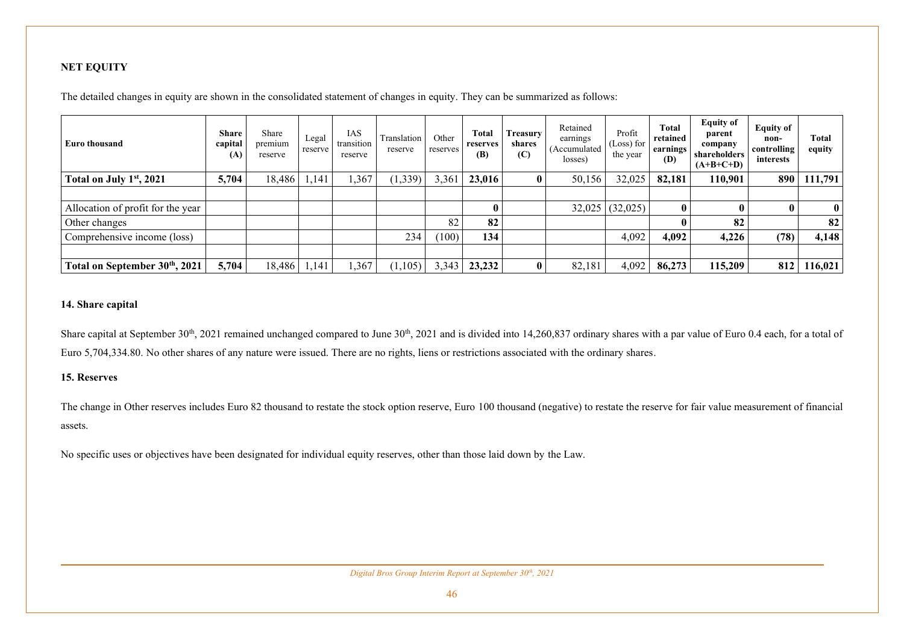**NET EQUITY**

The detailed changes in equity are shown in the consolidated statement of changes in equity. They can be summarized as follows:

| Euro thousand | Share capital (A) | Share premium reserve | Legal reserve | IAS transition reserve | Translation reserve | Other reserves | Total reserves (B) | Treasury shares (C) | Retained earnings (Accumulated losses) | Profit (Loss) for the year | Total retained earnings (D) | Equity of parent company shareholders (A+B+C+D) | Equity of non-controlling interests | Total equity |
|---|---|---|---|---|---|---|---|---|---|---|---|---|---|---|
| **Total on July 1st, 2021** | **5,704** | 18,486 | 1,141 | 1,367 | (1,339) | 3,361 | **23,016** | **0** | 50,156 | 32,025 | **82,181** | **110,901** | **890** | **111,791** |
| | | | | | | | | | | | | | | |
| Allocation of profit for the year | | | | | | | **0** | | 32,025 | (32,025) | **0** | **0** | **0** | **0** |
| Other changes | | | | | | 82 | **82** | | | | **0** | **82** | | **82** |
| Comprehensive income (loss) | | | | | 234 | (100) | **134** | | | 4,092 | **4,092** | **4,226** | **(78)** | **4,148** |
| | | | | | | | | | | | | | | |
| **Total on September 30th, 2021** | **5,704** | 18,486 | 1,141 | 1,367 | (1,105) | 3,343 | **23,232** | **0** | 82,181 | 4,092 | **86,273** | **115,209** | **812** | **116,021** |

**14. Share capital**

Share capital at September 30th, 2021 remained unchanged compared to June 30th, 2021 and is divided into 14,260,837 ordinary shares with a par value of Euro 0.4 each, for a total of Euro 5,704,334.80. No other shares of any nature were issued. There are no rights, liens or restrictions associated with the ordinary shares.

**15. Reserves**

The change in Other reserves includes Euro 82 thousand to restate the stock option reserve, Euro 100 thousand (negative) to restate the reserve for fair value measurement of financial assets.

No specific uses or objectives have been designated for individual equity reserves, other than those laid down by the Law.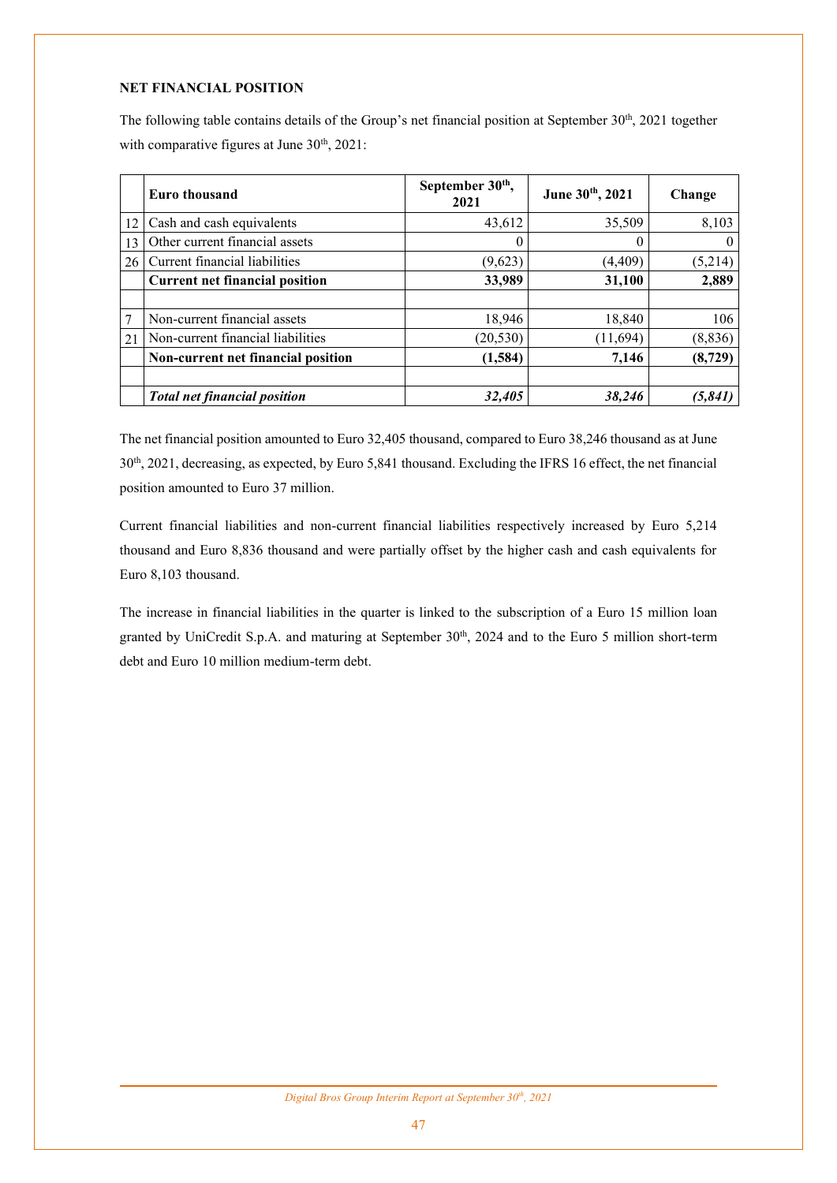## NET FINANCIAL POSITION

The following table contains details of the Group's net financial position at September 30th, 2021 together with comparative figures at June 30th, 2021:

| | Euro thousand | September 30th, 2021 | June 30th, 2021 | Change |
|---|---|---|---|---|
| 12 | Cash and cash equivalents | 43,612 | 35,509 | 8,103 |
| 13 | Other current financial assets | 0 | 0 | 0 |
| 26 | Current financial liabilities | (9,623) | (4,409) | (5,214) |
| | **Current net financial position** | **33,989** | **31,100** | **2,889** |
| | | | | |
| 7 | Non-current financial assets | 18,946 | 18,840 | 106 |
| 21 | Non-current financial liabilities | (20,530) | (11,694) | (8,836) |
| | **Non-current net financial position** | **(1,584)** | **7,146** | **(8,729)** |
| | | | | |
| | ***Total net financial position*** | ***32,405*** | ***38,246*** | ***(5,841)*** |

The net financial position amounted to Euro 32,405 thousand, compared to Euro 38,246 thousand as at June 30th, 2021, decreasing, as expected, by Euro 5,841 thousand. Excluding the IFRS 16 effect, the net financial position amounted to Euro 37 million.

Current financial liabilities and non-current financial liabilities respectively increased by Euro 5,214 thousand and Euro 8,836 thousand and were partially offset by the higher cash and cash equivalents for Euro 8,103 thousand.

The increase in financial liabilities in the quarter is linked to the subscription of a Euro 15 million loan granted by UniCredit S.p.A. and maturing at September 30th, 2024 and to the Euro 5 million short-term debt and Euro 10 million medium-term debt.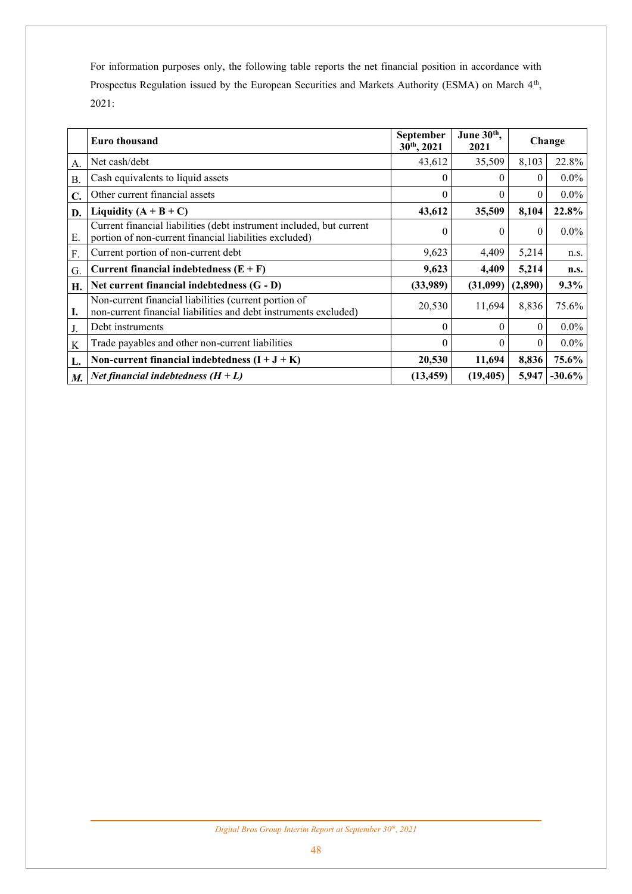For information purposes only, the following table reports the net financial position in accordance with Prospectus Regulation issued by the European Securities and Markets Authority (ESMA) on March 4th, 2021:

| | **Euro thousand** | **September 30th, 2021** | **June 30th, 2021** | **Change** | |
|---|---|---|---|---|---|
| A. | Net cash/debt | 43,612 | 35,509 | 8,103 | 22.8% |
| B. | Cash equivalents to liquid assets | 0 | 0 | 0 | 0.0% |
| **C.** | Other current financial assets | 0 | 0 | 0 | 0.0% |
| **D.** | **Liquidity (A + B + C)** | **43,612** | **35,509** | **8,104** | **22.8%** |
| E. | Current financial liabilities (debt instrument included, but current portion of non-current financial liabilities excluded) | 0 | 0 | 0 | 0.0% |
| F. | Current portion of non-current debt | 9,623 | 4,409 | 5,214 | n.s. |
| G. | **Current financial indebtedness (E + F)** | **9,623** | **4,409** | **5,214** | **n.s.** |
| **H.** | **Net current financial indebtedness (G - D)** | **(33,989)** | **(31,099)** | **(2,890)** | **9.3%** |
| **I.** | Non-current financial liabilities (current portion of non-current financial liabilities and debt instruments excluded) | 20,530 | 11,694 | 8,836 | 75.6% |
| J. | Debt instruments | 0 | 0 | 0 | 0.0% |
| K | Trade payables and other non-current liabilities | 0 | 0 | 0 | 0.0% |
| **L.** | **Non-current financial indebtedness (I + J + K)** | **20,530** | **11,694** | **8,836** | **75.6%** |
| ***M.*** | ***Net financial indebtedness (H + L)*** | **(13,459)** | **(19,405)** | **5,947** | **-30.6%** |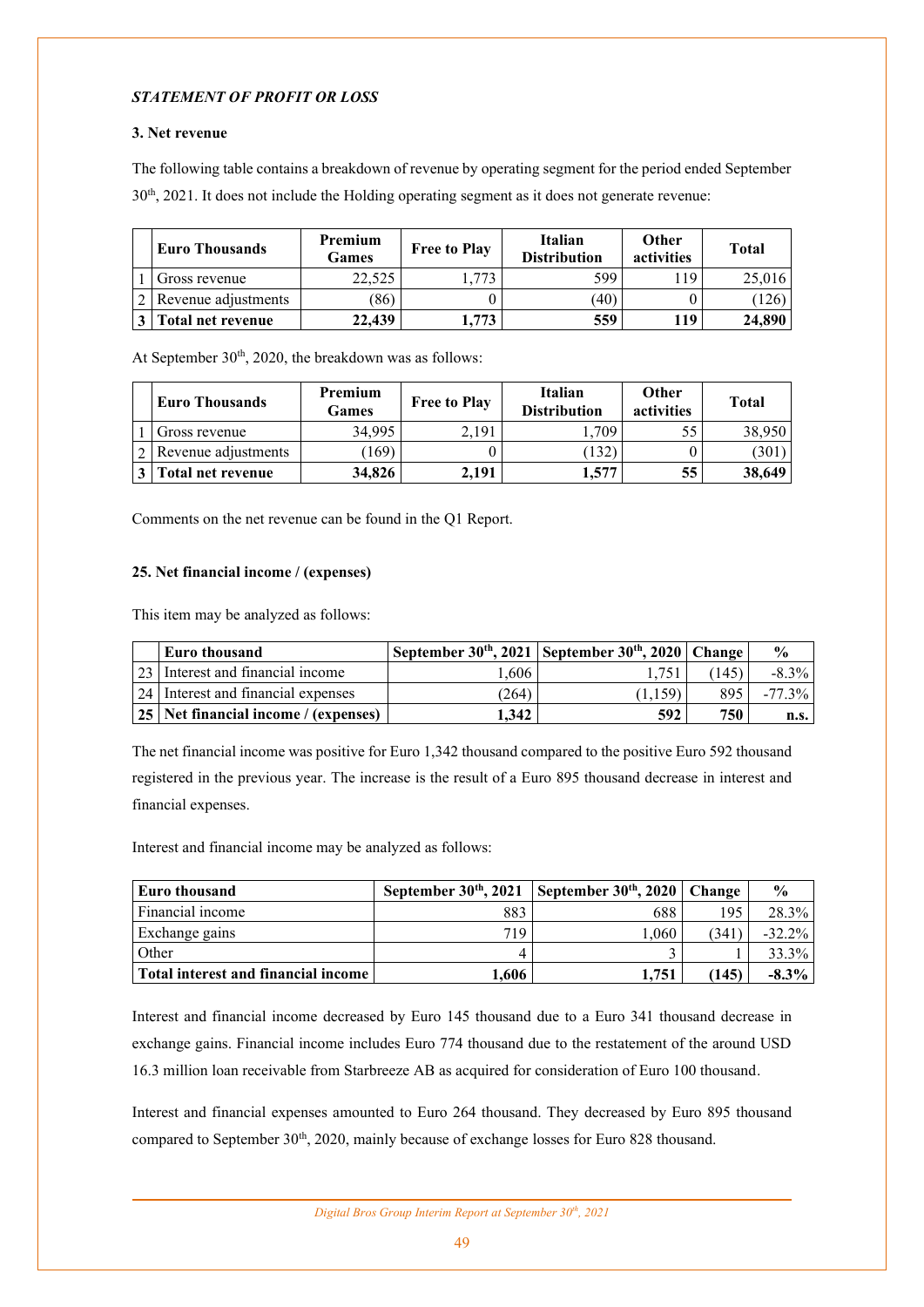*STATEMENT OF PROFIT OR LOSS*

**3. Net revenue**

The following table contains a breakdown of revenue by operating segment for the period ended September 30th, 2021. It does not include the Holding operating segment as it does not generate revenue:

| | Euro Thousands | Premium Games | Free to Play | Italian Distribution | Other activities | Total |
|---|---|---|---|---|---|---|
| 1 | Gross revenue | 22,525 | 1,773 | 599 | 119 | 25,016 |
| 2 | Revenue adjustments | (86) | 0 | (40) | 0 | (126) |
| **3** | **Total net revenue** | **22,439** | **1,773** | **559** | **119** | **24,890** |

At September 30th, 2020, the breakdown was as follows:

| | Euro Thousands | Premium Games | Free to Play | Italian Distribution | Other activities | Total |
|---|---|---|---|---|---|---|
| 1 | Gross revenue | 34,995 | 2,191 | 1,709 | 55 | 38,950 |
| 2 | Revenue adjustments | (169) | 0 | (132) | 0 | (301) |
| **3** | **Total net revenue** | **34,826** | **2,191** | **1,577** | **55** | **38,649** |

Comments on the net revenue can be found in the Q1 Report.

**25. Net financial income / (expenses)**

This item may be analyzed as follows:

| | Euro thousand | September 30th, 2021 | September 30th, 2020 | Change | % |
|---|---|---|---|---|---|
| 23 | Interest and financial income | 1,606 | 1,751 | (145) | -8.3% |
| 24 | Interest and financial expenses | (264) | (1,159) | 895 | -77.3% |
| **25** | **Net financial income / (expenses)** | **1,342** | **592** | **750** | **n.s.** |

The net financial income was positive for Euro 1,342 thousand compared to the positive Euro 592 thousand registered in the previous year. The increase is the result of a Euro 895 thousand decrease in interest and financial expenses.

Interest and financial income may be analyzed as follows:

| Euro thousand | September 30th, 2021 | September 30th, 2020 | Change | % |
|---|---|---|---|---|
| Financial income | 883 | 688 | 195 | 28.3% |
| Exchange gains | 719 | 1,060 | (341) | -32.2% |
| Other | 4 | 3 | 1 | 33.3% |
| **Total interest and financial income** | **1,606** | **1,751** | **(145)** | **-8.3%** |

Interest and financial income decreased by Euro 145 thousand due to a Euro 341 thousand decrease in exchange gains. Financial income includes Euro 774 thousand due to the restatement of the around USD 16.3 million loan receivable from Starbreeze AB as acquired for consideration of Euro 100 thousand.

Interest and financial expenses amounted to Euro 264 thousand. They decreased by Euro 895 thousand compared to September 30th, 2020, mainly because of exchange losses for Euro 828 thousand.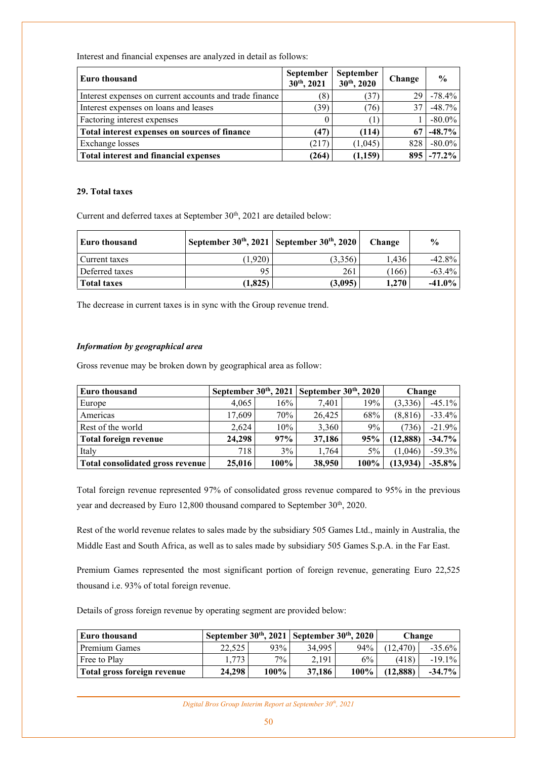Interest and financial expenses are analyzed in detail as follows:

| Euro thousand | September 30th, 2021 | September 30th, 2020 | Change | % |
|---|---|---|---|---|
| Interest expenses on current accounts and trade finance | (8) | (37) | 29 | -78.4% |
| Interest expenses on loans and leases | (39) | (76) | 37 | -48.7% |
| Factoring interest expenses | 0 | (1) | 1 | -80.0% |
| **Total interest expenses on sources of finance** | **(47)** | **(114)** | **67** | **-48.7%** |
| Exchange losses | (217) | (1,045) | 828 | -80.0% |
| **Total interest and financial expenses** | **(264)** | **(1,159)** | **895** | **-77.2%** |

#### 29. Total taxes

Current and deferred taxes at September 30th, 2021 are detailed below:

| Euro thousand | September 30th, 2021 | September 30th, 2020 | Change | % |
|---|---|---|---|---|
| Current taxes | (1,920) | (3,356) | 1,436 | -42.8% |
| Deferred taxes | 95 | 261 | (166) | -63.4% |
| **Total taxes** | **(1,825)** | **(3,095)** | **1,270** | **-41.0%** |

The decrease in current taxes is in sync with the Group revenue trend.

***Information by geographical area***

Gross revenue may be broken down by geographical area as follow:

| Euro thousand | September 30th, 2021 | | September 30th, 2020 | | Change | |
|---|---|---|---|---|---|---|
| Europe | 4,065 | 16% | 7,401 | 19% | (3,336) | -45.1% |
| Americas | 17,609 | 70% | 26,425 | 68% | (8,816) | -33.4% |
| Rest of the world | 2,624 | 10% | 3,360 | 9% | (736) | -21.9% |
| **Total foreign revenue** | **24,298** | **97%** | **37,186** | **95%** | **(12,888)** | **-34.7%** |
| Italy | 718 | 3% | 1,764 | 5% | (1,046) | -59.3% |
| **Total consolidated gross revenue** | **25,016** | **100%** | **38,950** | **100%** | **(13,934)** | **-35.8%** |

Total foreign revenue represented 97% of consolidated gross revenue compared to 95% in the previous year and decreased by Euro 12,800 thousand compared to September 30th, 2020.

Rest of the world revenue relates to sales made by the subsidiary 505 Games Ltd., mainly in Australia, the Middle East and South Africa, as well as to sales made by subsidiary 505 Games S.p.A. in the Far East.

Premium Games represented the most significant portion of foreign revenue, generating Euro 22,525 thousand i.e. 93% of total foreign revenue.

Details of gross foreign revenue by operating segment are provided below:

| Euro thousand | September 30th, 2021 | | September 30th, 2020 | | Change | |
|---|---|---|---|---|---|---|
| Premium Games | 22,525 | 93% | 34,995 | 94% | (12,470) | -35.6% |
| Free to Play | 1,773 | 7% | 2,191 | 6% | (418) | -19.1% |
| **Total gross foreign revenue** | **24,298** | **100%** | **37,186** | **100%** | **(12,888)** | **-34.7%** |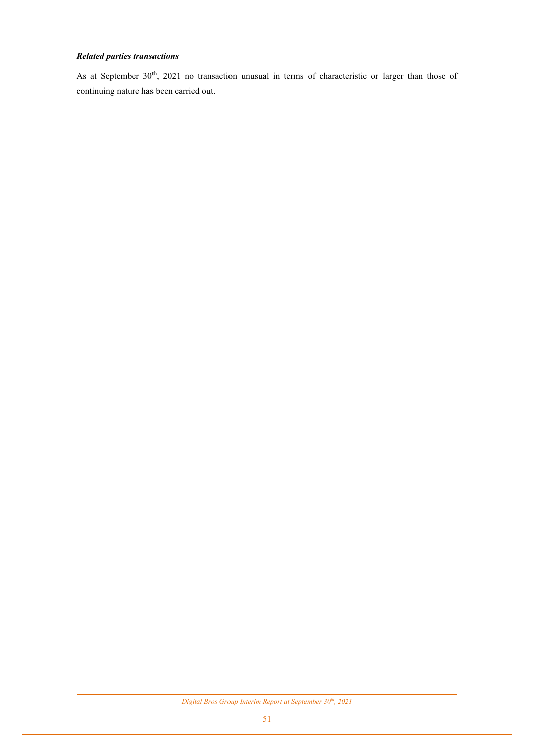***Related parties transactions***

As at September 30th, 2021 no transaction unusual in terms of characteristic or larger than those of continuing nature has been carried out.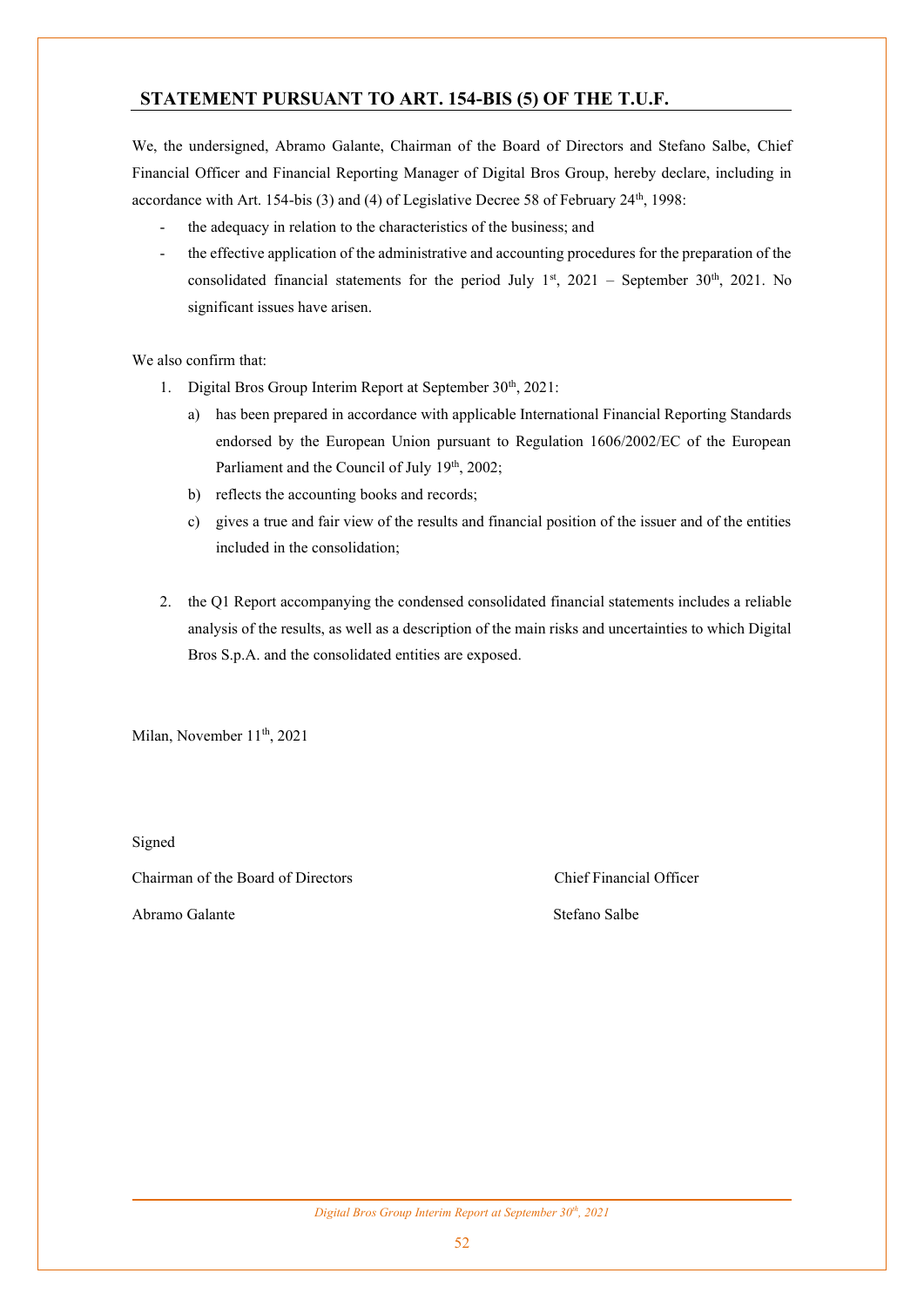## STATEMENT PURSUANT TO ART. 154-BIS (5) OF THE T.U.F.

We, the undersigned, Abramo Galante, Chairman of the Board of Directors and Stefano Salbe, Chief Financial Officer and Financial Reporting Manager of Digital Bros Group, hereby declare, including in accordance with Art. 154-bis (3) and (4) of Legislative Decree 58 of February 24th, 1998:

- the adequacy in relation to the characteristics of the business; and
- the effective application of the administrative and accounting procedures for the preparation of the consolidated financial statements for the period July 1st, 2021 – September 30th, 2021. No significant issues have arisen.

We also confirm that:

1. Digital Bros Group Interim Report at September 30th, 2021:
   a) has been prepared in accordance with applicable International Financial Reporting Standards endorsed by the European Union pursuant to Regulation 1606/2002/EC of the European Parliament and the Council of July 19th, 2002;
   b) reflects the accounting books and records;
   c) gives a true and fair view of the results and financial position of the issuer and of the entities included in the consolidation;

2. the Q1 Report accompanying the condensed consolidated financial statements includes a reliable analysis of the results, as well as a description of the main risks and uncertainties to which Digital Bros S.p.A. and the consolidated entities are exposed.

Milan, November 11th, 2021

Signed

Chairman of the Board of Directors

Abramo Galante

Chief Financial Officer

Stefano Salbe